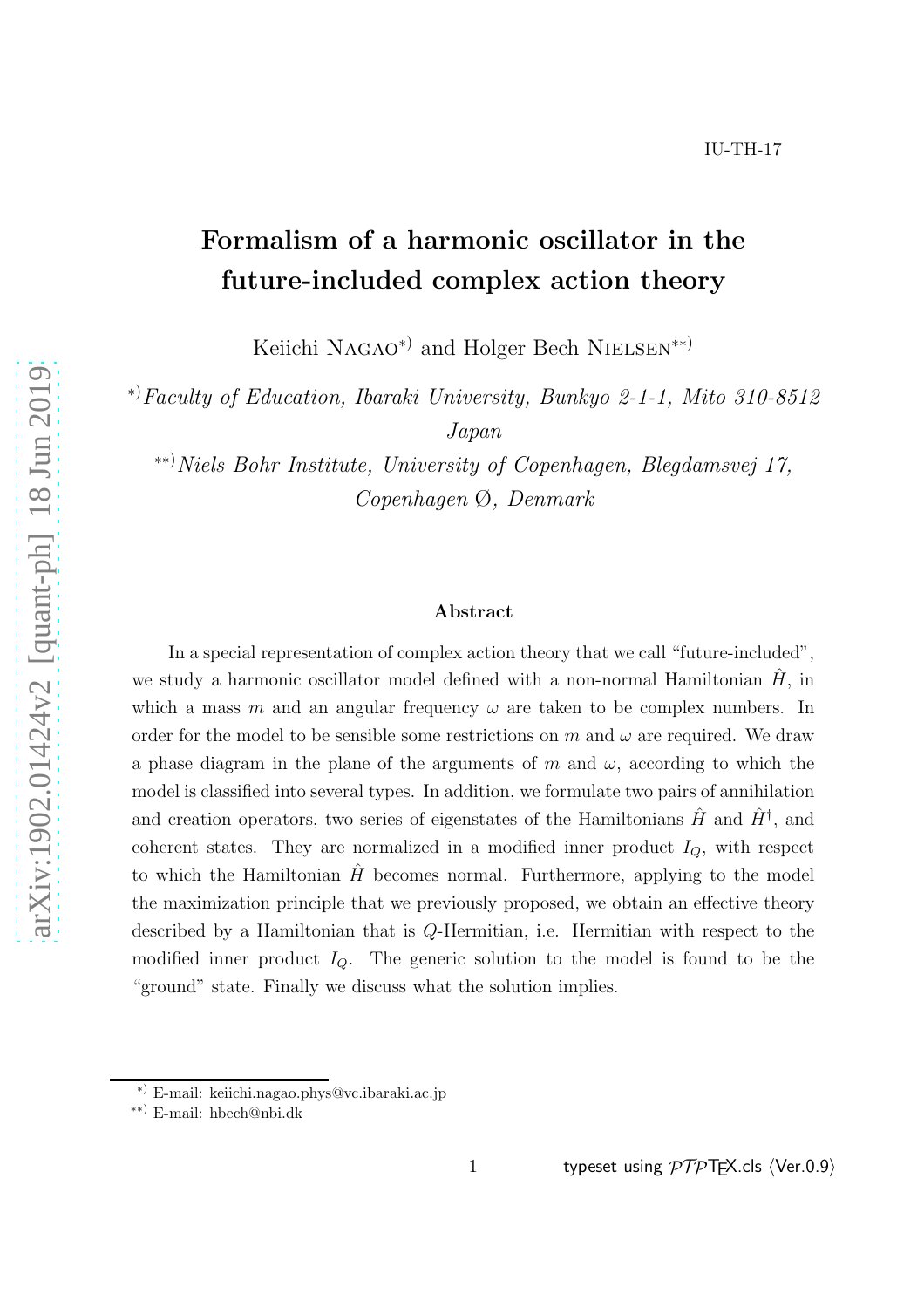IU-TH-17

# Formalism of a harmonic oscillator in the future-included complex action theory

Keiichi NAGAO[*] and Holger Bech NIELSEN[**]

[*] *Faculty of Education, Ibaraki University, Bunkyo 2-1-1, Mito 310-8512 Japan*

[**] *Niels Bohr Institute, University of Copenhagen, Blegdamsvej 17, Copenhagen Ø, Denmark*

### Abstract

In a special representation of complex action theory that we call "future-included", we study a harmonic oscillator model defined with a non-normal Hamiltonian $\hat{H}$, in which a mass $m$ and an angular frequency $\omega$ are taken to be complex numbers. In order for the model to be sensible some restrictions on $m$ and $\omega$ are required. We draw a phase diagram in the plane of the arguments of $m$ and $\omega$, according to which the model is classified into several types. In addition, we formulate two pairs of annihilation and creation operators, two series of eigenstates of the Hamiltonians $\hat{H}$ and $\hat{H}^\dagger$, and coherent states. They are normalized in a modified inner product $I_Q$, with respect to which the Hamiltonian $\hat{H}$ becomes normal. Furthermore, applying to the model the maximization principle that we previously proposed, we obtain an effective theory described by a Hamiltonian that is $Q$-Hermitian, i.e. Hermitian with respect to the modified inner product $I_Q$. The generic solution to the model is found to be the "ground" state. Finally we discuss what the solution implies.

[*] E-mail: keiichi.nagao.phys@vc.ibaraki.ac.jp

[**] E-mail: hbech@nbi.dk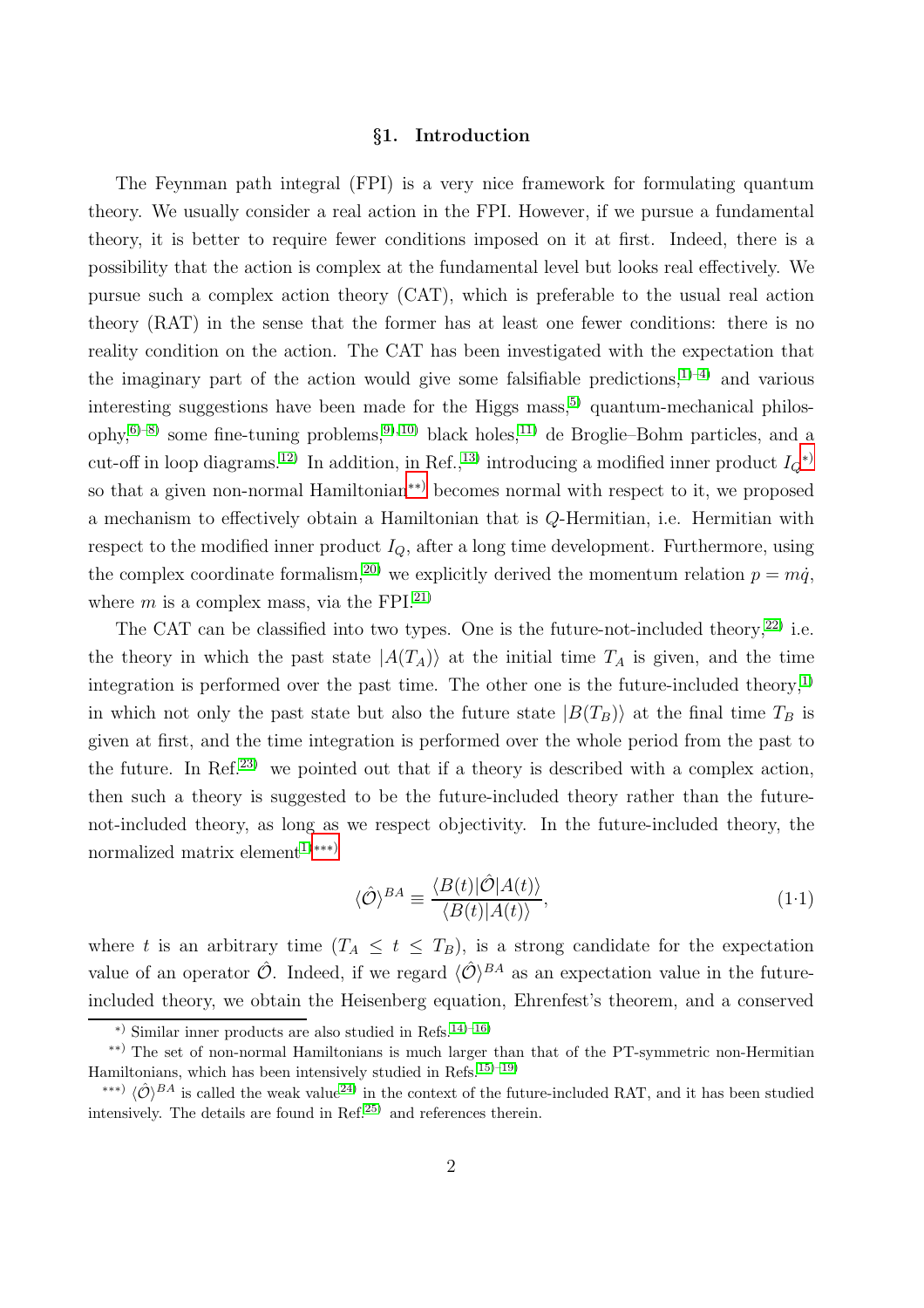## §1. Introduction

The Feynman path integral (FPI) is a very nice framework for formulating quantum theory. We usually consider a real action in the FPI. However, if we pursue a fundamental theory, it is better to require fewer conditions imposed on it at first. Indeed, there is a possibility that the action is complex at the fundamental level but looks real effectively. We pursue such a complex action theory (CAT), which is preferable to the usual real action theory (RAT) in the sense that the former has at least one fewer conditions: there is no reality condition on the action. The CAT has been investigated with the expectation that the imaginary part of the action would give some falsifiable predictions,[1)–4)] and various interesting suggestions have been made for the Higgs mass,[5)] quantum-mechanical philosophy,[6)–8)] some fine-tuning problems,[9),10)] black holes,[11)] de Broglie–Bohm particles, and a cut-off in loop diagrams.[12)] In addition, in Ref.,[13)] introducing a modified inner product $I_Q$[*)] so that a given non-normal Hamiltonian[**)] becomes normal with respect to it, we proposed a mechanism to effectively obtain a Hamiltonian that is $Q$-Hermitian, i.e. Hermitian with respect to the modified inner product $I_Q$, after a long time development. Furthermore, using the complex coordinate formalism,[20)] we explicitly derived the momentum relation $p = m\dot{q}$, where $m$ is a complex mass, via the FPI.[21)]

The CAT can be classified into two types. One is the future-not-included theory,[22)] i.e. the theory in which the past state $|A(T_A)\rangle$ at the initial time $T_A$ is given, and the time integration is performed over the past time. The other one is the future-included theory,[1)] in which not only the past state but also the future state $|B(T_B)\rangle$ at the final time $T_B$ is given at first, and the time integration is performed over the whole period from the past to the future. In Ref.[23)] we pointed out that if a theory is described with a complex action, then such a theory is suggested to be the future-included theory rather than the future-not-included theory, as long as we respect objectivity. In the future-included theory, the normalized matrix element[1)][***)]

$$\langle\hat{\mathcal{O}}\rangle^{BA} \equiv \frac{\langle B(t)|\hat{\mathcal{O}}|A(t)\rangle}{\langle B(t)|A(t)\rangle}, \tag{1·1}$$

where $t$ is an arbitrary time ($T_A \leq t \leq T_B$), is a strong candidate for the expectation value of an operator $\hat{\mathcal{O}}$. Indeed, if we regard $\langle\hat{\mathcal{O}}\rangle^{BA}$ as an expectation value in the future-included theory, we obtain the Heisenberg equation, Ehrenfest's theorem, and a conserved

---

*) Similar inner products are also studied in Refs.[14)–16)]

**) The set of non-normal Hamiltonians is much larger than that of the PT-symmetric non-Hermitian Hamiltonians, which has been intensively studied in Refs.[15)–19)]

***) $\langle\hat{\mathcal{O}}\rangle^{BA}$ is called the weak value[24)] in the context of the future-included RAT, and it has been studied intensively. The details are found in Ref.[25)] and references therein.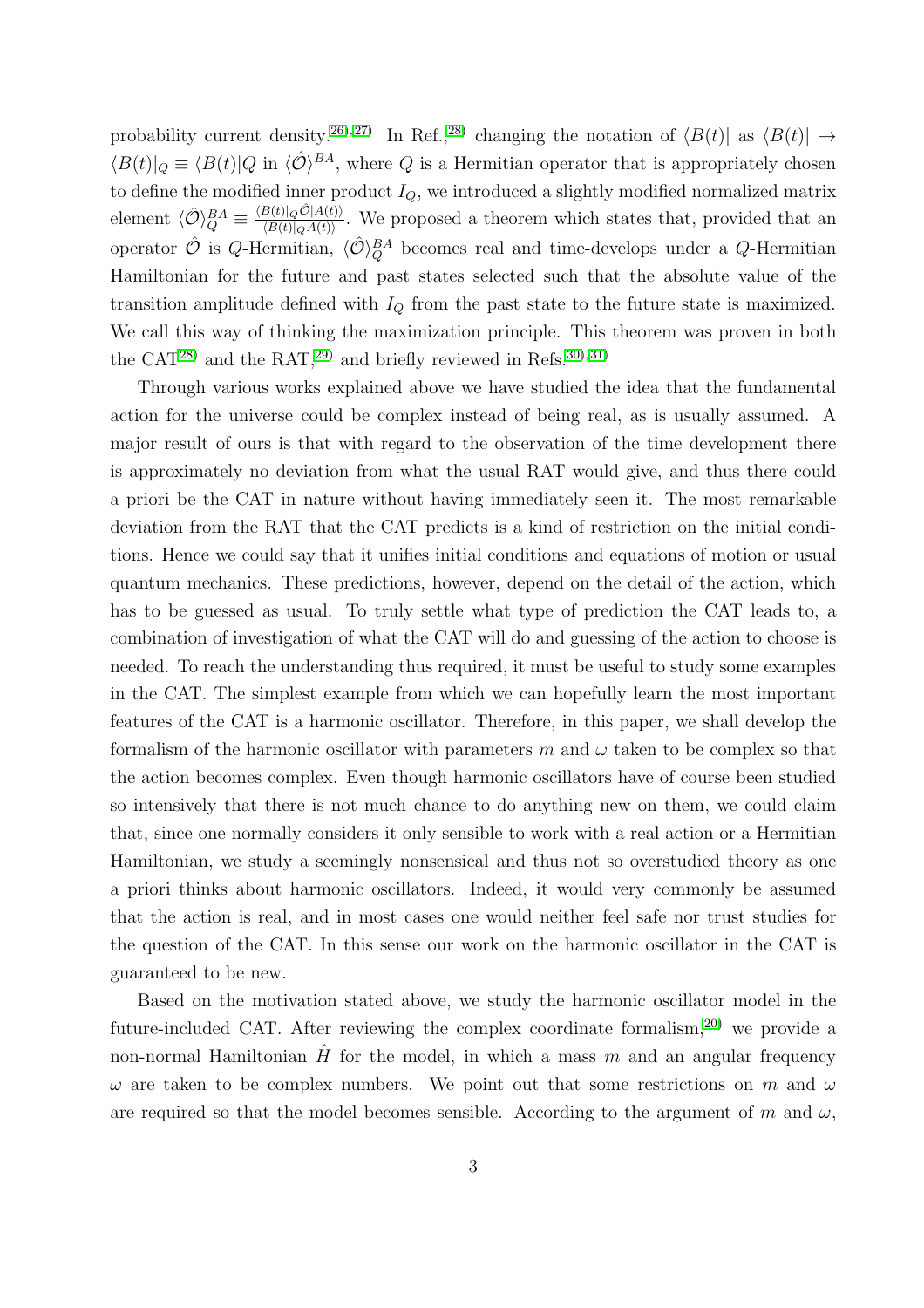probability current density.[26),27)] In Ref.,[28)] changing the notation of $\langle B(t)|$ as $\langle B(t)| \rightarrow \langle B(t)|_Q \equiv \langle B(t)|Q$ in $\langle \hat{\mathcal{O}} \rangle^{BA}$, where $Q$ is a Hermitian operator that is appropriately chosen to define the modified inner product $I_Q$, we introduced a slightly modified normalized matrix element $\langle \hat{\mathcal{O}} \rangle_Q^{BA} \equiv \frac{\langle B(t)|_Q \hat{\mathcal{O}} |A(t)\rangle}{\langle B(t)|_Q A(t)\rangle}$. We proposed a theorem which states that, provided that an operator $\hat{\mathcal{O}}$ is $Q$-Hermitian, $\langle \hat{\mathcal{O}} \rangle_Q^{BA}$ becomes real and time-develops under a $Q$-Hermitian Hamiltonian for the future and past states selected such that the absolute value of the transition amplitude defined with $I_Q$ from the past state to the future state is maximized. We call this way of thinking the maximization principle. This theorem was proven in both the CAT[28)] and the RAT,[29)] and briefly reviewed in Refs.[30),31)]

Through various works explained above we have studied the idea that the fundamental action for the universe could be complex instead of being real, as is usually assumed. A major result of ours is that with regard to the observation of the time development there is approximately no deviation from what the usual RAT would give, and thus there could a priori be the CAT in nature without having immediately seen it. The most remarkable deviation from the RAT that the CAT predicts is a kind of restriction on the initial conditions. Hence we could say that it unifies initial conditions and equations of motion or usual quantum mechanics. These predictions, however, depend on the detail of the action, which has to be guessed as usual. To truly settle what type of prediction the CAT leads to, a combination of investigation of what the CAT will do and guessing of the action to choose is needed. To reach the understanding thus required, it must be useful to study some examples in the CAT. The simplest example from which we can hopefully learn the most important features of the CAT is a harmonic oscillator. Therefore, in this paper, we shall develop the formalism of the harmonic oscillator with parameters $m$ and $\omega$ taken to be complex so that the action becomes complex. Even though harmonic oscillators have of course been studied so intensively that there is not much chance to do anything new on them, we could claim that, since one normally considers it only sensible to work with a real action or a Hermitian Hamiltonian, we study a seemingly nonsensical and thus not so overstudied theory as one a priori thinks about harmonic oscillators. Indeed, it would very commonly be assumed that the action is real, and in most cases one would neither feel safe nor trust studies for the question of the CAT. In this sense our work on the harmonic oscillator in the CAT is guaranteed to be new.

Based on the motivation stated above, we study the harmonic oscillator model in the future-included CAT. After reviewing the complex coordinate formalism,[20)] we provide a non-normal Hamiltonian $\hat{H}$ for the model, in which a mass $m$ and an angular frequency $\omega$ are taken to be complex numbers. We point out that some restrictions on $m$ and $\omega$ are required so that the model becomes sensible. According to the argument of $m$ and $\omega$,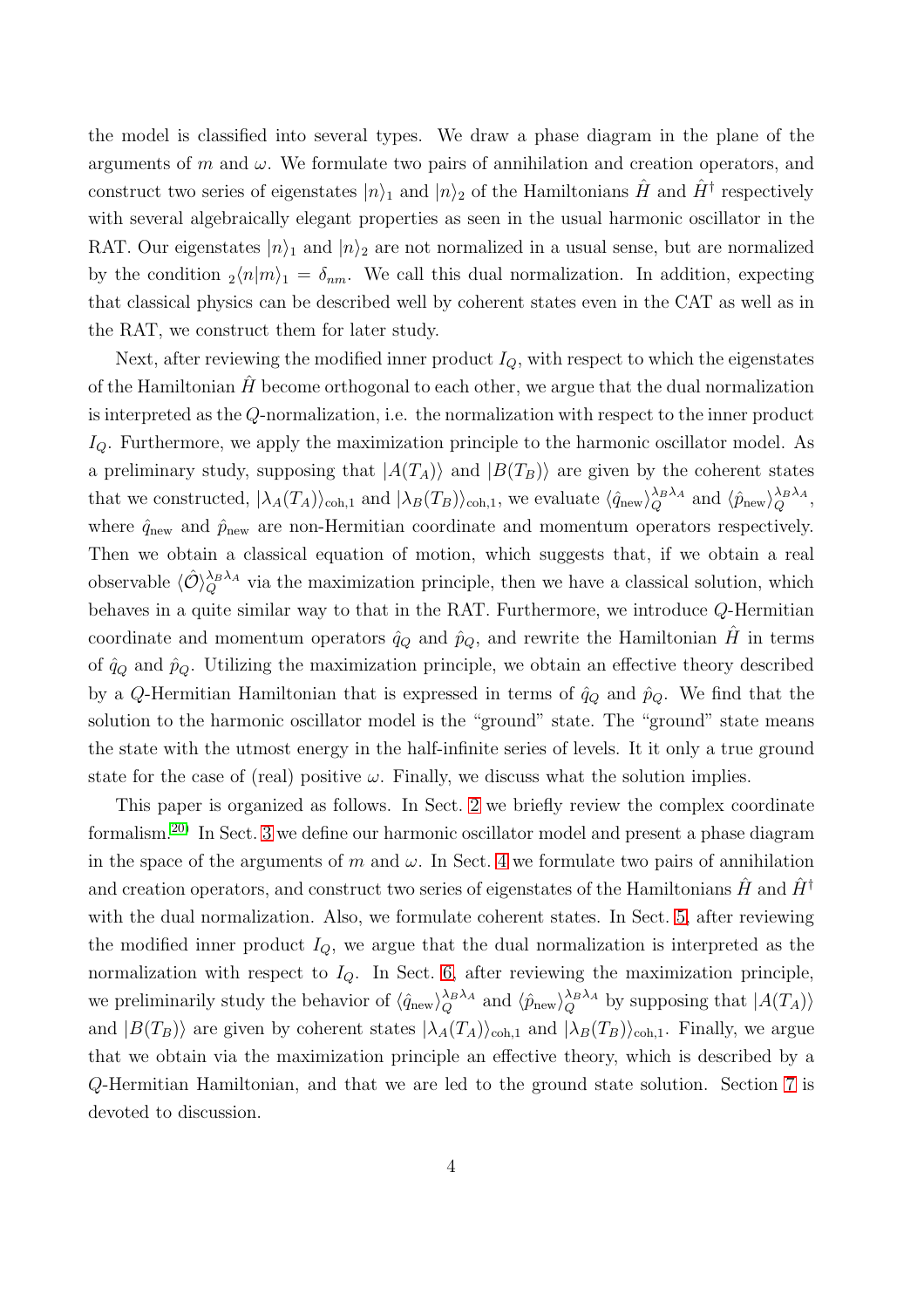the model is classified into several types. We draw a phase diagram in the plane of the arguments of $m$ and $\omega$. We formulate two pairs of annihilation and creation operators, and construct two series of eigenstates $|n\rangle_1$ and $|n\rangle_2$ of the Hamiltonians $\hat{H}$ and $\hat{H}^\dagger$ respectively with several algebraically elegant properties as seen in the usual harmonic oscillator in the RAT. Our eigenstates $|n\rangle_1$ and $|n\rangle_2$ are not normalized in a usual sense, but are normalized by the condition ${}_2\langle n|m\rangle_1 = \delta_{nm}$. We call this dual normalization. In addition, expecting that classical physics can be described well by coherent states even in the CAT as well as in the RAT, we construct them for later study.

Next, after reviewing the modified inner product $I_Q$, with respect to which the eigenstates of the Hamiltonian $\hat{H}$ become orthogonal to each other, we argue that the dual normalization is interpreted as the $Q$-normalization, i.e. the normalization with respect to the inner product $I_Q$. Furthermore, we apply the maximization principle to the harmonic oscillator model. As a preliminary study, supposing that $|A(T_A)\rangle$ and $|B(T_B)\rangle$ are given by the coherent states that we constructed, $|\lambda_A(T_A)\rangle_{\mathrm{coh},1}$ and $|\lambda_B(T_B)\rangle_{\mathrm{coh},1}$, we evaluate $\langle \hat{q}_{\mathrm{new}}\rangle_Q^{\lambda_B\lambda_A}$ and $\langle \hat{p}_{\mathrm{new}}\rangle_Q^{\lambda_B\lambda_A}$, where $\hat{q}_{\mathrm{new}}$ and $\hat{p}_{\mathrm{new}}$ are non-Hermitian coordinate and momentum operators respectively. Then we obtain a classical equation of motion, which suggests that, if we obtain a real observable $\langle \hat{\mathcal{O}}\rangle_Q^{\lambda_B\lambda_A}$ via the maximization principle, then we have a classical solution, which behaves in a quite similar way to that in the RAT. Furthermore, we introduce $Q$-Hermitian coordinate and momentum operators $\hat{q}_Q$ and $\hat{p}_Q$, and rewrite the Hamiltonian $\hat{H}$ in terms of $\hat{q}_Q$ and $\hat{p}_Q$. Utilizing the maximization principle, we obtain an effective theory described by a $Q$-Hermitian Hamiltonian that is expressed in terms of $\hat{q}_Q$ and $\hat{p}_Q$. We find that the solution to the harmonic oscillator model is the "ground" state. The "ground" state means the state with the utmost energy in the half-infinite series of levels. It it only a true ground state for the case of (real) positive $\omega$. Finally, we discuss what the solution implies.

This paper is organized as follows. In Sect. 2 we briefly review the complex coordinate formalism.[20] In Sect. 3 we define our harmonic oscillator model and present a phase diagram in the space of the arguments of $m$ and $\omega$. In Sect. 4 we formulate two pairs of annihilation and creation operators, and construct two series of eigenstates of the Hamiltonians $\hat{H}$ and $\hat{H}^\dagger$ with the dual normalization. Also, we formulate coherent states. In Sect. 5, after reviewing the modified inner product $I_Q$, we argue that the dual normalization is interpreted as the normalization with respect to $I_Q$. In Sect. 6, after reviewing the maximization principle, we preliminarily study the behavior of $\langle \hat{q}_{\mathrm{new}}\rangle_Q^{\lambda_B\lambda_A}$ and $\langle \hat{p}_{\mathrm{new}}\rangle_Q^{\lambda_B\lambda_A}$ by supposing that $|A(T_A)\rangle$ and $|B(T_B)\rangle$ are given by coherent states $|\lambda_A(T_A)\rangle_{\mathrm{coh},1}$ and $|\lambda_B(T_B)\rangle_{\mathrm{coh},1}$. Finally, we argue that we obtain via the maximization principle an effective theory, which is described by a $Q$-Hermitian Hamiltonian, and that we are led to the ground state solution. Section 7 is devoted to discussion.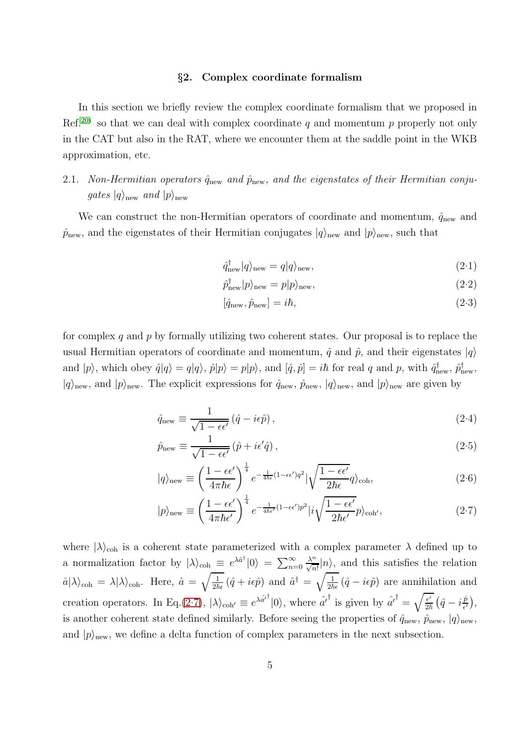## §2. Complex coordinate formalism

In this section we briefly review the complex coordinate formalism that we proposed in Ref.[20] so that we can deal with complex coordinate $q$ and momentum $p$ properly not only in the CAT but also in the RAT, where we encounter them at the saddle point in the WKB approximation, etc.

### 2.1. *Non-Hermitian operators $\hat{q}_{\rm new}$ and $\hat{p}_{\rm new}$, and the eigenstates of their Hermitian conjugates $|q\rangle_{\rm new}$ and $|p\rangle_{\rm new}$*

We can construct the non-Hermitian operators of coordinate and momentum, $\hat{q}_{\rm new}$ and $\hat{p}_{\rm new}$, and the eigenstates of their Hermitian conjugates $|q\rangle_{\rm new}$ and $|p\rangle_{\rm new}$, such that

$$\hat{q}_{\rm new}^{\dagger}|q\rangle_{\rm new} = q|q\rangle_{\rm new}, \tag{2·1}$$

$$\hat{p}_{\rm new}^{\dagger}|p\rangle_{\rm new} = p|p\rangle_{\rm new}, \tag{2·2}$$

$$[\hat{q}_{\rm new}, \hat{p}_{\rm new}] = i\hbar, \tag{2·3}$$

for complex $q$ and $p$ by formally utilizing two coherent states. Our proposal is to replace the usual Hermitian operators of coordinate and momentum, $\hat{q}$ and $\hat{p}$, and their eigenstates $|q\rangle$ and $|p\rangle$, which obey $\hat{q}|q\rangle = q|q\rangle$, $\hat{p}|p\rangle = p|p\rangle$, and $[\hat{q}, \hat{p}] = i\hbar$ for real $q$ and $p$, with $\hat{q}_{\rm new}^{\dagger}$, $\hat{p}_{\rm new}^{\dagger}$, $|q\rangle_{\rm new}$, and $|p\rangle_{\rm new}$. The explicit expressions for $\hat{q}_{\rm new}$, $\hat{p}_{\rm new}$, $|q\rangle_{\rm new}$, and $|p\rangle_{\rm new}$ are given by

$$\hat{q}_{\rm new} \equiv \frac{1}{\sqrt{1-\epsilon\epsilon'}}\left(\hat{q} - i\epsilon\hat{p}\right), \tag{2·4}$$

$$\hat{p}_{\rm new} \equiv \frac{1}{\sqrt{1-\epsilon\epsilon'}}\left(\hat{p} + i\epsilon'\hat{q}\right), \tag{2·5}$$

$$|q\rangle_{\rm new} \equiv \left(\frac{1-\epsilon\epsilon'}{4\pi\hbar\epsilon}\right)^{\frac{1}{4}} e^{-\frac{1}{4\hbar\epsilon}(1-\epsilon\epsilon')q^2} |\sqrt{\frac{1-\epsilon\epsilon'}{2\hbar\epsilon}}q\rangle_{\rm coh}, \tag{2·6}$$

$$|p\rangle_{\rm new} \equiv \left(\frac{1-\epsilon\epsilon'}{4\pi\hbar\epsilon'}\right)^{\frac{1}{4}} e^{-\frac{1}{4\hbar\epsilon'}(1-\epsilon\epsilon')p^2} |i\sqrt{\frac{1-\epsilon\epsilon'}{2\hbar\epsilon'}}p\rangle_{\rm coh'}, \tag{2·7}$$

where $|\lambda\rangle_{\rm coh}$ is a coherent state parameterized with a complex parameter $\lambda$ defined up to a normalization factor by $|\lambda\rangle_{\rm coh} \equiv e^{\lambda\hat{a}^{\dagger}}|0\rangle = \sum_{n=0}^{\infty}\frac{\lambda^n}{\sqrt{n!}}|n\rangle$, and this satisfies the relation $\hat{a}|\lambda\rangle_{\rm coh} = \lambda|\lambda\rangle_{\rm coh}$. Here, $\hat{a} = \sqrt{\frac{1}{2\hbar\epsilon}}\left(\hat{q} + i\epsilon\hat{p}\right)$ and $\hat{a}^{\dagger} = \sqrt{\frac{1}{2\hbar\epsilon}}\left(\hat{q} - i\epsilon\hat{p}\right)$ are annihilation and creation operators. In Eq.(2·7), $|\lambda\rangle_{\rm coh'} \equiv e^{\lambda\hat{a'}^{\dagger}}|0\rangle$, where $\hat{a'}^{\dagger}$ is given by $\hat{a'}^{\dagger} = \sqrt{\frac{\epsilon'}{2\hbar}}\left(\hat{q} - i\frac{\hat{p}}{\epsilon'}\right)$, is another coherent state defined similarly. Before seeing the properties of $\hat{q}_{\rm new}$, $\hat{p}_{\rm new}$, $|q\rangle_{\rm new}$, and $|p\rangle_{\rm new}$, we define a delta function of complex parameters in the next subsection.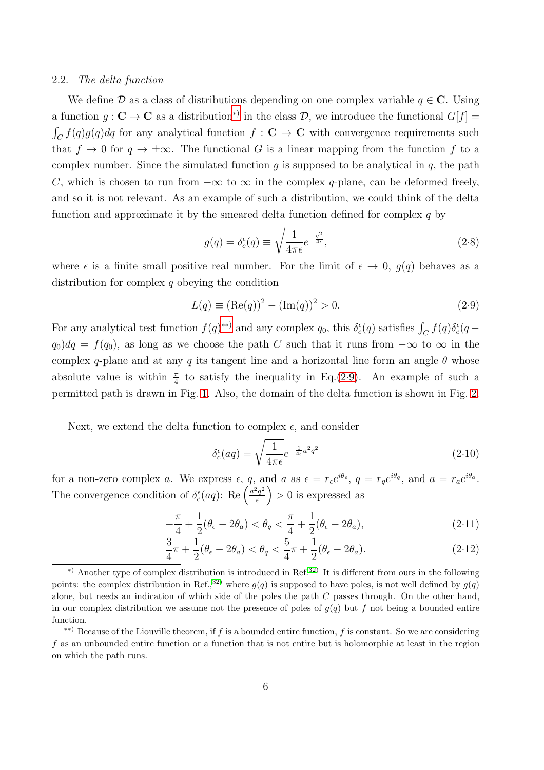### 2.2. *The delta function*

We define $\mathcal{D}$ as a class of distributions depending on one complex variable $q \in \mathbf{C}$. Using a function $g : \mathbf{C} \to \mathbf{C}$ as a distribution*) in the class $\mathcal{D}$, we introduce the functional $G[f] = \int_C f(q)g(q)dq$ for any analytical function $f : \mathbf{C} \to \mathbf{C}$ with convergence requirements such that $f \to 0$ for $q \to \pm\infty$. The functional $G$ is a linear mapping from the function $f$ to a complex number. Since the simulated function $g$ is supposed to be analytical in $q$, the path $C$, which is chosen to run from $-\infty$ to $\infty$ in the complex $q$-plane, can be deformed freely, and so it is not relevant. As an example of such a distribution, we could think of the delta function and approximate it by the smeared delta function defined for complex $q$ by

$$g(q) = \delta_c^\epsilon(q) \equiv \sqrt{\frac{1}{4\pi\epsilon}} e^{-\frac{q^2}{4\epsilon}}, \tag{2·8}$$

where $\epsilon$ is a finite small positive real number. For the limit of $\epsilon \to 0$, $g(q)$ behaves as a distribution for complex $q$ obeying the condition

$$L(q) \equiv (\mathrm{Re}(q))^2 - (\mathrm{Im}(q))^2 > 0. \tag{2·9}$$

For any analytical test function $f(q)$**) and any complex $q_0$, this $\delta_c^\epsilon(q)$ satisfies $\int_C f(q)\delta_c^\epsilon(q - q_0)dq = f(q_0)$, as long as we choose the path $C$ such that it runs from $-\infty$ to $\infty$ in the complex $q$-plane and at any $q$ its tangent line and a horizontal line form an angle $\theta$ whose absolute value is within $\frac{\pi}{4}$ to satisfy the inequality in Eq.(2·9). An example of such a permitted path is drawn in Fig. 1. Also, the domain of the delta function is shown in Fig. 2.

Next, we extend the delta function to complex $\epsilon$, and consider

$$\delta_c^\epsilon(aq) = \sqrt{\frac{1}{4\pi\epsilon}} e^{-\frac{1}{4\epsilon}a^2q^2} \tag{2·10}$$

for a non-zero complex $a$. We express $\epsilon$, $q$, and $a$ as $\epsilon = r_\epsilon e^{i\theta_\epsilon}$, $q = r_q e^{i\theta_q}$, and $a = r_a e^{i\theta_a}$. The convergence condition of $\delta_c^\epsilon(aq)$: $\mathrm{Re}\left(\frac{a^2q^2}{\epsilon}\right) > 0$ is expressed as

$$-\frac{\pi}{4} + \frac{1}{2}(\theta_\epsilon - 2\theta_a) < \theta_q < \frac{\pi}{4} + \frac{1}{2}(\theta_\epsilon - 2\theta_a), \tag{2·11}$$

$$\frac{3}{4}\pi + \frac{1}{2}(\theta_\epsilon - 2\theta_a) < \theta_q < \frac{5}{4}\pi + \frac{1}{2}(\theta_\epsilon - 2\theta_a). \tag{2·12}$$

---

*) Another type of complex distribution is introduced in Ref.[32] It is different from ours in the following points: the complex distribution in Ref.,[32] where $g(q)$ is supposed to have poles, is not well defined by $g(q)$ alone, but needs an indication of which side of the poles the path $C$ passes through. On the other hand, in our complex distribution we assume not the presence of poles of $g(q)$ but $f$ not being a bounded entire function.

**) Because of the Liouville theorem, if $f$ is a bounded entire function, $f$ is constant. So we are considering $f$ as an unbounded entire function or a function that is not entire but is holomorphic at least in the region on which the path runs.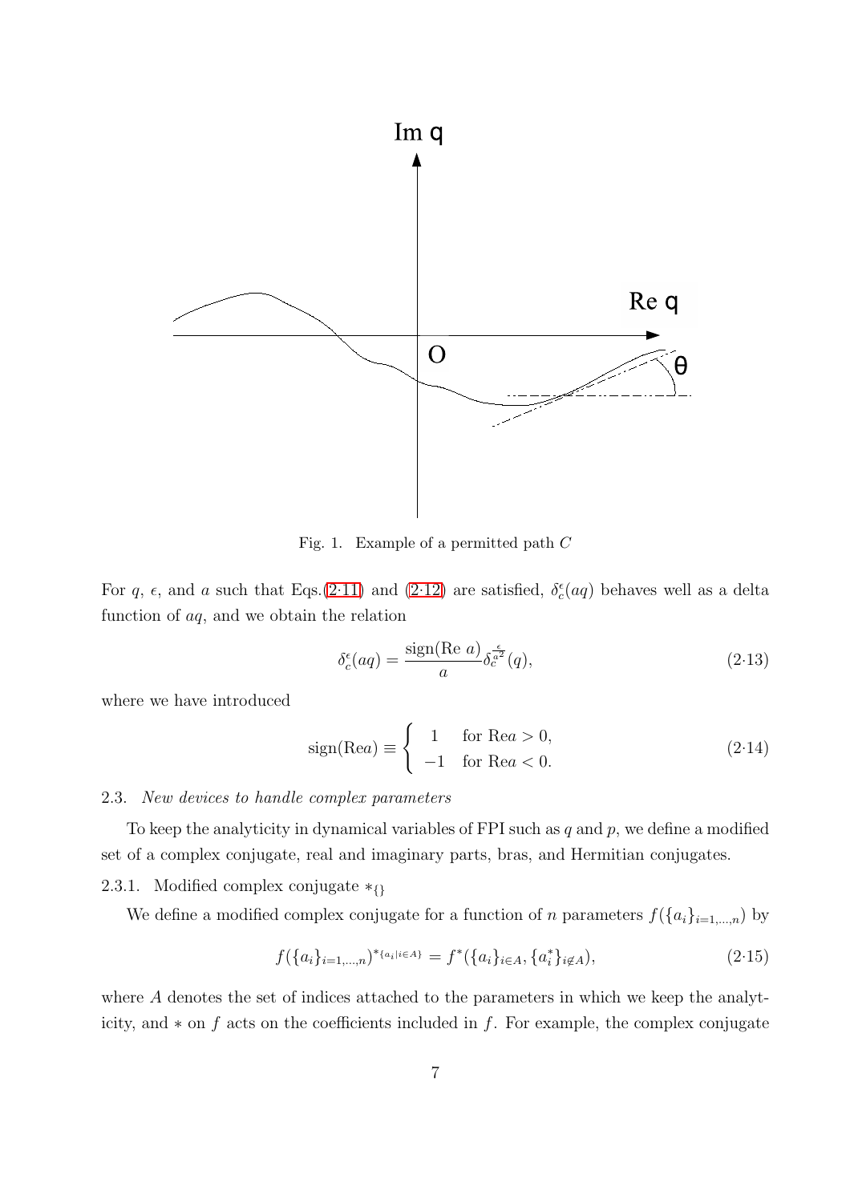Fig. 1. Example of a permitted path $C$

For $q$, $\epsilon$, and $a$ such that Eqs.(2·11) and (2·12) are satisfied, $\delta_c^\epsilon(aq)$ behaves well as a delta function of $aq$, and we obtain the relation

$$\delta_c^\epsilon(aq) = \frac{\text{sign}(\text{Re } a)}{a} \delta_c^{\frac{\epsilon}{a^2}}(q), \tag{2·13}$$

where we have introduced

$$\text{sign}(\text{Re}a) \equiv \begin{cases} 1 & \text{for Re}a > 0, \\ -1 & \text{for Re}a < 0. \end{cases} \tag{2·14}$$

### 2.3. *New devices to handle complex parameters*

To keep the analyticity in dynamical variables of FPI such as $q$ and $p$, we define a modified set of a complex conjugate, real and imaginary parts, bras, and Hermitian conjugates.

#### 2.3.1. Modified complex conjugate $*_{\{\}}$

We define a modified complex conjugate for a function of $n$ parameters $f(\{a_i\}_{i=1,\ldots,n})$ by

$$f(\{a_i\}_{i=1,\ldots,n})^{*_{\{a_i|i \in A\}}} = f^*(\{a_i\}_{i \in A}, \{a_i^*\}_{i \notin A}), \tag{2·15}$$

where $A$ denotes the set of indices attached to the parameters in which we keep the analyticity, and $*$ on $f$ acts on the coefficients included in $f$. For example, the complex conjugate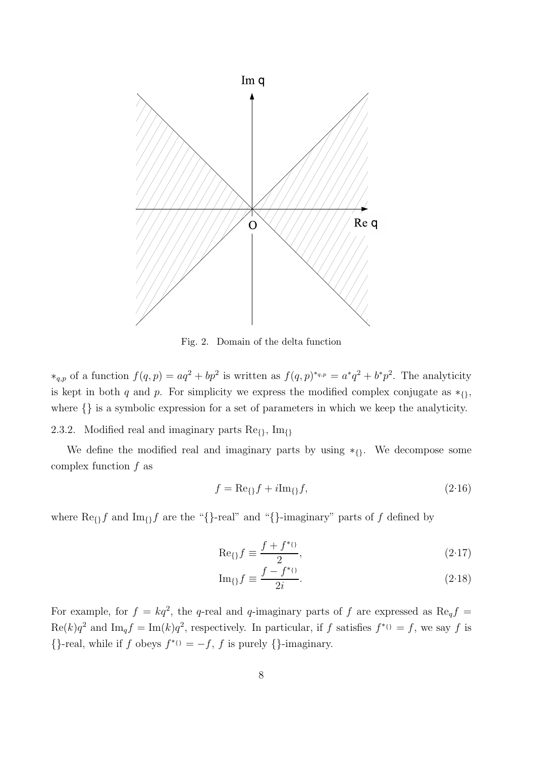Fig. 2. Domain of the delta function

$*_{q,p}$ of a function $f(q,p) = aq^2 + bp^2$ is written as $f(q,p)^{*_{q,p}} = a^* q^2 + b^* p^2$. The analyticity is kept in both $q$ and $p$. For simplicity we express the modified complex conjugate as $*_{\{\}}$, where $\{\}$ is a symbolic expression for a set of parameters in which we keep the analyticity.

2.3.2. Modified real and imaginary parts $\mathrm{Re}_{\{\}}$, $\mathrm{Im}_{\{\}}$

We define the modified real and imaginary parts by using $*_{\{\}}$. We decompose some complex function $f$ as

$$f = \mathrm{Re}_{\{\}} f + i \mathrm{Im}_{\{\}} f, \tag{2·16}$$

where $\mathrm{Re}_{\{\}} f$ and $\mathrm{Im}_{\{\}} f$ are the "$\{\}$-real" and "$\{\}$-imaginary" parts of $f$ defined by

$$\mathrm{Re}_{\{\}} f \equiv \frac{f + f^{*_{\{\}}}}{2}, \tag{2·17}$$

$$\mathrm{Im}_{\{\}} f \equiv \frac{f - f^{*_{\{\}}}}{2i}. \tag{2·18}$$

For example, for $f = kq^2$, the $q$-real and $q$-imaginary parts of $f$ are expressed as $\mathrm{Re}_q f = \mathrm{Re}(k) q^2$ and $\mathrm{Im}_q f = \mathrm{Im}(k) q^2$, respectively. In particular, if $f$ satisfies $f^{*_{\{\}}} = f$, we say $f$ is $\{\}$-real, while if $f$ obeys $f^{*_{\{\}}} = -f$, $f$ is purely $\{\}$-imaginary.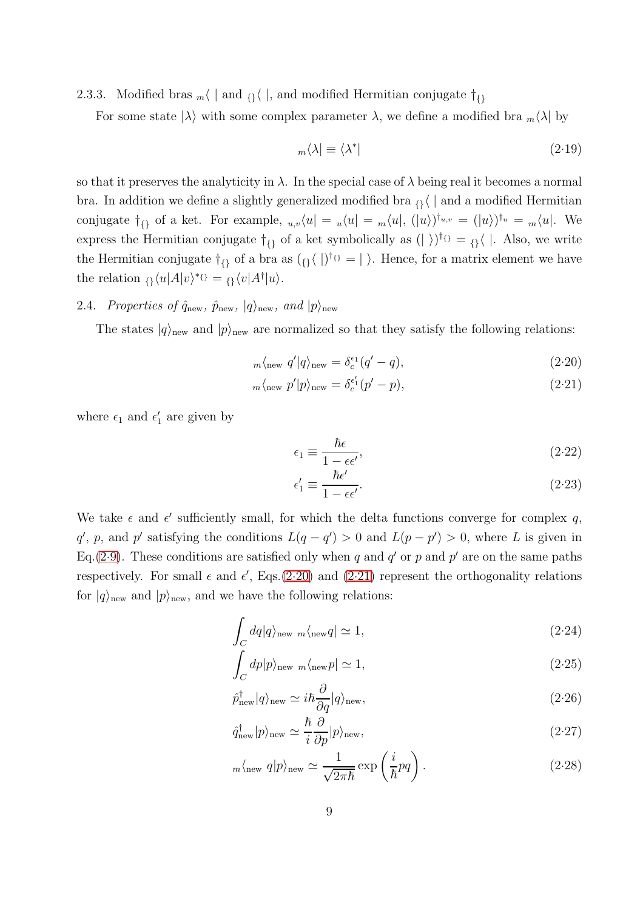2.3.3. Modified bras ${}_m\langle\ |$ and ${}_{\{\}}\langle\ |$, and modified Hermitian conjugate $\dagger_{\{\}}$

For some state $|\lambda\rangle$ with some complex parameter $\lambda$, we define a modified bra ${}_m\langle\lambda|$ by

$$
{}_m\langle\lambda| \equiv \langle\lambda^*| \tag{2·19}
$$

so that it preserves the analyticity in $\lambda$. In the special case of $\lambda$ being real it becomes a normal bra. In addition we define a slightly generalized modified bra ${}_{\{\}}\langle\ |$ and a modified Hermitian conjugate $\dagger_{\{\}}$ of a ket. For example, ${}_{u,v}\langle u| = {}_u\langle u| = {}_m\langle u|$, $(|u\rangle)^{\dagger_{u,v}} = (|u\rangle)^{\dagger_u} = {}_m\langle u|$. We express the Hermitian conjugate $\dagger_{\{\}}$ of a ket symbolically as $(|\ \rangle)^{\dagger_{\{\}}} = {}_{\{\}}\langle\ |$. Also, we write the Hermitian conjugate $\dagger_{\{\}}$ of a bra as $({}_{\{\}}\langle\ |)^{\dagger_{\{\}}} = |\ \rangle$. Hence, for a matrix element we have the relation ${}_{\{\}}\langle u|A|v\rangle^{*_{\{\}}} = {}_{\{\}}\langle v|A^\dagger|u\rangle$.

## 2.4. *Properties of $\hat{q}_{\rm new}$, $\hat{p}_{\rm new}$, $|q\rangle_{\rm new}$, and $|p\rangle_{\rm new}$*

The states $|q\rangle_{\rm new}$ and $|p\rangle_{\rm new}$ are normalized so that they satisfy the following relations:

$$
{}_m\langle_{\rm new}\ q'|q\rangle_{\rm new} = \delta_c^{\epsilon_1}(q'-q), \tag{2·20}
$$

$$
{}_m\langle_{\rm new}\ p'|p\rangle_{\rm new} = \delta_c^{\epsilon_1'}(p'-p), \tag{2·21}
$$

where $\epsilon_1$ and $\epsilon_1'$ are given by

$$
\epsilon_1 \equiv \frac{\hbar\epsilon}{1-\epsilon\epsilon'}, \tag{2·22}
$$

$$
\epsilon_1' \equiv \frac{\hbar\epsilon'}{1-\epsilon\epsilon'}. \tag{2·23}
$$

We take $\epsilon$ and $\epsilon'$ sufficiently small, for which the delta functions converge for complex $q$, $q'$, $p$, and $p'$ satisfying the conditions $L(q-q')>0$ and $L(p-p')>0$, where $L$ is given in Eq.(2·9). These conditions are satisfied only when $q$ and $q'$ or $p$ and $p'$ are on the same paths respectively. For small $\epsilon$ and $\epsilon'$, Eqs.(2·20) and (2·21) represent the orthogonality relations for $|q\rangle_{\rm new}$ and $|p\rangle_{\rm new}$, and we have the following relations:

$$
\int_C dq|q\rangle_{\rm new}\ {}_m\langle_{\rm new}q| \simeq 1, \tag{2·24}
$$

$$
\int_C dp|p\rangle_{\rm new}\ {}_m\langle_{\rm new}p| \simeq 1, \tag{2·25}
$$

$$
\hat{p}_{\rm new}^\dagger|q\rangle_{\rm new} \simeq i\hbar\frac{\partial}{\partial q}|q\rangle_{\rm new}, \tag{2·26}
$$

$$
\hat{q}_{\rm new}^\dagger|p\rangle_{\rm new} \simeq \frac{\hbar}{i}\frac{\partial}{\partial p}|p\rangle_{\rm new}, \tag{2·27}
$$

$$
{}_m\langle_{\rm new}\ q|p\rangle_{\rm new} \simeq \frac{1}{\sqrt{2\pi\hbar}}\exp\left(\frac{i}{\hbar}pq\right). \tag{2·28}
$$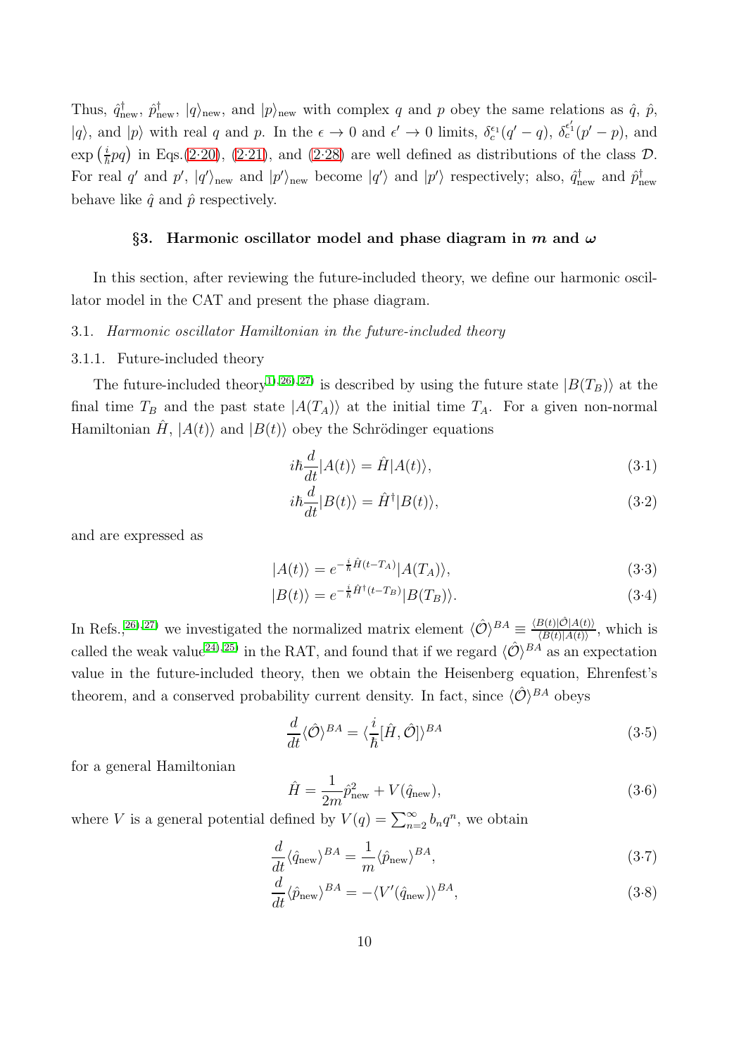Thus, $\hat{q}^\dagger_{\rm new}$, $\hat{p}^\dagger_{\rm new}$, $|q\rangle_{\rm new}$, and $|p\rangle_{\rm new}$ with complex $q$ and $p$ obey the same relations as $\hat{q}$, $\hat{p}$, $|q\rangle$, and $|p\rangle$ with real $q$ and $p$. In the $\epsilon \to 0$ and $\epsilon' \to 0$ limits, $\delta_c^{\epsilon_1}(q'-q)$, $\delta_c^{\epsilon'_1}(p'-p)$, and $\exp\left(\frac{i}{\hbar}pq\right)$ in Eqs.(2·20), (2·21), and (2·28) are well defined as distributions of the class $\mathcal{D}$. For real $q'$ and $p'$, $|q'\rangle_{\rm new}$ and $|p'\rangle_{\rm new}$ become $|q'\rangle$ and $|p'\rangle$ respectively; also, $\hat{q}^\dagger_{\rm new}$ and $\hat{p}^\dagger_{\rm new}$ behave like $\hat{q}$ and $\hat{p}$ respectively.

## §3. Harmonic oscillator model and phase diagram in $m$ and $\omega$

In this section, after reviewing the future-included theory, we define our harmonic oscillator model in the CAT and present the phase diagram.

### 3.1. *Harmonic oscillator Hamiltonian in the future-included theory*

#### 3.1.1. Future-included theory

The future-included theory[1),26),27)] is described by using the future state $|B(T_B)\rangle$ at the final time $T_B$ and the past state $|A(T_A)\rangle$ at the initial time $T_A$. For a given non-normal Hamiltonian $\hat{H}$, $|A(t)\rangle$ and $|B(t)\rangle$ obey the Schrödinger equations

$$i\hbar\frac{d}{dt}|A(t)\rangle = \hat{H}|A(t)\rangle, \tag{3·1}$$

$$i\hbar\frac{d}{dt}|B(t)\rangle = \hat{H}^\dagger|B(t)\rangle, \tag{3·2}$$

and are expressed as

$$|A(t)\rangle = e^{-\frac{i}{\hbar}\hat{H}(t-T_A)}|A(T_A)\rangle, \tag{3·3}$$

$$|B(t)\rangle = e^{-\frac{i}{\hbar}\hat{H}^\dagger(t-T_B)}|B(T_B)\rangle. \tag{3·4}$$

In Refs.,[26),27)] we investigated the normalized matrix element $\langle\hat{\mathcal{O}}\rangle^{BA} \equiv \frac{\langle B(t)|\hat{\mathcal{O}}|A(t)\rangle}{\langle B(t)|A(t)\rangle}$, which is called the weak value[24),25)] in the RAT, and found that if we regard $\langle\hat{\mathcal{O}}\rangle^{BA}$ as an expectation value in the future-included theory, then we obtain the Heisenberg equation, Ehrenfest's theorem, and a conserved probability current density. In fact, since $\langle\hat{\mathcal{O}}\rangle^{BA}$ obeys

$$\frac{d}{dt}\langle\hat{\mathcal{O}}\rangle^{BA} = \langle\frac{i}{\hbar}[\hat{H},\hat{\mathcal{O}}]\rangle^{BA} \tag{3·5}$$

for a general Hamiltonian

$$\hat{H} = \frac{1}{2m}\hat{p}_{\rm new}^2 + V(\hat{q}_{\rm new}), \tag{3·6}$$

where $V$ is a general potential defined by $V(q) = \sum_{n=2}^{\infty} b_n q^n$, we obtain

$$\frac{d}{dt}\langle\hat{q}_{\rm new}\rangle^{BA} = \frac{1}{m}\langle\hat{p}_{\rm new}\rangle^{BA}, \tag{3·7}$$

$$\frac{d}{dt}\langle\hat{p}_{\rm new}\rangle^{BA} = -\langle V'(\hat{q}_{\rm new})\rangle^{BA}, \tag{3·8}$$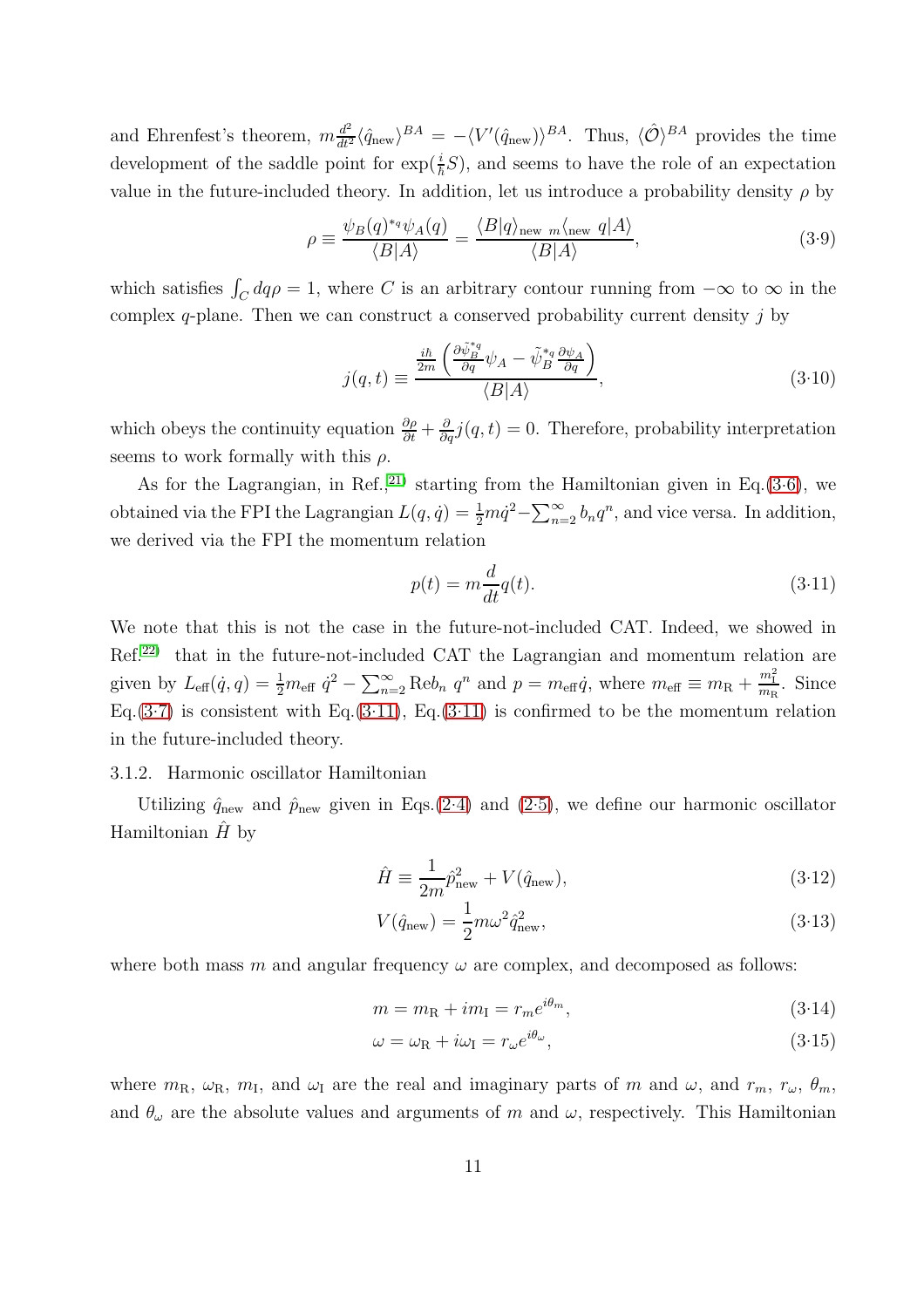and Ehrenfest's theorem, $m\frac{d^2}{dt^2}\langle \hat{q}_{\rm new}\rangle^{BA} = -\langle V'(\hat{q}_{\rm new})\rangle^{BA}$. Thus, $\langle \hat{\mathcal{O}}\rangle^{BA}$ provides the time development of the saddle point for $\exp(\frac{i}{\hbar}S)$, and seems to have the role of an expectation value in the future-included theory. In addition, let us introduce a probability density $\rho$ by

$$\rho \equiv \frac{\psi_B(q)^{*_q}\psi_A(q)}{\langle B|A\rangle} = \frac{\langle B|q\rangle_{\rm new\ m}\langle_{\rm new}\ q|A\rangle}{\langle B|A\rangle}, \tag{3·9}$$

which satisfies $\int_C dq\rho = 1$, where $C$ is an arbitrary contour running from $-\infty$ to $\infty$ in the complex $q$-plane. Then we can construct a conserved probability current density $j$ by

$$j(q,t) \equiv \frac{\frac{i\hbar}{2m}\left(\frac{\partial \tilde{\psi}_B^{*_q}}{\partial q}\psi_A - \tilde{\psi}_B^{*_q}\frac{\partial \psi_A}{\partial q}\right)}{\langle B|A\rangle}, \tag{3·10}$$

which obeys the continuity equation $\frac{\partial \rho}{\partial t} + \frac{\partial}{\partial q}j(q,t) = 0$. Therefore, probability interpretation seems to work formally with this $\rho$.

As for the Lagrangian, in Ref.,[21] starting from the Hamiltonian given in Eq.(3·6), we obtained via the FPI the Lagrangian $L(q,\dot{q}) = \frac{1}{2}m\dot{q}^2 - \sum_{n=2}^{\infty} b_n q^n$, and vice versa. In addition, we derived via the FPI the momentum relation

$$p(t) = m\frac{d}{dt}q(t). \tag{3·11}$$

We note that this is not the case in the future-not-included CAT. Indeed, we showed in Ref.[22] that in the future-not-included CAT the Lagrangian and momentum relation are given by $L_{\rm eff}(\dot{q},q) = \frac{1}{2}m_{\rm eff}\ \dot{q}^2 - \sum_{n=2}^{\infty}{\rm Re}b_n\ q^n$ and $p = m_{\rm eff}\dot{q}$, where $m_{\rm eff} \equiv m_{\rm R} + \frac{m_{\rm I}^2}{m_{\rm R}}$. Since Eq.(3·7) is consistent with Eq.(3·11), Eq.(3·11) is confirmed to be the momentum relation in the future-included theory.

### 3.1.2. Harmonic oscillator Hamiltonian

Utilizing $\hat{q}_{\rm new}$ and $\hat{p}_{\rm new}$ given in Eqs.(2·4) and (2·5), we define our harmonic oscillator Hamiltonian $\hat{H}$ by

$$\hat{H} \equiv \frac{1}{2m}\hat{p}_{\rm new}^2 + V(\hat{q}_{\rm new}), \tag{3·12}$$

$$V(\hat{q}_{\rm new}) = \frac{1}{2}m\omega^2\hat{q}_{\rm new}^2, \tag{3·13}$$

where both mass $m$ and angular frequency $\omega$ are complex, and decomposed as follows:

$$m = m_{\rm R} + im_{\rm I} = r_m e^{i\theta_m}, \tag{3·14}$$

$$\omega = \omega_{\rm R} + i\omega_{\rm I} = r_\omega e^{i\theta_\omega}, \tag{3·15}$$

where $m_{\rm R}$, $\omega_{\rm R}$, $m_{\rm I}$, and $\omega_{\rm I}$ are the real and imaginary parts of $m$ and $\omega$, and $r_m$, $r_\omega$, $\theta_m$, and $\theta_\omega$ are the absolute values and arguments of $m$ and $\omega$, respectively. This Hamiltonian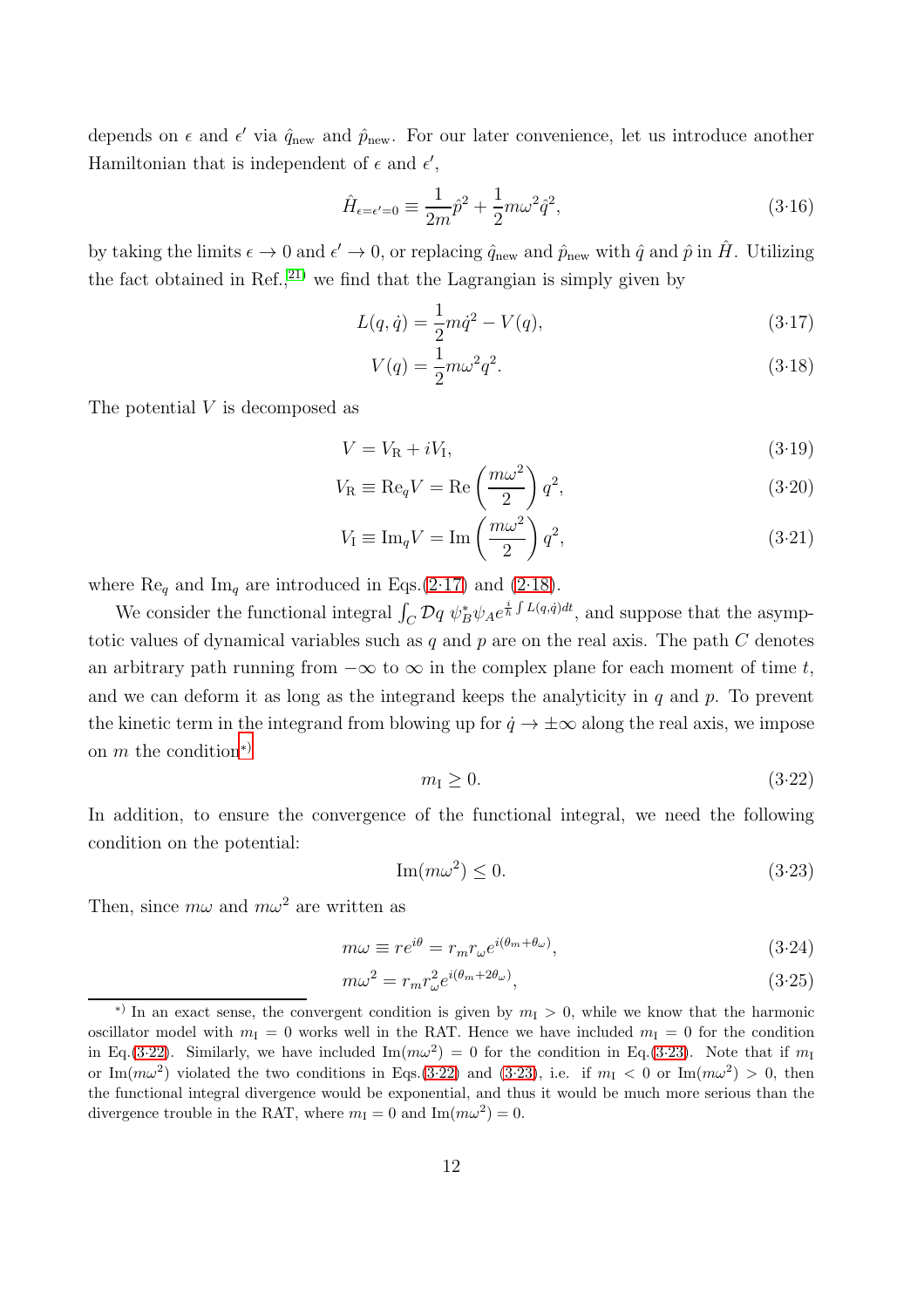depends on $\epsilon$ and $\epsilon'$ via $\hat{q}_{\rm new}$ and $\hat{p}_{\rm new}$. For our later convenience, let us introduce another Hamiltonian that is independent of $\epsilon$ and $\epsilon'$,

$$\hat{H}_{\epsilon=\epsilon'=0} \equiv \frac{1}{2m}\hat{p}^2 + \frac{1}{2}m\omega^2\hat{q}^2, \tag{3·16}$$

by taking the limits $\epsilon \to 0$ and $\epsilon' \to 0$, or replacing $\hat{q}_{\rm new}$ and $\hat{p}_{\rm new}$ with $\hat{q}$ and $\hat{p}$ in $\hat{H}$. Utilizing the fact obtained in Ref.,[21] we find that the Lagrangian is simply given by

$$L(q,\dot{q}) = \frac{1}{2}m\dot{q}^2 - V(q), \tag{3·17}$$

$$V(q) = \frac{1}{2}m\omega^2 q^2. \tag{3·18}$$

The potential $V$ is decomposed as

$$V = V_{\rm R} + iV_{\rm I}, \tag{3·19}$$

$$V_{\rm R} \equiv {\rm Re}_q V = {\rm Re}\left(\frac{m\omega^2}{2}\right)q^2, \tag{3·20}$$

$$V_{\rm I} \equiv {\rm Im}_q V = {\rm Im}\left(\frac{m\omega^2}{2}\right)q^2, \tag{3·21}$$

where ${\rm Re}_q$ and ${\rm Im}_q$ are introduced in Eqs.(2·17) and (2·18).

We consider the functional integral $\int_C \mathcal{D}q\ \psi_B^*\psi_A e^{\frac{i}{\hbar}\int L(q,\dot{q})dt}$, and suppose that the asymptotic values of dynamical variables such as $q$ and $p$ are on the real axis. The path $C$ denotes an arbitrary path running from $-\infty$ to $\infty$ in the complex plane for each moment of time $t$, and we can deform it as long as the integrand keeps the analyticity in $q$ and $p$. To prevent the kinetic term in the integrand from blowing up for $\dot{q} \to \pm\infty$ along the real axis, we impose on $m$ the condition[*)]

$$m_{\rm I} \geq 0. \tag{3·22}$$

In addition, to ensure the convergence of the functional integral, we need the following condition on the potential:

$${\rm Im}(m\omega^2) \leq 0. \tag{3·23}$$

Then, since $m\omega$ and $m\omega^2$ are written as

$$m\omega \equiv re^{i\theta} = r_m r_\omega e^{i(\theta_m+\theta_\omega)}, \tag{3·24}$$

$$m\omega^2 = r_m r_\omega^2 e^{i(\theta_m+2\theta_\omega)}, \tag{3·25}$$

---

[*)] In an exact sense, the convergent condition is given by $m_{\rm I} > 0$, while we know that the harmonic oscillator model with $m_{\rm I} = 0$ works well in the RAT. Hence we have included $m_{\rm I} = 0$ for the condition in Eq.(3·22). Similarly, we have included ${\rm Im}(m\omega^2) = 0$ for the condition in Eq.(3·23). Note that if $m_{\rm I}$ or ${\rm Im}(m\omega^2)$ violated the two conditions in Eqs.(3·22) and (3·23), i.e. if $m_{\rm I} < 0$ or ${\rm Im}(m\omega^2) > 0$, then the functional integral divergence would be exponential, and thus it would be much more serious than the divergence trouble in the RAT, where $m_{\rm I} = 0$ and ${\rm Im}(m\omega^2) = 0$.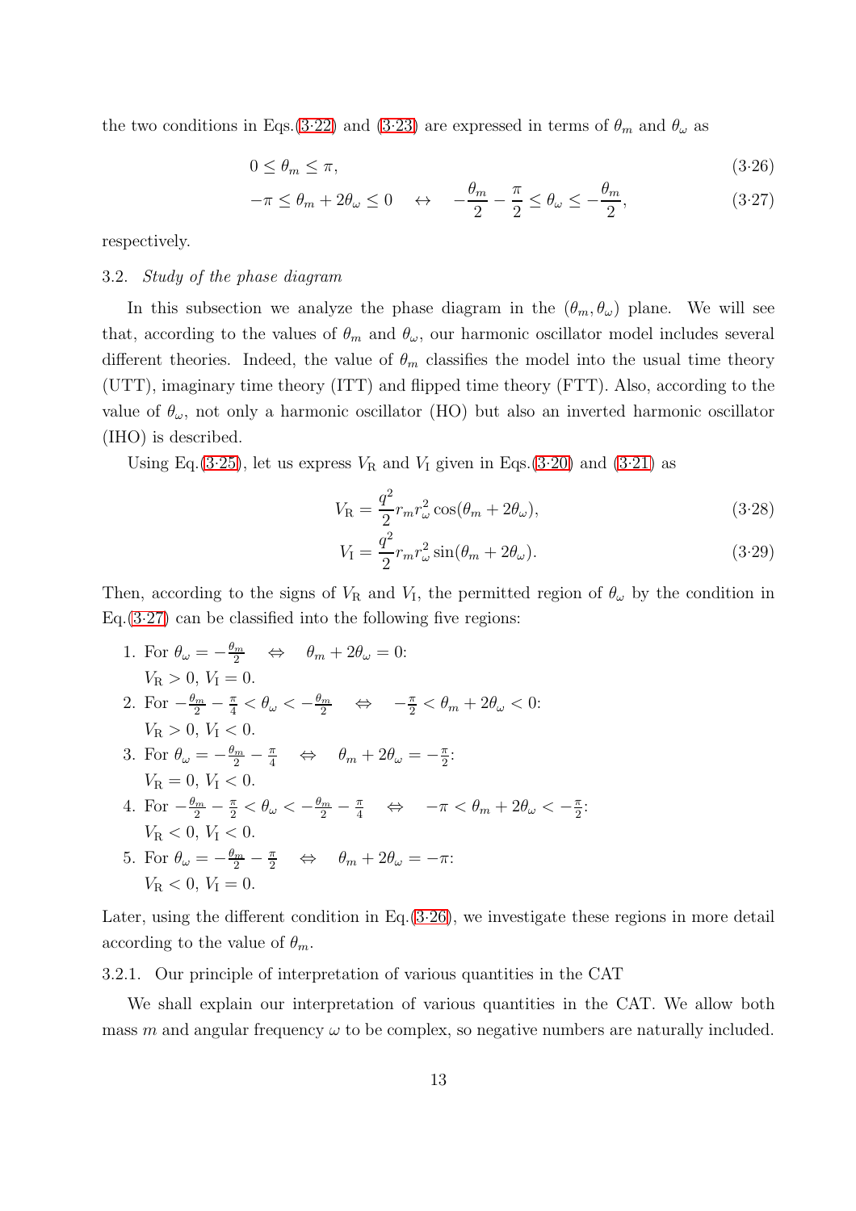the two conditions in Eqs.(3·22) and (3·23) are expressed in terms of $\theta_m$ and $\theta_\omega$ as

$$0 \leq \theta_m \leq \pi, \tag{3·26}$$

$$-\pi \leq \theta_m + 2\theta_\omega \leq 0 \quad \leftrightarrow \quad -\frac{\theta_m}{2} - \frac{\pi}{2} \leq \theta_\omega \leq -\frac{\theta_m}{2}, \tag{3·27}$$

respectively.

### 3.2. *Study of the phase diagram*

In this subsection we analyze the phase diagram in the $(\theta_m, \theta_\omega)$ plane. We will see that, according to the values of $\theta_m$ and $\theta_\omega$, our harmonic oscillator model includes several different theories. Indeed, the value of $\theta_m$ classifies the model into the usual time theory (UTT), imaginary time theory (ITT) and flipped time theory (FTT). Also, according to the value of $\theta_\omega$, not only a harmonic oscillator (HO) but also an inverted harmonic oscillator (IHO) is described.

Using Eq.(3·25), let us express $V_{\mathrm{R}}$ and $V_{\mathrm{I}}$ given in Eqs.(3·20) and (3·21) as

$$V_{\mathrm{R}} = \frac{q^2}{2} r_m r_\omega^2 \cos(\theta_m + 2\theta_\omega), \tag{3·28}$$

$$V_{\mathrm{I}} = \frac{q^2}{2} r_m r_\omega^2 \sin(\theta_m + 2\theta_\omega). \tag{3·29}$$

Then, according to the signs of $V_{\mathrm{R}}$ and $V_{\mathrm{I}}$, the permitted region of $\theta_\omega$ by the condition in Eq.(3·27) can be classified into the following five regions:

1. For $\theta_\omega = -\frac{\theta_m}{2} \quad \Leftrightarrow \quad \theta_m + 2\theta_\omega = 0$:
   $V_{\mathrm{R}} > 0$, $V_{\mathrm{I}} = 0$.
2. For $-\frac{\theta_m}{2} - \frac{\pi}{4} < \theta_\omega < -\frac{\theta_m}{2} \quad \Leftrightarrow \quad -\frac{\pi}{2} < \theta_m + 2\theta_\omega < 0$:
   $V_{\mathrm{R}} > 0$, $V_{\mathrm{I}} < 0$.
3. For $\theta_\omega = -\frac{\theta_m}{2} - \frac{\pi}{4} \quad \Leftrightarrow \quad \theta_m + 2\theta_\omega = -\frac{\pi}{2}$:
   $V_{\mathrm{R}} = 0$, $V_{\mathrm{I}} < 0$.
4. For $-\frac{\theta_m}{2} - \frac{\pi}{2} < \theta_\omega < -\frac{\theta_m}{2} - \frac{\pi}{4} \quad \Leftrightarrow \quad -\pi < \theta_m + 2\theta_\omega < -\frac{\pi}{2}$:
   $V_{\mathrm{R}} < 0$, $V_{\mathrm{I}} < 0$.
5. For $\theta_\omega = -\frac{\theta_m}{2} - \frac{\pi}{2} \quad \Leftrightarrow \quad \theta_m + 2\theta_\omega = -\pi$:
   $V_{\mathrm{R}} < 0$, $V_{\mathrm{I}} = 0$.

Later, using the different condition in Eq.(3·26), we investigate these regions in more detail according to the value of $\theta_m$.

#### 3.2.1. Our principle of interpretation of various quantities in the CAT

We shall explain our interpretation of various quantities in the CAT. We allow both mass $m$ and angular frequency $\omega$ to be complex, so negative numbers are naturally included.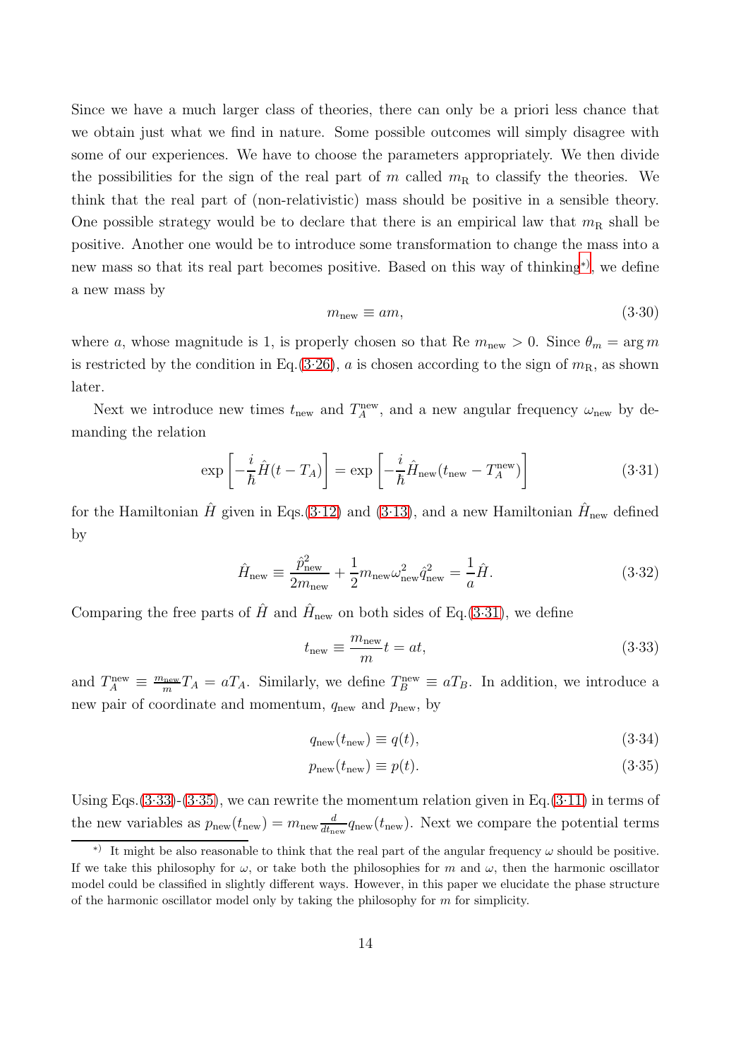Since we have a much larger class of theories, there can only be a priori less chance that we obtain just what we find in nature. Some possible outcomes will simply disagree with some of our experiences. We have to choose the parameters appropriately. We then divide the possibilities for the sign of the real part of $m$ called $m_{\rm R}$ to classify the theories. We think that the real part of (non-relativistic) mass should be positive in a sensible theory. One possible strategy would be to declare that there is an empirical law that $m_{\rm R}$ shall be positive. Another one would be to introduce some transformation to change the mass into a new mass so that its real part becomes positive. Based on this way of thinking[*)], we define a new mass by

$$m_{\rm new} \equiv am, \tag{3·30}$$

where $a$, whose magnitude is 1, is properly chosen so that Re $m_{\rm new} > 0$. Since $\theta_m = \arg m$ is restricted by the condition in Eq.(3·26), $a$ is chosen according to the sign of $m_{\rm R}$, as shown later.

Next we introduce new times $t_{\rm new}$ and $T_A^{\rm new}$, and a new angular frequency $\omega_{\rm new}$ by demanding the relation

$$\exp\left[-\frac{i}{\hbar}\hat{H}(t-T_A)\right] = \exp\left[-\frac{i}{\hbar}\hat{H}_{\rm new}(t_{\rm new}-T_A^{\rm new})\right] \tag{3·31}$$

for the Hamiltonian $\hat{H}$ given in Eqs.(3·12) and (3·13), and a new Hamiltonian $\hat{H}_{\rm new}$ defined by

$$\hat{H}_{\rm new} \equiv \frac{\hat{p}_{\rm new}^2}{2m_{\rm new}} + \frac{1}{2}m_{\rm new}\omega_{\rm new}^2\hat{q}_{\rm new}^2 = \frac{1}{a}\hat{H}. \tag{3·32}$$

Comparing the free parts of $\hat{H}$ and $\hat{H}_{\rm new}$ on both sides of Eq.(3·31), we define

$$t_{\rm new} \equiv \frac{m_{\rm new}}{m}t = at, \tag{3·33}$$

and $T_A^{\rm new} \equiv \frac{m_{\rm new}}{m}T_A = aT_A$. Similarly, we define $T_B^{\rm new} \equiv aT_B$. In addition, we introduce a new pair of coordinate and momentum, $q_{\rm new}$ and $p_{\rm new}$, by

$$q_{\rm new}(t_{\rm new}) \equiv q(t), \tag{3·34}$$

$$p_{\rm new}(t_{\rm new}) \equiv p(t). \tag{3·35}$$

Using Eqs.(3·33)-(3·35), we can rewrite the momentum relation given in Eq.(3·11) in terms of the new variables as $p_{\rm new}(t_{\rm new}) = m_{\rm new}\frac{d}{dt_{\rm new}}q_{\rm new}(t_{\rm new})$. Next we compare the potential terms

[*)] It might be also reasonable to think that the real part of the angular frequency $\omega$ should be positive. If we take this philosophy for $\omega$, or take both the philosophies for $m$ and $\omega$, then the harmonic oscillator model could be classified in slightly different ways. However, in this paper we elucidate the phase structure of the harmonic oscillator model only by taking the philosophy for $m$ for simplicity.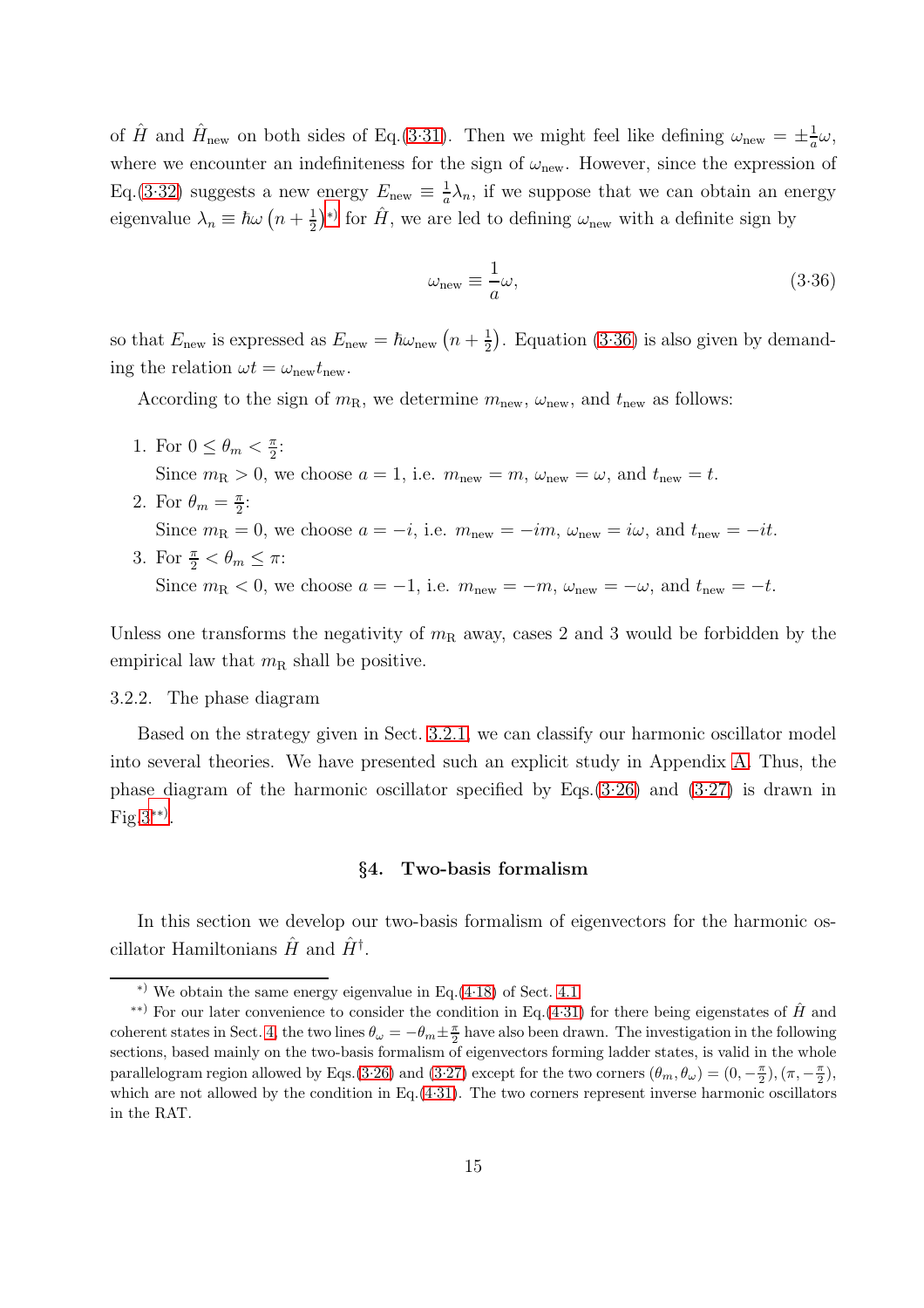of $\hat{H}$ and $\hat{H}_{\rm new}$ on both sides of Eq.(3·31). Then we might feel like defining $\omega_{\rm new} = \pm\frac{1}{a}\omega$, where we encounter an indefiniteness for the sign of $\omega_{\rm new}$. However, since the expression of Eq.(3·32) suggests a new energy $E_{\rm new} \equiv \frac{1}{a}\lambda_n$, if we suppose that we can obtain an energy eigenvalue $\lambda_n \equiv \hbar\omega\left(n+\frac{1}{2}\right)$[\*)] for $\hat{H}$, we are led to defining $\omega_{\rm new}$ with a definite sign by

$$\omega_{\rm new} \equiv \frac{1}{a}\omega, \tag{3·36}$$

so that $E_{\rm new}$ is expressed as $E_{\rm new} = \hbar\omega_{\rm new}\left(n+\frac{1}{2}\right)$. Equation (3·36) is also given by demanding the relation $\omega t = \omega_{\rm new} t_{\rm new}$.

According to the sign of $m_{\rm R}$, we determine $m_{\rm new}$, $\omega_{\rm new}$, and $t_{\rm new}$ as follows:

1. For $0 \le \theta_m < \frac{\pi}{2}$:
   Since $m_{\rm R} > 0$, we choose $a = 1$, i.e. $m_{\rm new} = m$, $\omega_{\rm new} = \omega$, and $t_{\rm new} = t$.
2. For $\theta_m = \frac{\pi}{2}$:
   Since $m_{\rm R} = 0$, we choose $a = -i$, i.e. $m_{\rm new} = -im$, $\omega_{\rm new} = i\omega$, and $t_{\rm new} = -it$.
3. For $\frac{\pi}{2} < \theta_m \le \pi$:
   Since $m_{\rm R} < 0$, we choose $a = -1$, i.e. $m_{\rm new} = -m$, $\omega_{\rm new} = -\omega$, and $t_{\rm new} = -t$.

Unless one transforms the negativity of $m_{\rm R}$ away, cases 2 and 3 would be forbidden by the empirical law that $m_{\rm R}$ shall be positive.

### 3.2.2. The phase diagram

Based on the strategy given in Sect. 3.2.1, we can classify our harmonic oscillator model into several theories. We have presented such an explicit study in Appendix A. Thus, the phase diagram of the harmonic oscillator specified by Eqs.(3·26) and (3·27) is drawn in Fig.3[\*\*)].

## §4. Two-basis formalism

In this section we develop our two-basis formalism of eigenvectors for the harmonic oscillator Hamiltonians $\hat{H}$ and $\hat{H}^\dagger$.

---

[\*)] We obtain the same energy eigenvalue in Eq.(4·18) of Sect. 4.1.

[\*\*)] For our later convenience to consider the condition in Eq.(4·31) for there being eigenstates of $\hat{H}$ and coherent states in Sect. 4, the two lines $\theta_\omega = -\theta_m \pm \frac{\pi}{2}$ have also been drawn. The investigation in the following sections, based mainly on the two-basis formalism of eigenvectors forming ladder states, is valid in the whole parallelogram region allowed by Eqs.(3·26) and (3·27) except for the two corners $(\theta_m, \theta_\omega) = (0, -\frac{\pi}{2}), (\pi, -\frac{\pi}{2})$, which are not allowed by the condition in Eq.(4·31). The two corners represent inverse harmonic oscillators in the RAT.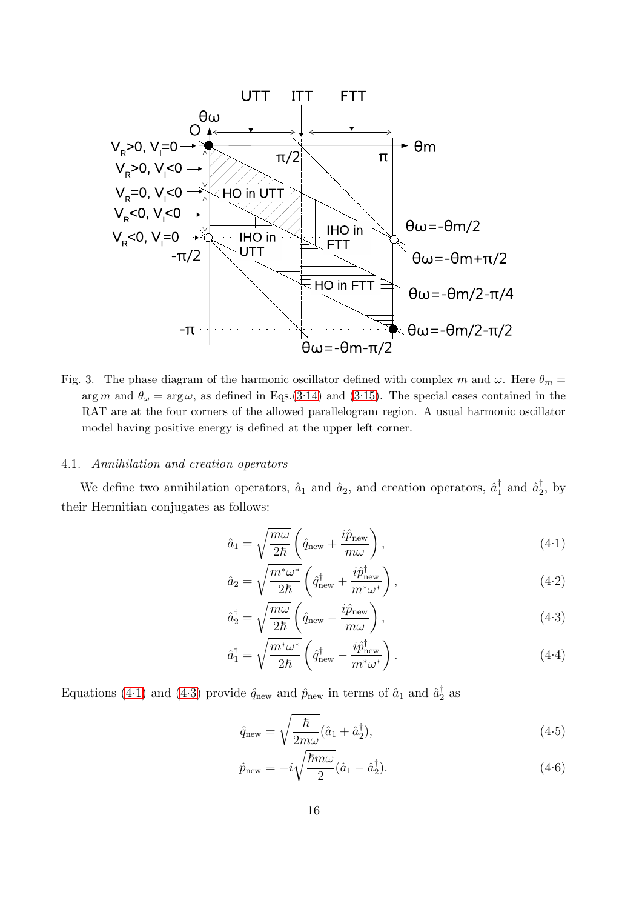Fig. 3. The phase diagram of the harmonic oscillator defined with complex $m$ and $\omega$. Here $\theta_m = \arg m$ and $\theta_\omega = \arg \omega$, as defined in Eqs.(3·14) and (3·15). The special cases contained in the RAT are at the four corners of the allowed parallelogram region. A usual harmonic oscillator model having positive energy is defined at the upper left corner.

### 4.1. *Annihilation and creation operators*

We define two annihilation operators, $\hat{a}_1$ and $\hat{a}_2$, and creation operators, $\hat{a}_1^\dagger$ and $\hat{a}_2^\dagger$, by their Hermitian conjugates as follows:

$$\hat{a}_1 = \sqrt{\frac{m\omega}{2\hbar}} \left( \hat{q}_{\text{new}} + \frac{i\hat{p}_{\text{new}}}{m\omega} \right), \tag{4·1}$$

$$\hat{a}_2 = \sqrt{\frac{m^*\omega^*}{2\hbar}} \left( \hat{q}_{\text{new}}^\dagger + \frac{i\hat{p}_{\text{new}}^\dagger}{m^*\omega^*} \right), \tag{4·2}$$

$$\hat{a}_2^\dagger = \sqrt{\frac{m\omega}{2\hbar}} \left( \hat{q}_{\text{new}} - \frac{i\hat{p}_{\text{new}}}{m\omega} \right), \tag{4·3}$$

$$\hat{a}_1^\dagger = \sqrt{\frac{m^*\omega^*}{2\hbar}} \left( \hat{q}_{\text{new}}^\dagger - \frac{i\hat{p}_{\text{new}}^\dagger}{m^*\omega^*} \right). \tag{4·4}$$

Equations (4·1) and (4·3) provide $\hat{q}_{\text{new}}$ and $\hat{p}_{\text{new}}$ in terms of $\hat{a}_1$ and $\hat{a}_2^\dagger$ as

$$\hat{q}_{\text{new}} = \sqrt{\frac{\hbar}{2m\omega}} (\hat{a}_1 + \hat{a}_2^\dagger), \tag{4·5}$$

$$\hat{p}_{\text{new}} = -i\sqrt{\frac{\hbar m\omega}{2}} (\hat{a}_1 - \hat{a}_2^\dagger). \tag{4·6}$$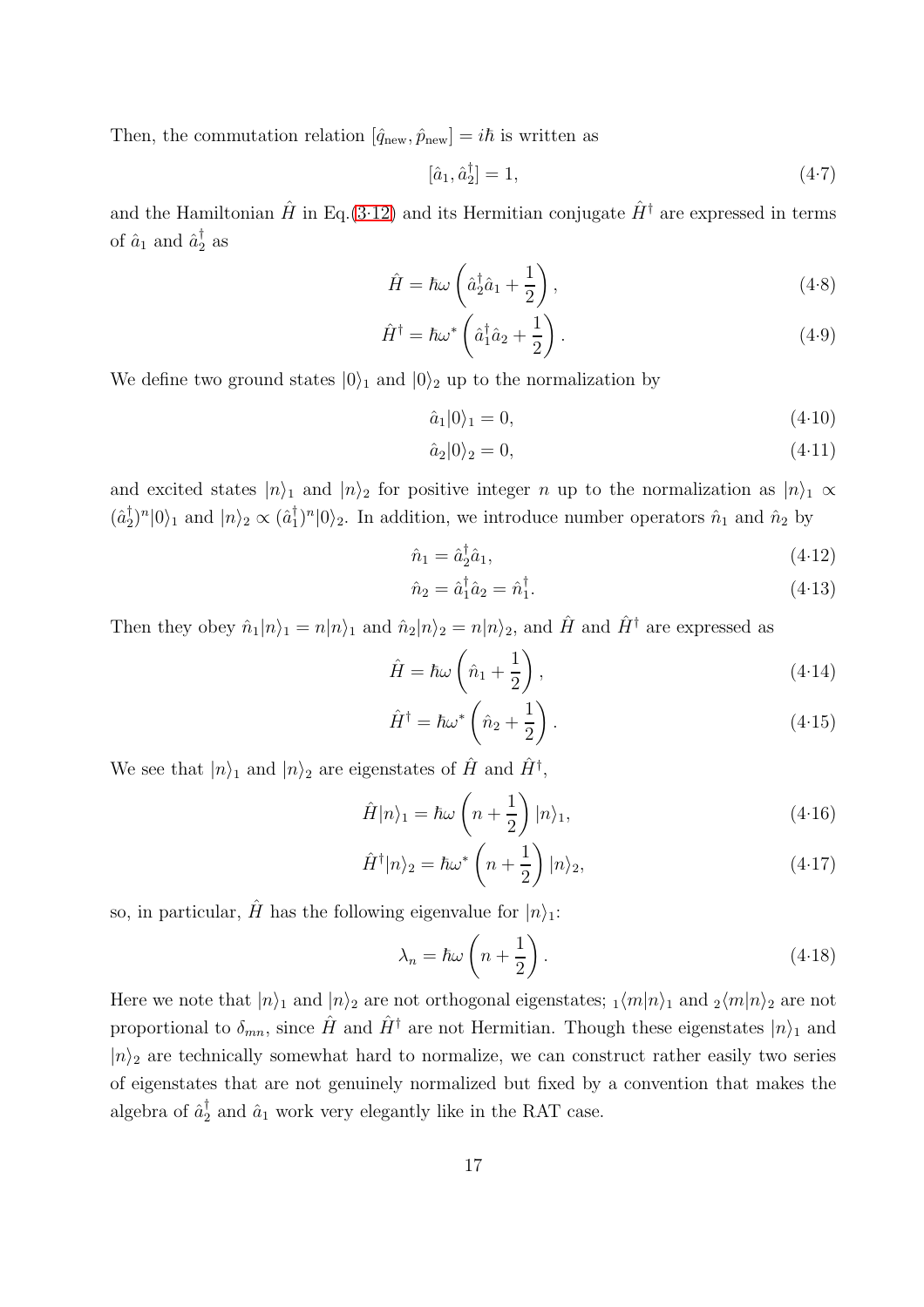Then, the commutation relation $[\hat{q}_{\rm new}, \hat{p}_{\rm new}] = i\hbar$ is written as

$$[\hat{a}_1, \hat{a}_2^\dagger] = 1, \tag{4·7}$$

and the Hamiltonian $\hat{H}$ in Eq.(3·12) and its Hermitian conjugate $\hat{H}^\dagger$ are expressed in terms of $\hat{a}_1$ and $\hat{a}_2^\dagger$ as

$$\hat{H} = \hbar\omega\left(\hat{a}_2^\dagger \hat{a}_1 + \frac{1}{2}\right), \tag{4·8}$$

$$\hat{H}^\dagger = \hbar\omega^*\left(\hat{a}_1^\dagger \hat{a}_2 + \frac{1}{2}\right). \tag{4·9}$$

We define two ground states $|0\rangle_1$ and $|0\rangle_2$ up to the normalization by

$$\hat{a}_1|0\rangle_1 = 0, \tag{4·10}$$

$$\hat{a}_2|0\rangle_2 = 0, \tag{4·11}$$

and excited states $|n\rangle_1$ and $|n\rangle_2$ for positive integer $n$ up to the normalization as $|n\rangle_1 \propto (\hat{a}_2^\dagger)^n|0\rangle_1$ and $|n\rangle_2 \propto (\hat{a}_1^\dagger)^n|0\rangle_2$. In addition, we introduce number operators $\hat{n}_1$ and $\hat{n}_2$ by

$$\hat{n}_1 = \hat{a}_2^\dagger \hat{a}_1, \tag{4·12}$$

$$\hat{n}_2 = \hat{a}_1^\dagger \hat{a}_2 = \hat{n}_1^\dagger. \tag{4·13}$$

Then they obey $\hat{n}_1|n\rangle_1 = n|n\rangle_1$ and $\hat{n}_2|n\rangle_2 = n|n\rangle_2$, and $\hat{H}$ and $\hat{H}^\dagger$ are expressed as

$$\hat{H} = \hbar\omega\left(\hat{n}_1 + \frac{1}{2}\right), \tag{4·14}$$

$$\hat{H}^\dagger = \hbar\omega^*\left(\hat{n}_2 + \frac{1}{2}\right). \tag{4·15}$$

We see that $|n\rangle_1$ and $|n\rangle_2$ are eigenstates of $\hat{H}$ and $\hat{H}^\dagger$,

$$\hat{H}|n\rangle_1 = \hbar\omega\left(n + \frac{1}{2}\right)|n\rangle_1, \tag{4·16}$$

$$\hat{H}^\dagger|n\rangle_2 = \hbar\omega^*\left(n + \frac{1}{2}\right)|n\rangle_2, \tag{4·17}$$

so, in particular, $\hat{H}$ has the following eigenvalue for $|n\rangle_1$:

$$\lambda_n = \hbar\omega\left(n + \frac{1}{2}\right). \tag{4·18}$$

Here we note that $|n\rangle_1$ and $|n\rangle_2$ are not orthogonal eigenstates; ${}_1\langle m|n\rangle_1$ and ${}_2\langle m|n\rangle_2$ are not proportional to $\delta_{mn}$, since $\hat{H}$ and $\hat{H}^\dagger$ are not Hermitian. Though these eigenstates $|n\rangle_1$ and $|n\rangle_2$ are technically somewhat hard to normalize, we can construct rather easily two series of eigenstates that are not genuinely normalized but fixed by a convention that makes the algebra of $\hat{a}_2^\dagger$ and $\hat{a}_1$ work very elegantly like in the RAT case.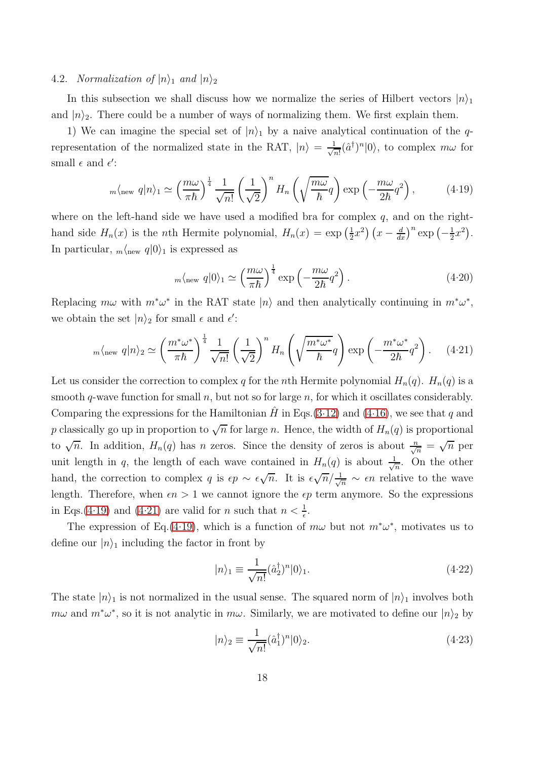### 4.2. *Normalization of $|n\rangle_1$ and $|n\rangle_2$*

In this subsection we shall discuss how we normalize the series of Hilbert vectors $|n\rangle_1$ and $|n\rangle_2$. There could be a number of ways of normalizing them. We first explain them.

1) We can imagine the special set of $|n\rangle_1$ by a naive analytical continuation of the $q$-representation of the normalized state in the RAT, $|n\rangle = \frac{1}{\sqrt{n!}}(\hat{a}^\dagger)^n|0\rangle$, to complex $m\omega$ for small $\epsilon$ and $\epsilon'$:

$$
{}_m\langle_{\rm new}\ q|n\rangle_1 \simeq \left(\frac{m\omega}{\pi\hbar}\right)^{\frac{1}{4}} \frac{1}{\sqrt{n!}} \left(\frac{1}{\sqrt{2}}\right)^n H_n\left(\sqrt{\frac{m\omega}{\hbar}}q\right) \exp\left(-\frac{m\omega}{2\hbar}q^2\right), \tag{4·19}
$$

where on the left-hand side we have used a modified bra for complex $q$, and on the right-hand side $H_n(x)$ is the $n$th Hermite polynomial, $H_n(x) = \exp\left(\frac{1}{2}x^2\right)\left(x - \frac{d}{dx}\right)^n \exp\left(-\frac{1}{2}x^2\right)$. In particular, ${}_m\langle_{\rm new}\ q|0\rangle_1$ is expressed as

$$
{}_m\langle_{\rm new}\ q|0\rangle_1 \simeq \left(\frac{m\omega}{\pi\hbar}\right)^{\frac{1}{4}} \exp\left(-\frac{m\omega}{2\hbar}q^2\right). \tag{4·20}
$$

Replacing $m\omega$ with $m^*\omega^*$ in the RAT state $|n\rangle$ and then analytically continuing in $m^*\omega^*$, we obtain the set $|n\rangle_2$ for small $\epsilon$ and $\epsilon'$:

$$
{}_m\langle_{\rm new}\ q|n\rangle_2 \simeq \left(\frac{m^*\omega^*}{\pi\hbar}\right)^{\frac{1}{4}} \frac{1}{\sqrt{n!}} \left(\frac{1}{\sqrt{2}}\right)^n H_n\left(\sqrt{\frac{m^*\omega^*}{\hbar}}q\right) \exp\left(-\frac{m^*\omega^*}{2\hbar}q^2\right). \tag{4·21}
$$

Let us consider the correction to complex $q$ for the $n$th Hermite polynomial $H_n(q)$. $H_n(q)$ is a smooth $q$-wave function for small $n$, but not so for large $n$, for which it oscillates considerably. Comparing the expressions for the Hamiltonian $\hat{H}$ in Eqs.(3·12) and (4·16), we see that $q$ and $p$ classically go up in proportion to $\sqrt{n}$ for large $n$. Hence, the width of $H_n(q)$ is proportional to $\sqrt{n}$. In addition, $H_n(q)$ has $n$ zeros. Since the density of zeros is about $\frac{n}{\sqrt{n}} = \sqrt{n}$ per unit length in $q$, the length of each wave contained in $H_n(q)$ is about $\frac{1}{\sqrt{n}}$. On the other hand, the correction to complex $q$ is $\epsilon p \sim \epsilon\sqrt{n}$. It is $\epsilon\sqrt{n}/\frac{1}{\sqrt{n}} \sim \epsilon n$ relative to the wave length. Therefore, when $\epsilon n > 1$ we cannot ignore the $\epsilon p$ term anymore. So the expressions in Eqs.(4·19) and (4·21) are valid for $n$ such that $n < \frac{1}{\epsilon}$.

The expression of Eq.(4·19), which is a function of $m\omega$ but not $m^*\omega^*$, motivates us to define our $|n\rangle_1$ including the factor in front by

$$
|n\rangle_1 \equiv \frac{1}{\sqrt{n!}}(\hat{a}_2^\dagger)^n|0\rangle_1. \tag{4·22}
$$

The state $|n\rangle_1$ is not normalized in the usual sense. The squared norm of $|n\rangle_1$ involves both $m\omega$ and $m^*\omega^*$, so it is not analytic in $m\omega$. Similarly, we are motivated to define our $|n\rangle_2$ by

$$
|n\rangle_2 \equiv \frac{1}{\sqrt{n!}}(\hat{a}_1^\dagger)^n|0\rangle_2. \tag{4·23}
$$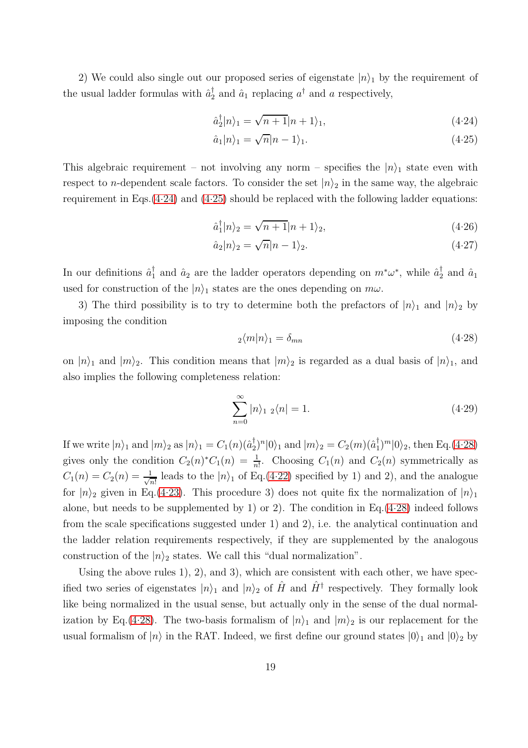2) We could also single out our proposed series of eigenstate $|n\rangle_1$ by the requirement of the usual ladder formulas with $\hat{a}_2^\dagger$ and $\hat{a}_1$ replacing $a^\dagger$ and $a$ respectively,

$$\hat{a}_2^\dagger |n\rangle_1 = \sqrt{n+1}|n+1\rangle_1, \tag{4·24}$$

$$\hat{a}_1 |n\rangle_1 = \sqrt{n}|n-1\rangle_1. \tag{4·25}$$

This algebraic requirement – not involving any norm – specifies the $|n\rangle_1$ state even with respect to $n$-dependent scale factors. To consider the set $|n\rangle_2$ in the same way, the algebraic requirement in Eqs.(4·24) and (4·25) should be replaced with the following ladder equations:

$$\hat{a}_1^\dagger |n\rangle_2 = \sqrt{n+1}|n+1\rangle_2, \tag{4·26}$$

$$\hat{a}_2 |n\rangle_2 = \sqrt{n}|n-1\rangle_2. \tag{4·27}$$

In our definitions $\hat{a}_1^\dagger$ and $\hat{a}_2$ are the ladder operators depending on $m^*\omega^*$, while $\hat{a}_2^\dagger$ and $\hat{a}_1$ used for construction of the $|n\rangle_1$ states are the ones depending on $m\omega$.

3) The third possibility is to try to determine both the prefactors of $|n\rangle_1$ and $|n\rangle_2$ by imposing the condition

$${}_2\langle m|n\rangle_1 = \delta_{mn} \tag{4·28}$$

on $|n\rangle_1$ and $|m\rangle_2$. This condition means that $|m\rangle_2$ is regarded as a dual basis of $|n\rangle_1$, and also implies the following completeness relation:

$$\sum_{n=0}^{\infty} |n\rangle_1 \, {}_2\langle n| = 1. \tag{4·29}$$

If we write $|n\rangle_1$ and $|m\rangle_2$ as $|n\rangle_1 = C_1(n)(\hat{a}_2^\dagger)^n|0\rangle_1$ and $|m\rangle_2 = C_2(m)(\hat{a}_1^\dagger)^m|0\rangle_2$, then Eq.(4·28) gives only the condition $C_2(n)^* C_1(n) = \frac{1}{n!}$. Choosing $C_1(n)$ and $C_2(n)$ symmetrically as $C_1(n) = C_2(n) = \frac{1}{\sqrt{n!}}$ leads to the $|n\rangle_1$ of Eq.(4·22) specified by 1) and 2), and the analogue for $|n\rangle_2$ given in Eq.(4·23). This procedure 3) does not quite fix the normalization of $|n\rangle_1$ alone, but needs to be supplemented by 1) or 2). The condition in Eq.(4·28) indeed follows from the scale specifications suggested under 1) and 2), i.e. the analytical continuation and the ladder relation requirements respectively, if they are supplemented by the analogous construction of the $|n\rangle_2$ states. We call this "dual normalization".

Using the above rules 1), 2), and 3), which are consistent with each other, we have specified two series of eigenstates $|n\rangle_1$ and $|n\rangle_2$ of $\hat{H}$ and $\hat{H}^\dagger$ respectively. They formally look like being normalized in the usual sense, but actually only in the sense of the dual normalization by Eq.(4·28). The two-basis formalism of $|n\rangle_1$ and $|m\rangle_2$ is our replacement for the usual formalism of $|n\rangle$ in the RAT. Indeed, we first define our ground states $|0\rangle_1$ and $|0\rangle_2$ by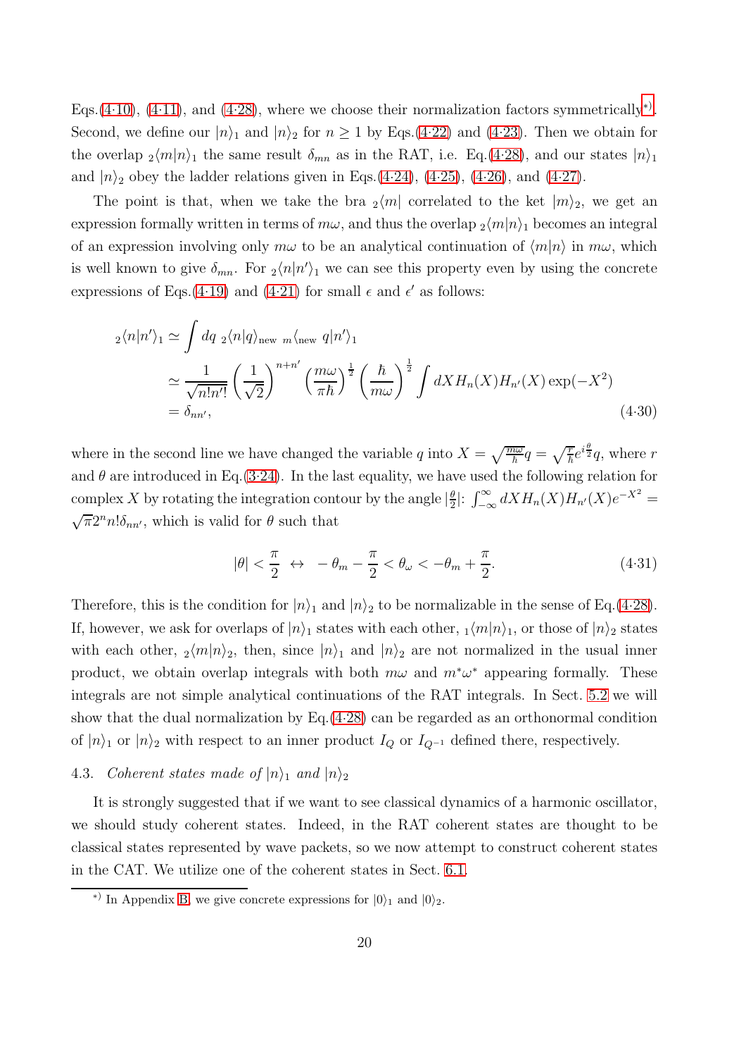Eqs.(4·10), (4·11), and (4·28), where we choose their normalization factors symmetrically[*)]. Second, we define our $|n\rangle_1$ and $|n\rangle_2$ for $n \geq 1$ by Eqs.(4·22) and (4·23). Then we obtain for the overlap ${}_2\langle m|n\rangle_1$ the same result $\delta_{mn}$ as in the RAT, i.e. Eq.(4·28), and our states $|n\rangle_1$ and $|n\rangle_2$ obey the ladder relations given in Eqs.(4·24), (4·25), (4·26), and (4·27).

The point is that, when we take the bra ${}_2\langle m|$ correlated to the ket $|m\rangle_2$, we get an expression formally written in terms of $m\omega$, and thus the overlap ${}_2\langle m|n\rangle_1$ becomes an integral of an expression involving only $m\omega$ to be an analytical continuation of $\langle m|n\rangle$ in $m\omega$, which is well known to give $\delta_{mn}$. For ${}_2\langle n|n'\rangle_1$ we can see this property even by using the concrete expressions of Eqs.(4·19) and (4·21) for small $\epsilon$ and $\epsilon'$ as follows:

$$
\begin{aligned}
{}_2\langle n|n'\rangle_1 &\simeq \int dq \; {}_2\langle n|q\rangle_{\text{new}} \; {}_m\langle_{\text{new}} \; q|n'\rangle_1 \\
&\simeq \frac{1}{\sqrt{n!n'!}} \left(\frac{1}{\sqrt{2}}\right)^{n+n'} \left(\frac{m\omega}{\pi\hbar}\right)^{\frac{1}{2}} \left(\frac{\hbar}{m\omega}\right)^{\frac{1}{2}} \int dX H_n(X) H_{n'}(X) \exp(-X^2) \\
&= \delta_{nn'},
\end{aligned} \tag{4·30}
$$

where in the second line we have changed the variable $q$ into $X = \sqrt{\frac{m\omega}{\hbar}}q = \sqrt{\frac{r}{\hbar}}e^{i\frac{\theta}{2}}q$, where $r$ and $\theta$ are introduced in Eq.(3·24). In the last equality, we have used the following relation for complex $X$ by rotating the integration contour by the angle $|\frac{\theta}{2}|$: $\int_{-\infty}^{\infty} dX H_n(X) H_{n'}(X) e^{-X^2} = \sqrt{\pi} 2^n n! \delta_{nn'}$, which is valid for $\theta$ such that

$$
|\theta| < \frac{\pi}{2} \;\leftrightarrow\; -\theta_m - \frac{\pi}{2} < \theta_\omega < -\theta_m + \frac{\pi}{2}. \tag{4·31}
$$

Therefore, this is the condition for $|n\rangle_1$ and $|n\rangle_2$ to be normalizable in the sense of Eq.(4·28). If, however, we ask for overlaps of $|n\rangle_1$ states with each other, ${}_1\langle m|n\rangle_1$, or those of $|n\rangle_2$ states with each other, ${}_2\langle m|n\rangle_2$, then, since $|n\rangle_1$ and $|n\rangle_2$ are not normalized in the usual inner product, we obtain overlap integrals with both $m\omega$ and $m^*\omega^*$ appearing formally. These integrals are not simple analytical continuations of the RAT integrals. In Sect. 5.2 we will show that the dual normalization by Eq.(4·28) can be regarded as an orthonormal condition of $|n\rangle_1$ or $|n\rangle_2$ with respect to an inner product $I_Q$ or $I_{Q^{-1}}$ defined there, respectively.

### 4.3. *Coherent states made of $|n\rangle_1$ and $|n\rangle_2$*

It is strongly suggested that if we want to see classical dynamics of a harmonic oscillator, we should study coherent states. Indeed, in the RAT coherent states are thought to be classical states represented by wave packets, so we now attempt to construct coherent states in the CAT. We utilize one of the coherent states in Sect. 6.1.

---

*) In Appendix B, we give concrete expressions for $|0\rangle_1$ and $|0\rangle_2$.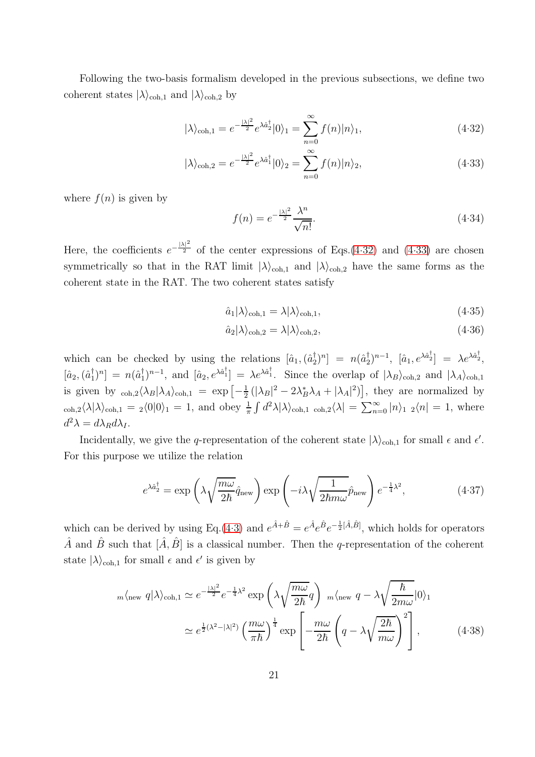Following the two-basis formalism developed in the previous subsections, we define two coherent states $|\lambda\rangle_{\rm coh,1}$ and $|\lambda\rangle_{\rm coh,2}$ by

$$|\lambda\rangle_{\rm coh,1} = e^{-\frac{|\lambda|^2}{2}} e^{\lambda \hat{a}_2^\dagger}|0\rangle_1 = \sum_{n=0}^{\infty} f(n)|n\rangle_1, \tag{4·32}$$

$$|\lambda\rangle_{\rm coh,2} = e^{-\frac{|\lambda|^2}{2}} e^{\lambda \hat{a}_1^\dagger}|0\rangle_2 = \sum_{n=0}^{\infty} f(n)|n\rangle_2, \tag{4·33}$$

where $f(n)$ is given by

$$f(n) = e^{-\frac{|\lambda|^2}{2}} \frac{\lambda^n}{\sqrt{n!}}. \tag{4·34}$$

Here, the coefficients $e^{-\frac{|\lambda|^2}{2}}$ of the center expressions of Eqs.(4·32) and (4·33) are chosen symmetrically so that in the RAT limit $|\lambda\rangle_{\rm coh,1}$ and $|\lambda\rangle_{\rm coh,2}$ have the same forms as the coherent state in the RAT. The two coherent states satisfy

$$\hat{a}_1|\lambda\rangle_{\rm coh,1} = \lambda|\lambda\rangle_{\rm coh,1}, \tag{4·35}$$

$$\hat{a}_2|\lambda\rangle_{\rm coh,2} = \lambda|\lambda\rangle_{\rm coh,2}, \tag{4·36}$$

which can be checked by using the relations $[\hat{a}_1, (\hat{a}_2^\dagger)^n] = n(\hat{a}_2^\dagger)^{n-1}$, $[\hat{a}_1, e^{\lambda \hat{a}_2^\dagger}] = \lambda e^{\lambda \hat{a}_2^\dagger}$, $[\hat{a}_2, (\hat{a}_1^\dagger)^n] = n(\hat{a}_1^\dagger)^{n-1}$, and $[\hat{a}_2, e^{\lambda \hat{a}_1^\dagger}] = \lambda e^{\lambda \hat{a}_1^\dagger}$. Since the overlap of $|\lambda_B\rangle_{\rm coh,2}$ and $|\lambda_A\rangle_{\rm coh,1}$ is given by ${}_{\rm coh,2}\langle\lambda_B|\lambda_A\rangle_{\rm coh,1} = \exp\left[-\frac{1}{2}\left(|\lambda_B|^2 - 2\lambda_B^*\lambda_A + |\lambda_A|^2\right)\right]$, they are normalized by ${}_{\rm coh,2}\langle\lambda|\lambda\rangle_{\rm coh,1} = {}_2\langle 0|0\rangle_1 = 1$, and obey $\frac{1}{\pi}\int d^2\lambda |\lambda\rangle_{\rm coh,1}\ {}_{\rm coh,2}\langle\lambda| = \sum_{n=0}^{\infty}|n\rangle_1\ {}_2\langle n| = 1$, where $d^2\lambda = d\lambda_R d\lambda_I$.

Incidentally, we give the $q$-representation of the coherent state $|\lambda\rangle_{\rm coh,1}$ for small $\epsilon$ and $\epsilon'$. For this purpose we utilize the relation

$$e^{\lambda \hat{a}_2^\dagger} = \exp\left(\lambda\sqrt{\frac{m\omega}{2\hbar}}\hat{q}_{\rm new}\right)\exp\left(-i\lambda\sqrt{\frac{1}{2\hbar m\omega}}\hat{p}_{\rm new}\right)e^{-\frac{1}{4}\lambda^2}, \tag{4·37}$$

which can be derived by using Eq.(4·3) and $e^{\hat{A}+\hat{B}} = e^{\hat{A}}e^{\hat{B}}e^{-\frac{1}{2}[\hat{A},\hat{B}]}$, which holds for operators $\hat{A}$ and $\hat{B}$ such that $[\hat{A},\hat{B}]$ is a classical number. Then the $q$-representation of the coherent state $|\lambda\rangle_{\rm coh,1}$ for small $\epsilon$ and $\epsilon'$ is given by

$$\begin{aligned}
{}_m\langle{}_{\rm new}\ q|\lambda\rangle_{\rm coh,1} &\simeq e^{-\frac{|\lambda|^2}{2}}e^{-\frac{1}{4}\lambda^2}\exp\left(\lambda\sqrt{\frac{m\omega}{2\hbar}}q\right)\ {}_m\langle{}_{\rm new}\ q - \lambda\sqrt{\frac{\hbar}{2m\omega}}|0\rangle_1 \\
&\simeq e^{\frac{1}{2}(\lambda^2 - |\lambda|^2)}\left(\frac{m\omega}{\pi\hbar}\right)^{\frac{1}{4}}\exp\left[-\frac{m\omega}{2\hbar}\left(q - \lambda\sqrt{\frac{2\hbar}{m\omega}}\right)^2\right],
\end{aligned} \tag{4·38}$$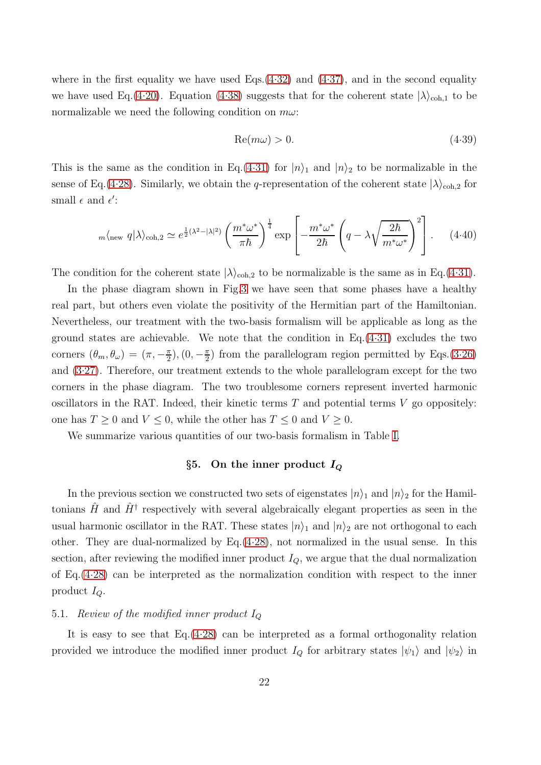where in the first equality we have used Eqs.(4·32) and (4·37), and in the second equality we have used Eq.(4·20). Equation (4·38) suggests that for the coherent state $|\lambda\rangle_{\rm coh,1}$ to be normalizable we need the following condition on $m\omega$:

$$\mathrm{Re}(m\omega) > 0. \tag{4·39}$$

This is the same as the condition in Eq.(4·31) for $|n\rangle_1$ and $|n\rangle_2$ to be normalizable in the sense of Eq.(4·28). Similarly, we obtain the $q$-representation of the coherent state $|\lambda\rangle_{\rm coh,2}$ for small $\epsilon$ and $\epsilon'$:

$${}_m\langle_{\rm new}\ q|\lambda\rangle_{\rm coh,2} \simeq e^{\frac{1}{2}(\lambda^2-|\lambda|^2)} \left(\frac{m^*\omega^*}{\pi\hbar}\right)^{\frac{1}{4}} \exp\left[-\frac{m^*\omega^*}{2\hbar}\left(q-\lambda\sqrt{\frac{2\hbar}{m^*\omega^*}}\right)^2\right]. \tag{4·40}$$

The condition for the coherent state $|\lambda\rangle_{\rm coh,2}$ to be normalizable is the same as in Eq.(4·31).

In the phase diagram shown in Fig.3 we have seen that some phases have a healthy real part, but others even violate the positivity of the Hermitian part of the Hamiltonian. Nevertheless, our treatment with the two-basis formalism will be applicable as long as the ground states are achievable. We note that the condition in Eq.(4·31) excludes the two corners $(\theta_m, \theta_\omega) = (\pi, -\frac{\pi}{2}), (0, -\frac{\pi}{2})$ from the parallelogram region permitted by Eqs.(3·26) and (3·27). Therefore, our treatment extends to the whole parallelogram except for the two corners in the phase diagram. The two troublesome corners represent inverted harmonic oscillators in the RAT. Indeed, their kinetic terms $T$ and potential terms $V$ go oppositely: one has $T \geq 0$ and $V \leq 0$, while the other has $T \leq 0$ and $V \geq 0$.

We summarize various quantities of our two-basis formalism in Table I.

## §5. On the inner product $I_Q$

In the previous section we constructed two sets of eigenstates $|n\rangle_1$ and $|n\rangle_2$ for the Hamiltonians $\hat{H}$ and $\hat{H}^\dagger$ respectively with several algebraically elegant properties as seen in the usual harmonic oscillator in the RAT. These states $|n\rangle_1$ and $|n\rangle_2$ are not orthogonal to each other. They are dual-normalized by Eq.(4·28), not normalized in the usual sense. In this section, after reviewing the modified inner product $I_Q$, we argue that the dual normalization of Eq.(4·28) can be interpreted as the normalization condition with respect to the inner product $I_Q$.

### 5.1. *Review of the modified inner product $I_Q$*

It is easy to see that Eq.(4·28) can be interpreted as a formal orthogonality relation provided we introduce the modified inner product $I_Q$ for arbitrary states $|\psi_1\rangle$ and $|\psi_2\rangle$ in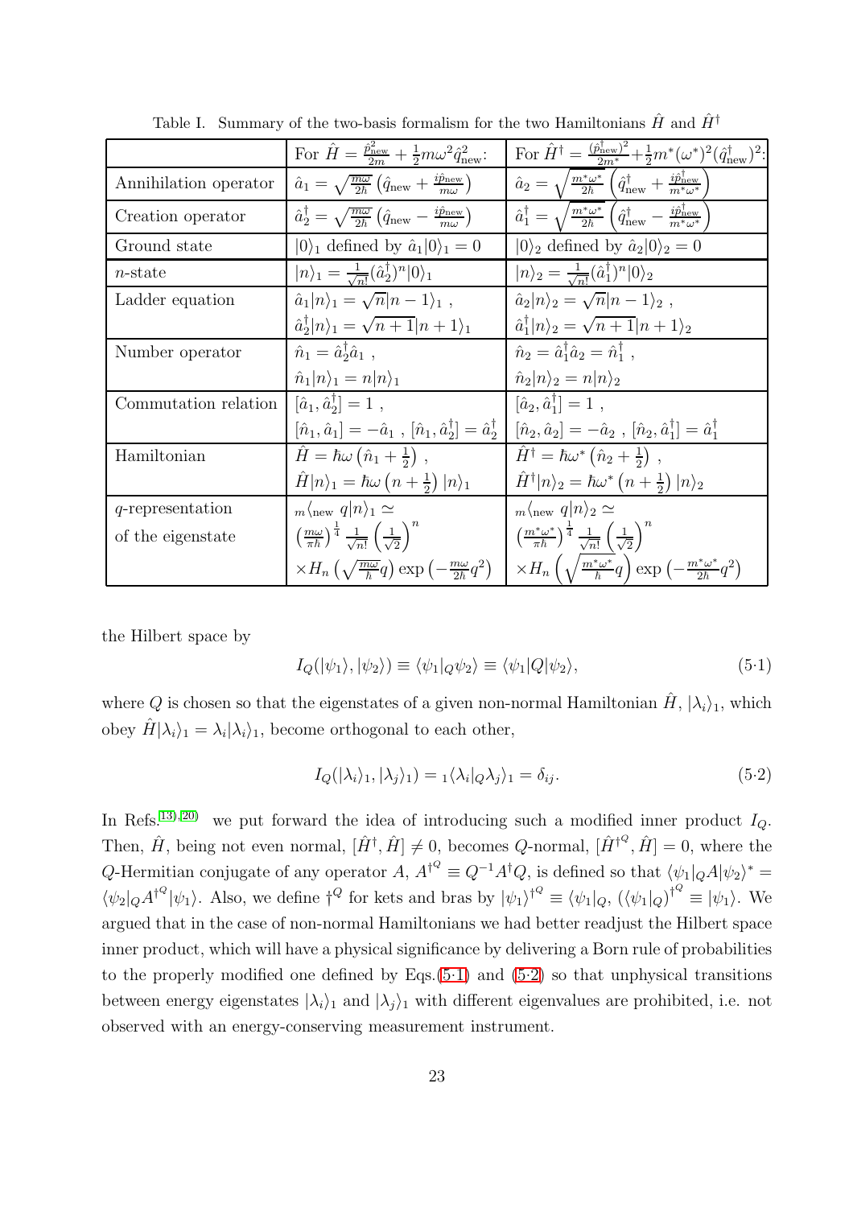Table I. Summary of the two-basis formalism for the two Hamiltonians $\hat{H}$ and $\hat{H}^\dagger$

| | For $\hat{H} = \frac{\hat{p}_{\rm new}^2}{2m} + \frac{1}{2}m\omega^2\hat{q}_{\rm new}^2$: | For $\hat{H}^\dagger = \frac{(\hat{p}_{\rm new}^\dagger)^2}{2m^*} + \frac{1}{2}m^*(\omega^*)^2(\hat{q}_{\rm new}^\dagger)^2$: |
|---|---|---|
| Annihilation operator | $\hat{a}_1 = \sqrt{\frac{m\omega}{2\hbar}}\left(\hat{q}_{\rm new} + \frac{i\hat{p}_{\rm new}}{m\omega}\right)$ | $\hat{a}_2 = \sqrt{\frac{m^*\omega^*}{2\hbar}}\left(\hat{q}_{\rm new}^\dagger + \frac{i\hat{p}_{\rm new}^\dagger}{m^*\omega^*}\right)$ |
| Creation operator | $\hat{a}_2^\dagger = \sqrt{\frac{m\omega}{2\hbar}}\left(\hat{q}_{\rm new} - \frac{i\hat{p}_{\rm new}}{m\omega}\right)$ | $\hat{a}_1^\dagger = \sqrt{\frac{m^*\omega^*}{2\hbar}}\left(\hat{q}_{\rm new}^\dagger - \frac{i\hat{p}_{\rm new}^\dagger}{m^*\omega^*}\right)$ |
| Ground state | $\|0\rangle_1$ defined by $\hat{a}_1\|0\rangle_1 = 0$ | $\|0\rangle_2$ defined by $\hat{a}_2\|0\rangle_2 = 0$ |
| $n$-state | $\|n\rangle_1 = \frac{1}{\sqrt{n!}}(\hat{a}_2^\dagger)^n\|0\rangle_1$ | $\|n\rangle_2 = \frac{1}{\sqrt{n!}}(\hat{a}_1^\dagger)^n\|0\rangle_2$ |
| Ladder equation | $\hat{a}_1\|n\rangle_1 = \sqrt{n}\|n-1\rangle_1$ , $\hat{a}_2^\dagger\|n\rangle_1 = \sqrt{n+1}\|n+1\rangle_1$ | $\hat{a}_2\|n\rangle_2 = \sqrt{n}\|n-1\rangle_2$ , $\hat{a}_1^\dagger\|n\rangle_2 = \sqrt{n+1}\|n+1\rangle_2$ |
| Number operator | $\hat{n}_1 = \hat{a}_2^\dagger\hat{a}_1$ , $\hat{n}_1\|n\rangle_1 = n\|n\rangle_1$ | $\hat{n}_2 = \hat{a}_1^\dagger\hat{a}_2 = \hat{n}_1^\dagger$ , $\hat{n}_2\|n\rangle_2 = n\|n\rangle_2$ |
| Commutation relation | $[\hat{a}_1, \hat{a}_2^\dagger] = 1$ , $[\hat{n}_1, \hat{a}_1] = -\hat{a}_1$ , $[\hat{n}_1, \hat{a}_2^\dagger] = \hat{a}_2^\dagger$ | $[\hat{a}_2, \hat{a}_1^\dagger] = 1$ , $[\hat{n}_2, \hat{a}_2] = -\hat{a}_2$ , $[\hat{n}_2, \hat{a}_1^\dagger] = \hat{a}_1^\dagger$ |
| Hamiltonian | $\hat{H} = \hbar\omega\left(\hat{n}_1 + \frac{1}{2}\right)$ , $\hat{H}\|n\rangle_1 = \hbar\omega\left(n + \frac{1}{2}\right)\|n\rangle_1$ | $\hat{H}^\dagger = \hbar\omega^*\left(\hat{n}_2 + \frac{1}{2}\right)$ , $\hat{H}^\dagger\|n\rangle_2 = \hbar\omega^*\left(n + \frac{1}{2}\right)\|n\rangle_2$ |
| $q$-representation of the eigenstate | ${}_m\langle_{\rm new}\, q\|n\rangle_1 \simeq \left(\frac{m\omega}{\pi\hbar}\right)^{\frac{1}{4}}\frac{1}{\sqrt{n!}}\left(\frac{1}{\sqrt{2}}\right)^n \times H_n\left(\sqrt{\frac{m\omega}{\hbar}}q\right)\exp\left(-\frac{m\omega}{2\hbar}q^2\right)$ | ${}_m\langle_{\rm new}\, q\|n\rangle_2 \simeq \left(\frac{m^*\omega^*}{\pi\hbar}\right)^{\frac{1}{4}}\frac{1}{\sqrt{n!}}\left(\frac{1}{\sqrt{2}}\right)^n \times H_n\left(\sqrt{\frac{m^*\omega^*}{\hbar}}q\right)\exp\left(-\frac{m^*\omega^*}{2\hbar}q^2\right)$ |

the Hilbert space by

$$I_Q(|\psi_1\rangle, |\psi_2\rangle) \equiv \langle\psi_1|_Q\psi_2\rangle \equiv \langle\psi_1|Q|\psi_2\rangle, \tag{5·1}$$

where $Q$ is chosen so that the eigenstates of a given non-normal Hamiltonian $\hat{H}$, $|\lambda_i\rangle_1$, which obey $\hat{H}|\lambda_i\rangle_1 = \lambda_i|\lambda_i\rangle_1$, become orthogonal to each other,

$$I_Q(|\lambda_i\rangle_1, |\lambda_j\rangle_1) = {}_1\langle\lambda_i|_Q\lambda_j\rangle_1 = \delta_{ij}. \tag{5·2}$$

In Refs.[13),20)] we put forward the idea of introducing such a modified inner product $I_Q$. Then, $\hat{H}$, being not even normal, $[\hat{H}^\dagger, \hat{H}] \neq 0$, becomes $Q$-normal, $[\hat{H}^{\dagger^Q}, \hat{H}] = 0$, where the $Q$-Hermitian conjugate of any operator $A$, $A^{\dagger^Q} \equiv Q^{-1}A^\dagger Q$, is defined so that $\langle\psi_1|_Q A|\psi_2\rangle^* = \langle\psi_2|_Q A^{\dagger^Q}|\psi_1\rangle$. Also, we define $\dagger^Q$ for kets and bras by $|\psi_1\rangle^{\dagger^Q} \equiv \langle\psi_1|_Q$, $(\langle\psi_1|_Q)^{\dagger^Q} \equiv |\psi_1\rangle$. We argued that in the case of non-normal Hamiltonians we had better readjust the Hilbert space inner product, which will have a physical significance by delivering a Born rule of probabilities to the properly modified one defined by Eqs.(5·1) and (5·2) so that unphysical transitions between energy eigenstates $|\lambda_i\rangle_1$ and $|\lambda_j\rangle_1$ with different eigenvalues are prohibited, i.e. not observed with an energy-conserving measurement instrument.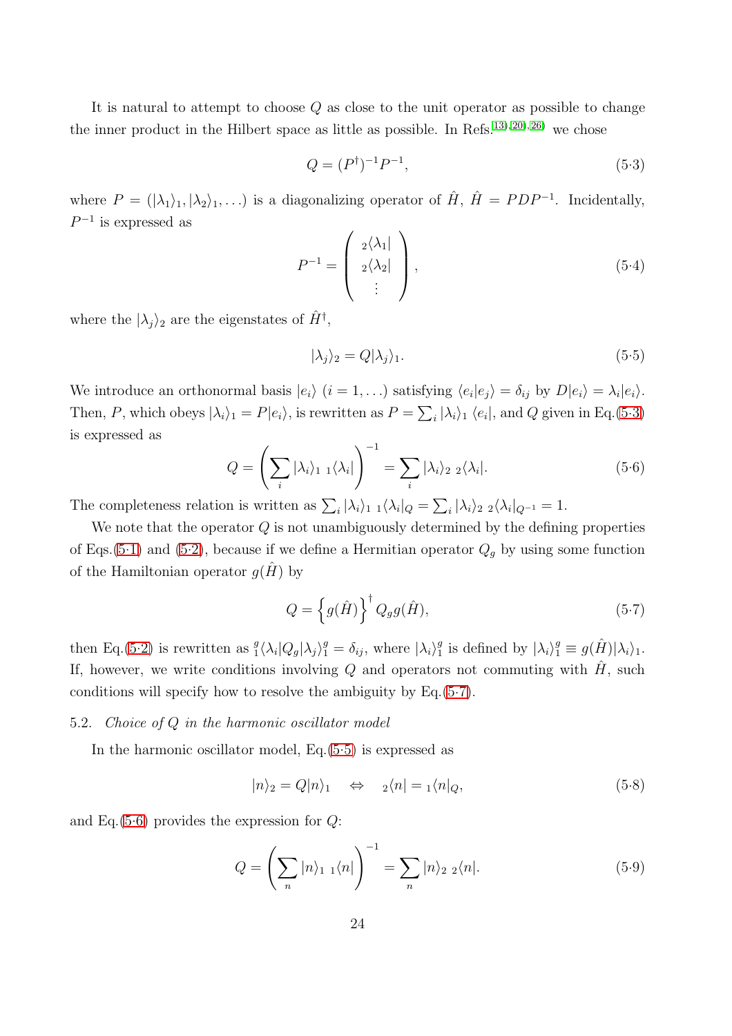It is natural to attempt to choose $Q$ as close to the unit operator as possible to change the inner product in the Hilbert space as little as possible. In Refs.[13),20),26)] we chose

$$Q = (P^\dagger)^{-1} P^{-1}, \tag{5·3}$$

where $P = (|\lambda_1\rangle_1, |\lambda_2\rangle_1, \ldots)$ is a diagonalizing operator of $\hat{H}$, $\hat{H} = PDP^{-1}$. Incidentally, $P^{-1}$ is expressed as

$$P^{-1} = \begin{pmatrix} {}_2\langle\lambda_1| \\ {}_2\langle\lambda_2| \\ \vdots \end{pmatrix}, \tag{5·4}$$

where the $|\lambda_j\rangle_2$ are the eigenstates of $\hat{H}^\dagger$,

$$|\lambda_j\rangle_2 = Q|\lambda_j\rangle_1. \tag{5·5}$$

We introduce an orthonormal basis $|e_i\rangle$ $(i = 1, \ldots)$ satisfying $\langle e_i|e_j\rangle = \delta_{ij}$ by $D|e_i\rangle = \lambda_i|e_i\rangle$. Then, $P$, which obeys $|\lambda_i\rangle_1 = P|e_i\rangle$, is rewritten as $P = \sum_i |\lambda_i\rangle_1 \langle e_i|$, and $Q$ given in Eq.(5·3) is expressed as

$$Q = \left( \sum_i |\lambda_i\rangle_1 \, {}_1\langle\lambda_i| \right)^{-1} = \sum_i |\lambda_i\rangle_2 \, {}_2\langle\lambda_i|. \tag{5·6}$$

The completeness relation is written as $\sum_i |\lambda_i\rangle_1 \, {}_1\langle\lambda_i|_Q = \sum_i |\lambda_i\rangle_2 \, {}_2\langle\lambda_i|_{Q^{-1}} = 1$.

We note that the operator $Q$ is not unambiguously determined by the defining properties of Eqs.(5·1) and (5·2), because if we define a Hermitian operator $Q_g$ by using some function of the Hamiltonian operator $g(\hat{H})$ by

$$Q = \left\{ g(\hat{H}) \right\}^\dagger Q_g g(\hat{H}), \tag{5·7}$$

then Eq.(5·2) is rewritten as ${}^g_1\langle\lambda_i|Q_g|\lambda_j\rangle^g_1 = \delta_{ij}$, where $|\lambda_i\rangle^g_1$ is defined by $|\lambda_i\rangle^g_1 \equiv g(\hat{H})|\lambda_i\rangle_1$. If, however, we write conditions involving $Q$ and operators not commuting with $\hat{H}$, such conditions will specify how to resolve the ambiguity by Eq.(5·7).

### 5.2. *Choice of $Q$ in the harmonic oscillator model*

In the harmonic oscillator model, Eq.(5·5) is expressed as

$$|n\rangle_2 = Q|n\rangle_1 \quad \Leftrightarrow \quad {}_2\langle n| = {}_1\langle n|_Q, \tag{5·8}$$

and Eq.(5·6) provides the expression for $Q$:

$$Q = \left( \sum_n |n\rangle_1 \, {}_1\langle n| \right)^{-1} = \sum_n |n\rangle_2 \, {}_2\langle n|. \tag{5·9}$$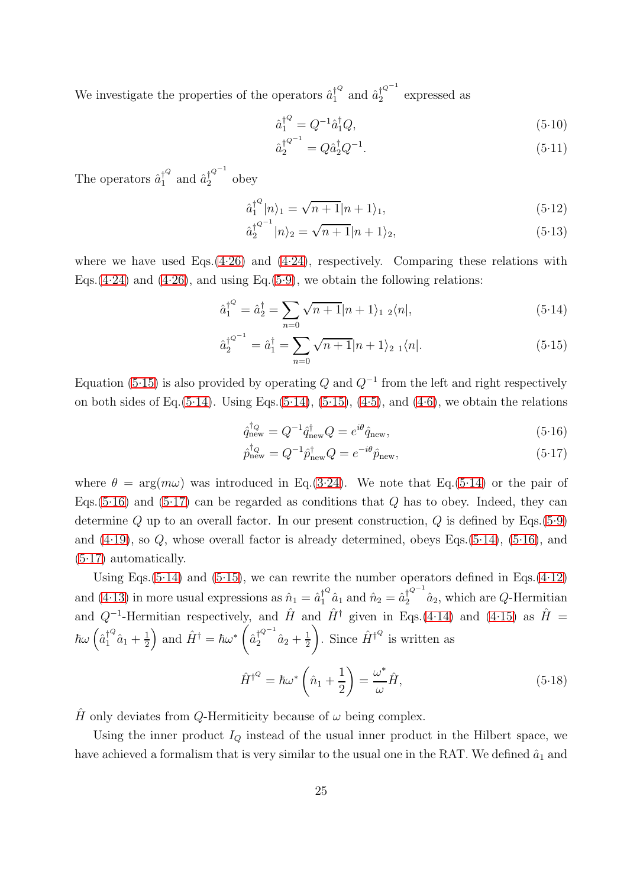We investigate the properties of the operators $\hat{a}_1^{\dagger^Q}$ and $\hat{a}_2^{\dagger^{Q^{-1}}}$ expressed as

$$\hat{a}_1^{\dagger^Q} = Q^{-1}\hat{a}_1^\dagger Q, \tag{5·10}$$

$$\hat{a}_2^{\dagger^{Q^{-1}}} = Q\hat{a}_2^\dagger Q^{-1}. \tag{5·11}$$

The operators $\hat{a}_1^{\dagger^Q}$ and $\hat{a}_2^{\dagger^{Q^{-1}}}$ obey

$$\hat{a}_1^{\dagger^Q}|n\rangle_1 = \sqrt{n+1}|n+1\rangle_1, \tag{5·12}$$

$$\hat{a}_2^{\dagger^{Q^{-1}}}|n\rangle_2 = \sqrt{n+1}|n+1\rangle_2, \tag{5·13}$$

where we have used Eqs.(4·26) and (4·24), respectively. Comparing these relations with Eqs.(4·24) and (4·26), and using Eq.(5·9), we obtain the following relations:

$$\hat{a}_1^{\dagger^Q} = \hat{a}_2^\dagger = \sum_{n=0}\sqrt{n+1}|n+1\rangle_1\ {}_2\langle n|, \tag{5·14}$$

$$\hat{a}_2^{\dagger^{Q^{-1}}} = \hat{a}_1^\dagger = \sum_{n=0}\sqrt{n+1}|n+1\rangle_2\ {}_1\langle n|. \tag{5·15}$$

Equation (5·15) is also provided by operating $Q$ and $Q^{-1}$ from the left and right respectively on both sides of Eq.(5·14). Using Eqs.(5·14), (5·15), (4·5), and (4·6), we obtain the relations

$$\hat{q}_{\text{new}}^{\dagger_Q} = Q^{-1}\hat{q}_{\text{new}}^\dagger Q = e^{i\theta}\hat{q}_{\text{new}}, \tag{5·16}$$

$$\hat{p}_{\text{new}}^{\dagger_Q} = Q^{-1}\hat{p}_{\text{new}}^\dagger Q = e^{-i\theta}\hat{p}_{\text{new}}, \tag{5·17}$$

where $\theta = \arg(m\omega)$ was introduced in Eq.(3·24). We note that Eq.(5·14) or the pair of Eqs.(5·16) and (5·17) can be regarded as conditions that $Q$ has to obey. Indeed, they can determine $Q$ up to an overall factor. In our present construction, $Q$ is defined by Eqs.(5·9) and (4·19), so $Q$, whose overall factor is already determined, obeys Eqs.(5·14), (5·16), and (5·17) automatically.

Using Eqs.(5·14) and (5·15), we can rewrite the number operators defined in Eqs.(4·12) and (4·13) in more usual expressions as $\hat{n}_1 = \hat{a}_1^{\dagger^Q}\hat{a}_1$ and $\hat{n}_2 = \hat{a}_2^{\dagger^{Q^{-1}}}\hat{a}_2$, which are $Q$-Hermitian and $Q^{-1}$-Hermitian respectively, and $\hat{H}$ and $\hat{H}^\dagger$ given in Eqs.(4·14) and (4·15) as $\hat{H} = \hbar\omega\left(\hat{a}_1^{\dagger^Q}\hat{a}_1 + \frac{1}{2}\right)$ and $\hat{H}^\dagger = \hbar\omega^*\left(\hat{a}_2^{\dagger^{Q^{-1}}}\hat{a}_2 + \frac{1}{2}\right)$. Since $\hat{H}^{\dagger^Q}$ is written as

$$\hat{H}^{\dagger^Q} = \hbar\omega^*\left(\hat{n}_1 + \frac{1}{2}\right) = \frac{\omega^*}{\omega}\hat{H}, \tag{5·18}$$

$\hat{H}$ only deviates from $Q$-Hermiticity because of $\omega$ being complex.

Using the inner product $I_Q$ instead of the usual inner product in the Hilbert space, we have achieved a formalism that is very similar to the usual one in the RAT. We defined $\hat{a}_1$ and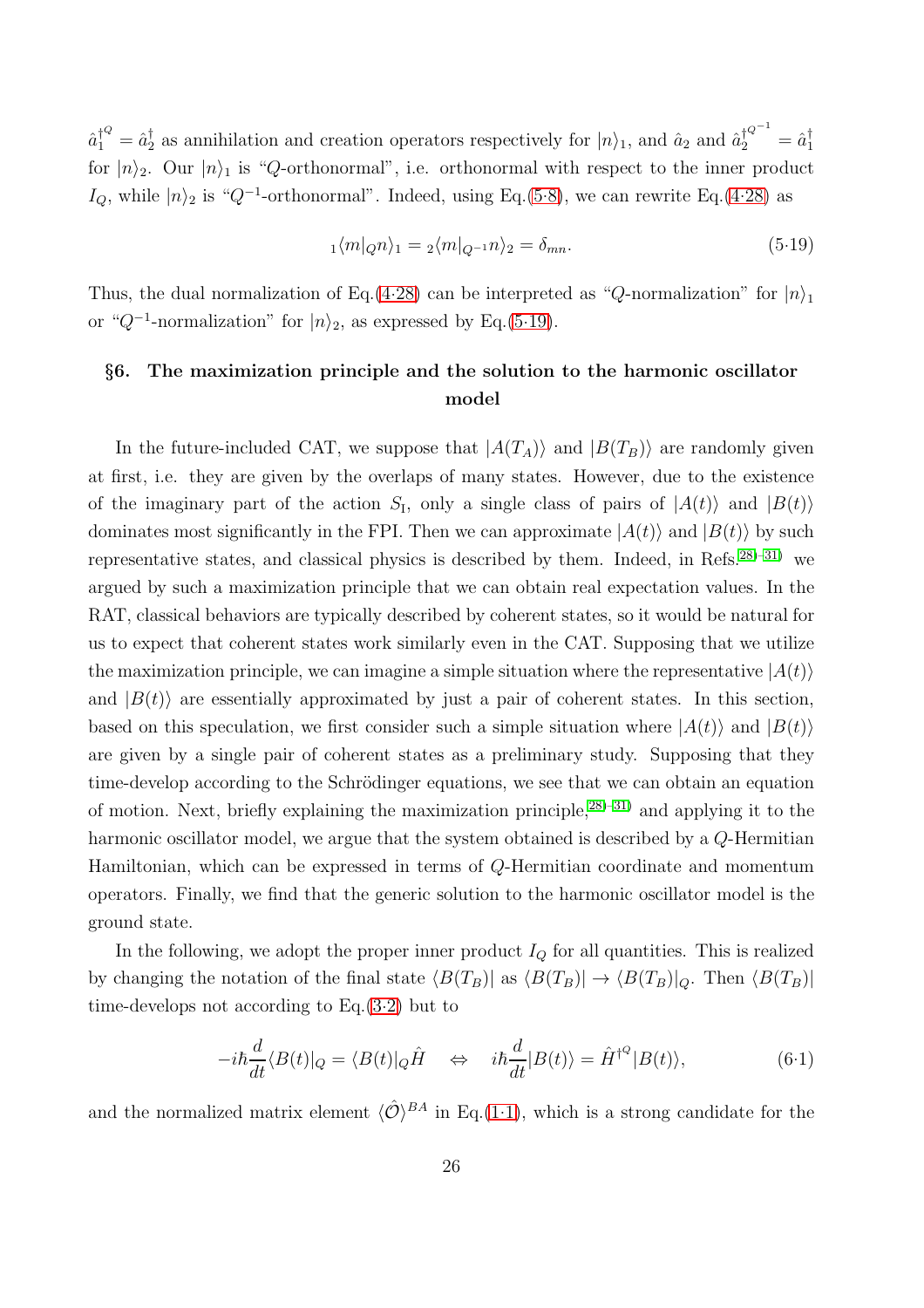$\hat{a}_1^{\dagger^Q} = \hat{a}_2^\dagger$ as annihilation and creation operators respectively for $|n\rangle_1$, and $\hat{a}_2$ and $\hat{a}_2^{\dagger^{Q^{-1}}} = \hat{a}_1^\dagger$ for $|n\rangle_2$. Our $|n\rangle_1$ is "$Q$-orthonormal", i.e. orthonormal with respect to the inner product $I_Q$, while $|n\rangle_2$ is "$Q^{-1}$-orthonormal". Indeed, using Eq.(5·8), we can rewrite Eq.(4·28) as

$$ {}_1\langle m|_Q n\rangle_1 = {}_2\langle m|_{Q^{-1}} n\rangle_2 = \delta_{mn}. \tag{5·19}$$

Thus, the dual normalization of Eq.(4·28) can be interpreted as "$Q$-normalization" for $|n\rangle_1$ or "$Q^{-1}$-normalization" for $|n\rangle_2$, as expressed by Eq.(5·19).

## §6. The maximization principle and the solution to the harmonic oscillator model

In the future-included CAT, we suppose that $|A(T_A)\rangle$ and $|B(T_B)\rangle$ are randomly given at first, i.e. they are given by the overlaps of many states. However, due to the existence of the imaginary part of the action $S_{\mathrm{I}}$, only a single class of pairs of $|A(t)\rangle$ and $|B(t)\rangle$ dominates most significantly in the FPI. Then we can approximate $|A(t)\rangle$ and $|B(t)\rangle$ by such representative states, and classical physics is described by them. Indeed, in Refs.[28)–31)] we argued by such a maximization principle that we can obtain real expectation values. In the RAT, classical behaviors are typically described by coherent states, so it would be natural for us to expect that coherent states work similarly even in the CAT. Supposing that we utilize the maximization principle, we can imagine a simple situation where the representative $|A(t)\rangle$ and $|B(t)\rangle$ are essentially approximated by just a pair of coherent states. In this section, based on this speculation, we first consider such a simple situation where $|A(t)\rangle$ and $|B(t)\rangle$ are given by a single pair of coherent states as a preliminary study. Supposing that they time-develop according to the Schrödinger equations, we see that we can obtain an equation of motion. Next, briefly explaining the maximization principle,[28)–31)] and applying it to the harmonic oscillator model, we argue that the system obtained is described by a $Q$-Hermitian Hamiltonian, which can be expressed in terms of $Q$-Hermitian coordinate and momentum operators. Finally, we find that the generic solution to the harmonic oscillator model is the ground state.

In the following, we adopt the proper inner product $I_Q$ for all quantities. This is realized by changing the notation of the final state $\langle B(T_B)|$ as $\langle B(T_B)| \to \langle B(T_B)|_Q$. Then $\langle B(T_B)|$ time-develops not according to Eq.(3·2) but to

$$ -i\hbar \frac{d}{dt}\langle B(t)|_Q = \langle B(t)|_Q \hat{H} \quad \Leftrightarrow \quad i\hbar \frac{d}{dt}|B(t)\rangle = \hat{H}^{\dagger^Q}|B(t)\rangle, \tag{6·1}$$

and the normalized matrix element $\langle \hat{\mathcal{O}} \rangle^{BA}$ in Eq.(1·1), which is a strong candidate for the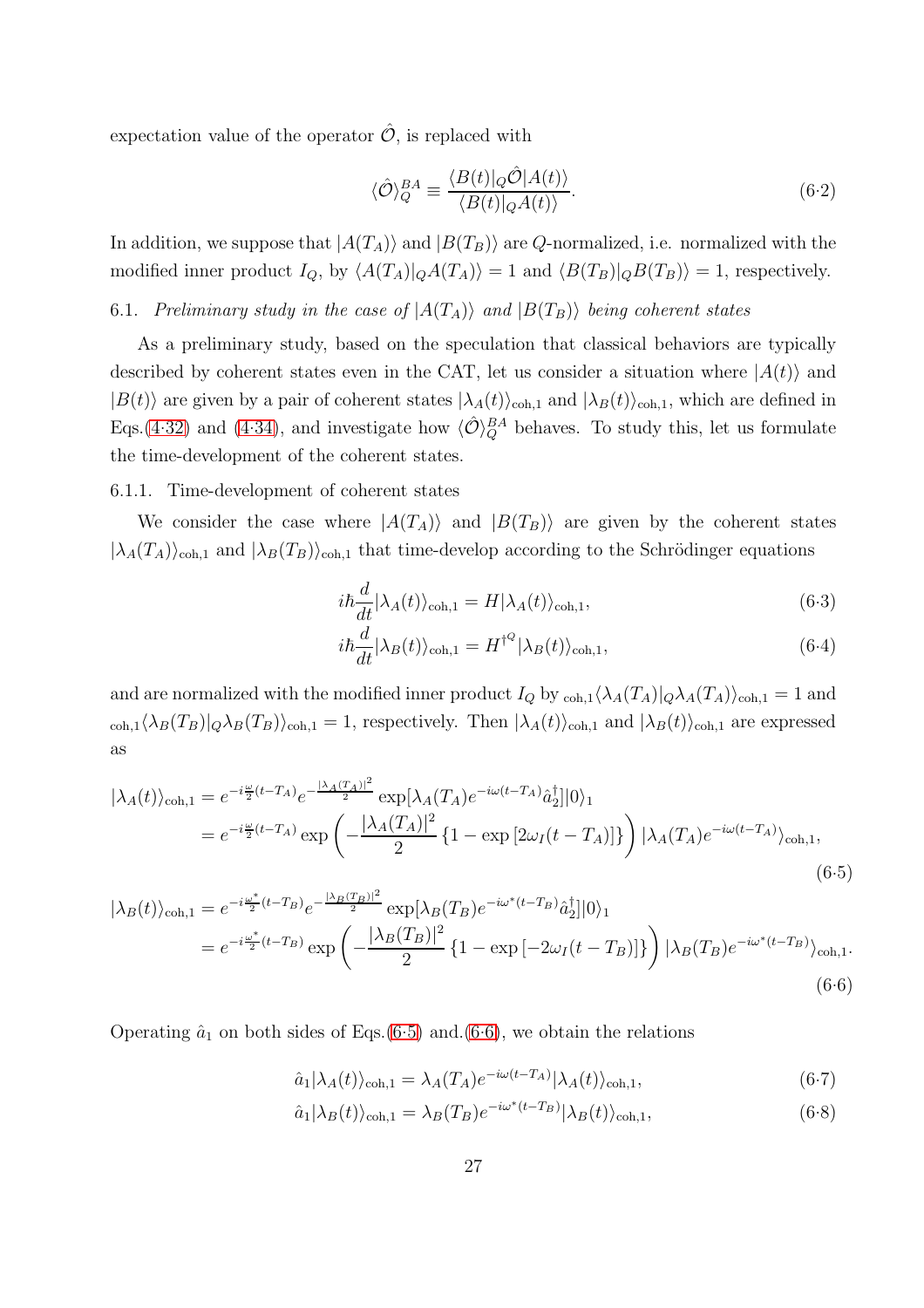expectation value of the operator $\hat{\mathcal{O}}$, is replaced with

$$\langle \hat{\mathcal{O}} \rangle_Q^{BA} \equiv \frac{\langle B(t)|_Q \hat{\mathcal{O}} |A(t)\rangle}{\langle B(t)|_Q A(t)\rangle}. \tag{6·2}$$

In addition, we suppose that $|A(T_A)\rangle$ and $|B(T_B)\rangle$ are $Q$-normalized, i.e. normalized with the modified inner product $I_Q$, by $\langle A(T_A)|_Q A(T_A)\rangle = 1$ and $\langle B(T_B)|_Q B(T_B)\rangle = 1$, respectively.

### 6.1. *Preliminary study in the case of $|A(T_A)\rangle$ and $|B(T_B)\rangle$ being coherent states*

As a preliminary study, based on the speculation that classical behaviors are typically described by coherent states even in the CAT, let us consider a situation where $|A(t)\rangle$ and $|B(t)\rangle$ are given by a pair of coherent states $|\lambda_A(t)\rangle_{\text{coh},1}$ and $|\lambda_B(t)\rangle_{\text{coh},1}$, which are defined in Eqs.(4·32) and (4·34), and investigate how $\langle \hat{\mathcal{O}} \rangle_Q^{BA}$ behaves. To study this, let us formulate the time-development of the coherent states.

#### 6.1.1. Time-development of coherent states

We consider the case where $|A(T_A)\rangle$ and $|B(T_B)\rangle$ are given by the coherent states $|\lambda_A(T_A)\rangle_{\text{coh},1}$ and $|\lambda_B(T_B)\rangle_{\text{coh},1}$ that time-develop according to the Schrödinger equations

$$i\hbar \frac{d}{dt} |\lambda_A(t)\rangle_{\text{coh},1} = H |\lambda_A(t)\rangle_{\text{coh},1}, \tag{6·3}$$

$$i\hbar \frac{d}{dt} |\lambda_B(t)\rangle_{\text{coh},1} = H^{\dagger^Q} |\lambda_B(t)\rangle_{\text{coh},1}, \tag{6·4}$$

and are normalized with the modified inner product $I_Q$ by ${}_{\text{coh},1}\langle \lambda_A(T_A)|_Q \lambda_A(T_A)\rangle_{\text{coh},1} = 1$ and ${}_{\text{coh},1}\langle \lambda_B(T_B)|_Q \lambda_B(T_B)\rangle_{\text{coh},1} = 1$, respectively. Then $|\lambda_A(t)\rangle_{\text{coh},1}$ and $|\lambda_B(t)\rangle_{\text{coh},1}$ are expressed as

$$\begin{aligned}
|\lambda_A(t)\rangle_{\text{coh},1} &= e^{-i\frac{\omega}{2}(t-T_A)} e^{-\frac{|\lambda_A(T_A)|^2}{2}} \exp[\lambda_A(T_A) e^{-i\omega(t-T_A)} \hat{a}_2^\dagger] |0\rangle_1 \\
&= e^{-i\frac{\omega}{2}(t-T_A)} \exp\left( -\frac{|\lambda_A(T_A)|^2}{2} \left\{ 1 - \exp\left[ 2\omega_I (t-T_A) \right] \right\} \right) |\lambda_A(T_A) e^{-i\omega(t-T_A)}\rangle_{\text{coh},1},
\end{aligned} \tag{6·5}$$

$$\begin{aligned}
|\lambda_B(t)\rangle_{\text{coh},1} &= e^{-i\frac{\omega^*}{2}(t-T_B)} e^{-\frac{|\lambda_B(T_B)|^2}{2}} \exp[\lambda_B(T_B) e^{-i\omega^*(t-T_B)} \hat{a}_2^\dagger] |0\rangle_1 \\
&= e^{-i\frac{\omega^*}{2}(t-T_B)} \exp\left( -\frac{|\lambda_B(T_B)|^2}{2} \left\{ 1 - \exp\left[ -2\omega_I (t-T_B) \right] \right\} \right) |\lambda_B(T_B) e^{-i\omega^*(t-T_B)}\rangle_{\text{coh},1}.
\end{aligned} \tag{6·6}$$

Operating $\hat{a}_1$ on both sides of Eqs.(6·5) and.(6·6), we obtain the relations

$$\hat{a}_1 |\lambda_A(t)\rangle_{\text{coh},1} = \lambda_A(T_A) e^{-i\omega(t-T_A)} |\lambda_A(t)\rangle_{\text{coh},1}, \tag{6·7}$$

$$\hat{a}_1 |\lambda_B(t)\rangle_{\text{coh},1} = \lambda_B(T_B) e^{-i\omega^*(t-T_B)} |\lambda_B(t)\rangle_{\text{coh},1}, \tag{6·8}$$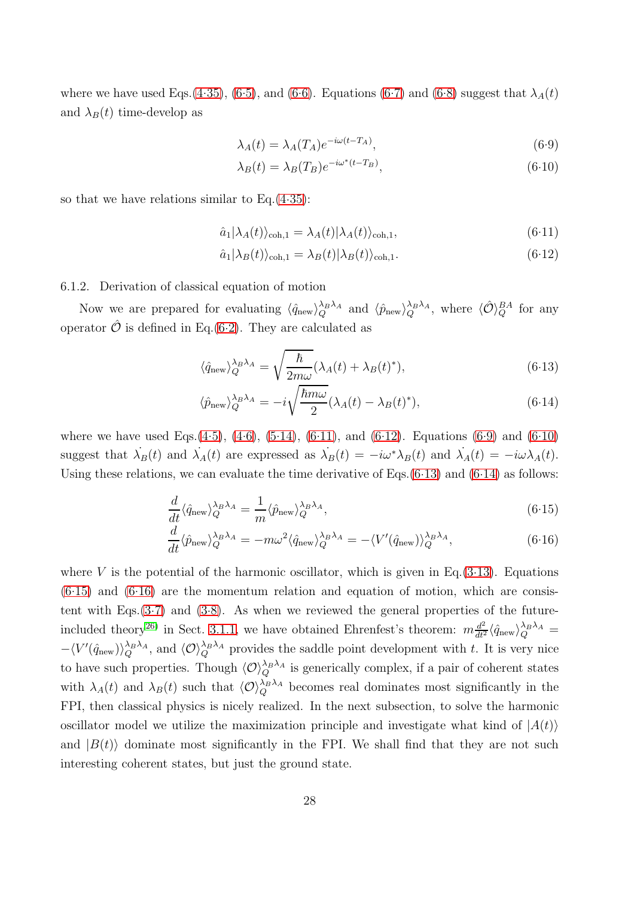where we have used Eqs.(4·35), (6·5), and (6·6). Equations (6·7) and (6·8) suggest that $\lambda_A(t)$ and $\lambda_B(t)$ time-develop as

$$\lambda_A(t) = \lambda_A(T_A) e^{-i\omega(t-T_A)}, \tag{6·9}$$

$$\lambda_B(t) = \lambda_B(T_B) e^{-i\omega^*(t-T_B)}, \tag{6·10}$$

so that we have relations similar to Eq.(4·35):

$$\hat{a}_1 |\lambda_A(t)\rangle_{\mathrm{coh},1} = \lambda_A(t) |\lambda_A(t)\rangle_{\mathrm{coh},1}, \tag{6·11}$$

$$\hat{a}_1 |\lambda_B(t)\rangle_{\mathrm{coh},1} = \lambda_B(t) |\lambda_B(t)\rangle_{\mathrm{coh},1}. \tag{6·12}$$

6.1.2. Derivation of classical equation of motion

Now we are prepared for evaluating $\langle \hat{q}_{\mathrm{new}} \rangle_Q^{\lambda_B \lambda_A}$ and $\langle \hat{p}_{\mathrm{new}} \rangle_Q^{\lambda_B \lambda_A}$, where $\langle \hat{\mathcal{O}} \rangle_Q^{BA}$ for any operator $\hat{\mathcal{O}}$ is defined in Eq.(6·2). They are calculated as

$$\langle \hat{q}_{\mathrm{new}} \rangle_Q^{\lambda_B \lambda_A} = \sqrt{\frac{\hbar}{2m\omega}} (\lambda_A(t) + \lambda_B(t)^*), \tag{6·13}$$

$$\langle \hat{p}_{\mathrm{new}} \rangle_Q^{\lambda_B \lambda_A} = -i \sqrt{\frac{\hbar m \omega}{2}} (\lambda_A(t) - \lambda_B(t)^*), \tag{6·14}$$

where we have used Eqs.(4·5), (4·6), (5·14), (6·11), and (6·12). Equations (6·9) and (6·10) suggest that $\dot{\lambda}_B(t)$ and $\dot{\lambda}_A(t)$ are expressed as $\dot{\lambda}_B(t) = -i\omega^* \lambda_B(t)$ and $\dot{\lambda}_A(t) = -i\omega \lambda_A(t)$. Using these relations, we can evaluate the time derivative of Eqs.(6·13) and (6·14) as follows:

$$\frac{d}{dt} \langle \hat{q}_{\mathrm{new}} \rangle_Q^{\lambda_B \lambda_A} = \frac{1}{m} \langle \hat{p}_{\mathrm{new}} \rangle_Q^{\lambda_B \lambda_A}, \tag{6·15}$$

$$\frac{d}{dt} \langle \hat{p}_{\mathrm{new}} \rangle_Q^{\lambda_B \lambda_A} = -m\omega^2 \langle \hat{q}_{\mathrm{new}} \rangle_Q^{\lambda_B \lambda_A} = -\langle V'(\hat{q}_{\mathrm{new}}) \rangle_Q^{\lambda_B \lambda_A}, \tag{6·16}$$

where $V$ is the potential of the harmonic oscillator, which is given in Eq.(3·13). Equations (6·15) and (6·16) are the momentum relation and equation of motion, which are consistent with Eqs.(3·7) and (3·8). As when we reviewed the general properties of the future-included theory[26] in Sect. 3.1.1, we have obtained Ehrenfest's theorem: $m \frac{d^2}{dt^2} \langle \hat{q}_{\mathrm{new}} \rangle_Q^{\lambda_B \lambda_A} = -\langle V'(\hat{q}_{\mathrm{new}}) \rangle_Q^{\lambda_B \lambda_A}$, and $\langle \mathcal{O} \rangle_Q^{\lambda_B \lambda_A}$ provides the saddle point development with $t$. It is very nice to have such properties. Though $\langle \mathcal{O} \rangle_Q^{\lambda_B \lambda_A}$ is generically complex, if a pair of coherent states with $\lambda_A(t)$ and $\lambda_B(t)$ such that $\langle \mathcal{O} \rangle_Q^{\lambda_B \lambda_A}$ becomes real dominates most significantly in the FPI, then classical physics is nicely realized. In the next subsection, to solve the harmonic oscillator model we utilize the maximization principle and investigate what kind of $|A(t)\rangle$ and $|B(t)\rangle$ dominate most significantly in the FPI. We shall find that they are not such interesting coherent states, but just the ground state.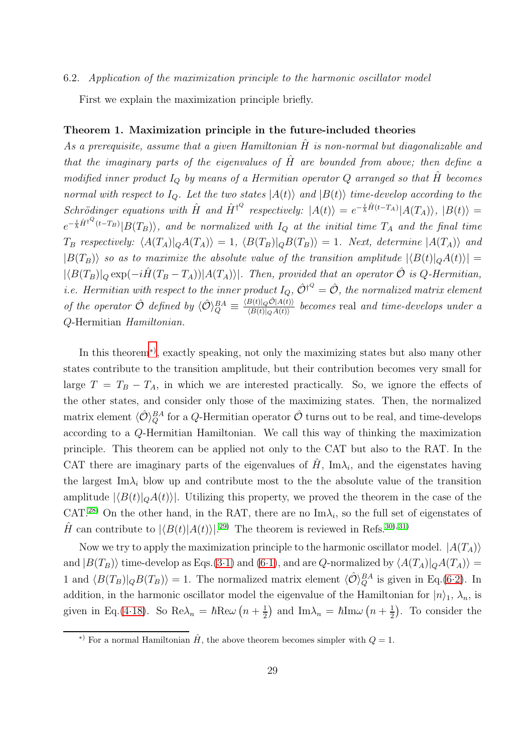### 6.2. *Application of the maximization principle to the harmonic oscillator model*

First we explain the maximization principle briefly.

**Theorem 1. Maximization principle in the future-included theories**

*As a prerequisite, assume that a given Hamiltonian $\hat{H}$ is non-normal but diagonalizable and that the imaginary parts of the eigenvalues of $\hat{H}$ are bounded from above; then define a modified inner product $I_Q$ by means of a Hermitian operator $Q$ arranged so that $\hat{H}$ becomes normal with respect to $I_Q$. Let the two states $|A(t)\rangle$ and $|B(t)\rangle$ time-develop according to the Schrödinger equations with $\hat{H}$ and $\hat{H}^{\dagger^Q}$ respectively: $|A(t)\rangle = e^{-\frac{i}{\hbar}\hat{H}(t-T_A)}|A(T_A)\rangle$, $|B(t)\rangle = e^{-\frac{i}{\hbar}\hat{H}^{\dagger^Q}(t-T_B)}|B(T_B)\rangle$, and be normalized with $I_Q$ at the initial time $T_A$ and the final time $T_B$ respectively: $\langle A(T_A)|_Q A(T_A)\rangle = 1$, $\langle B(T_B)|_Q B(T_B)\rangle = 1$. Next, determine $|A(T_A)\rangle$ and $|B(T_B)\rangle$ so as to maximize the absolute value of the transition amplitude $|\langle B(t)|_Q A(t)\rangle| = |\langle B(T_B)|_Q \exp(-i\hat{H}(T_B - T_A))|A(T_A)\rangle|$. Then, provided that an operator $\hat{\mathcal{O}}$ is $Q$-Hermitian, i.e. Hermitian with respect to the inner product $I_Q$, $\hat{\mathcal{O}}^{\dagger^Q} = \hat{\mathcal{O}}$, the normalized matrix element of the operator $\hat{\mathcal{O}}$ defined by $\langle\hat{\mathcal{O}}\rangle_Q^{BA} \equiv \frac{\langle B(t)|_Q\hat{\mathcal{O}}|A(t)\rangle}{\langle B(t)|_Q A(t)\rangle}$ becomes* real *and time-develops under a* $Q$-Hermitian *Hamiltonian.*

In this theorem[*], exactly speaking, not only the maximizing states but also many other states contribute to the transition amplitude, but their contribution becomes very small for large $T = T_B - T_A$, in which we are interested practically. So, we ignore the effects of the other states, and consider only those of the maximizing states. Then, the normalized matrix element $\langle\hat{\mathcal{O}}\rangle_Q^{BA}$ for a $Q$-Hermitian operator $\hat{\mathcal{O}}$ turns out to be real, and time-develops according to a $Q$-Hermitian Hamiltonian. We call this way of thinking the maximization principle. This theorem can be applied not only to the CAT but also to the RAT. In the CAT there are imaginary parts of the eigenvalues of $\hat{H}$, $\text{Im}\lambda_i$, and the eigenstates having the largest $\text{Im}\lambda_i$ blow up and contribute most to the the absolute value of the transition amplitude $|\langle B(t)|_Q A(t)\rangle|$. Utilizing this property, we proved the theorem in the case of the CAT.[28] On the other hand, in the RAT, there are no $\text{Im}\lambda_i$, so the full set of eigenstates of $\hat{H}$ can contribute to $|\langle B(t)|A(t)\rangle|$.[29] The theorem is reviewed in Refs.[30],[31]

Now we try to apply the maximization principle to the harmonic oscillator model. $|A(T_A)\rangle$ and $|B(T_B)\rangle$ time-develop as Eqs.(3·1) and (6·1), and are $Q$-normalized by $\langle A(T_A)|_Q A(T_A)\rangle = 1$ and $\langle B(T_B)|_Q B(T_B)\rangle = 1$. The normalized matrix element $\langle\hat{\mathcal{O}}\rangle_Q^{BA}$ is given in Eq.(6·2). In addition, in the harmonic oscillator model the eigenvalue of the Hamiltonian for $|n\rangle_1$, $\lambda_n$, is given in Eq.(4·18). So $\text{Re}\lambda_n = \hbar\text{Re}\omega\left(n + \frac{1}{2}\right)$ and $\text{Im}\lambda_n = \hbar\text{Im}\omega\left(n + \frac{1}{2}\right)$. To consider the

---

[*] For a normal Hamiltonian $\hat{H}$, the above theorem becomes simpler with $Q = 1$.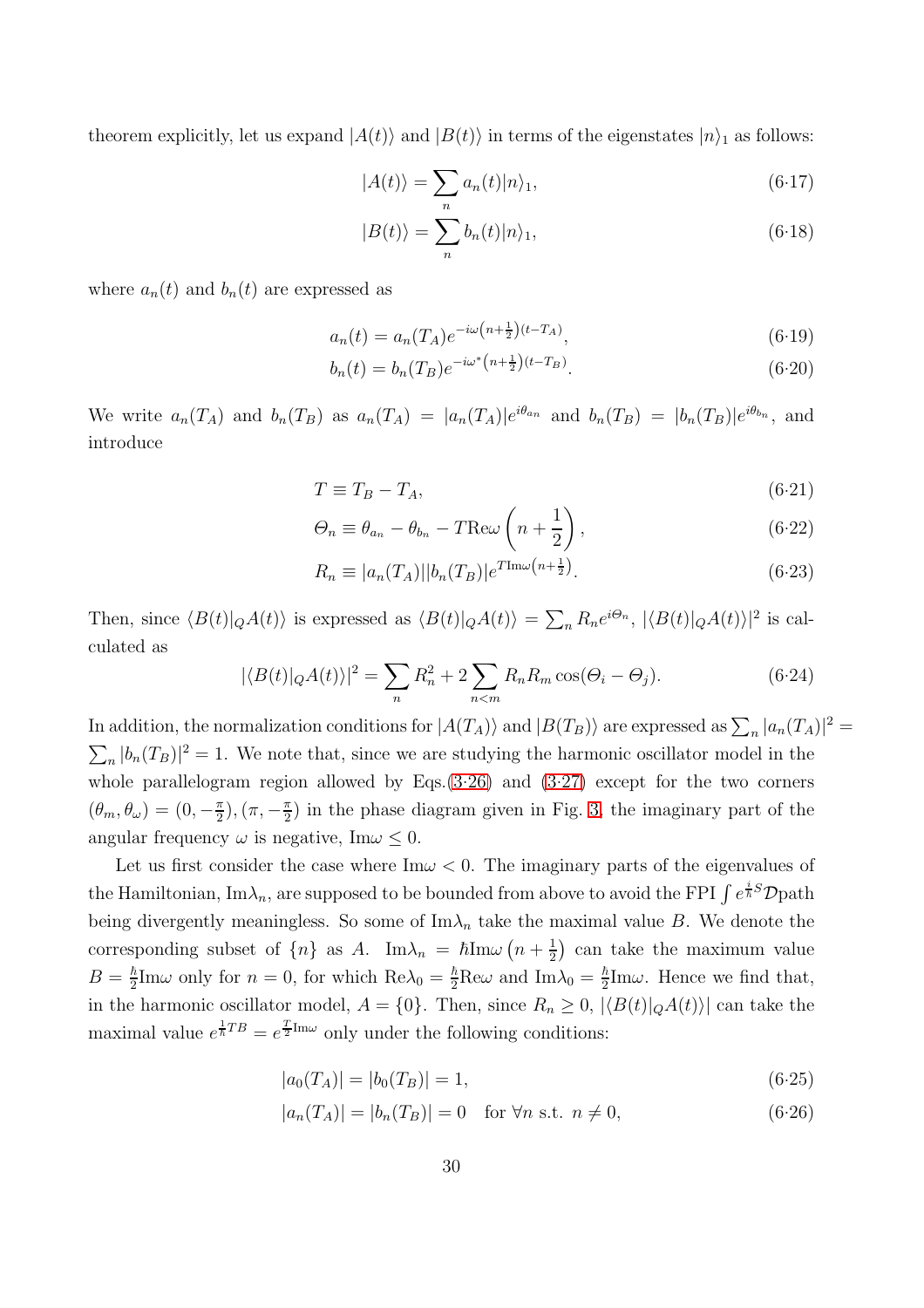theorem explicitly, let us expand $|A(t)\rangle$ and $|B(t)\rangle$ in terms of the eigenstates $|n\rangle_1$ as follows:

$$|A(t)\rangle = \sum_n a_n(t)|n\rangle_1, \tag{6·17}$$

$$|B(t)\rangle = \sum_n b_n(t)|n\rangle_1, \tag{6·18}$$

where $a_n(t)$ and $b_n(t)$ are expressed as

$$a_n(t) = a_n(T_A)e^{-i\omega\left(n+\frac{1}{2}\right)(t-T_A)}, \tag{6·19}$$

$$b_n(t) = b_n(T_B)e^{-i\omega^*\left(n+\frac{1}{2}\right)(t-T_B)}. \tag{6·20}$$

We write $a_n(T_A)$ and $b_n(T_B)$ as $a_n(T_A) = |a_n(T_A)|e^{i\theta_{a_n}}$ and $b_n(T_B) = |b_n(T_B)|e^{i\theta_{b_n}}$, and introduce

$$T \equiv T_B - T_A, \tag{6·21}$$

$$\Theta_n \equiv \theta_{a_n} - \theta_{b_n} - T\mathrm{Re}\omega\left(n+\frac{1}{2}\right), \tag{6·22}$$

$$R_n \equiv |a_n(T_A)||b_n(T_B)|e^{T\mathrm{Im}\omega\left(n+\frac{1}{2}\right)}. \tag{6·23}$$

Then, since $\langle B(t)|_Q A(t)\rangle$ is expressed as $\langle B(t)|_Q A(t)\rangle = \sum_n R_n e^{i\Theta_n}$, $|\langle B(t)|_Q A(t)\rangle|^2$ is calculated as

$$|\langle B(t)|_Q A(t)\rangle|^2 = \sum_n R_n^2 + 2\sum_{n<m} R_n R_m \cos(\Theta_i - \Theta_j). \tag{6·24}$$

In addition, the normalization conditions for $|A(T_A)\rangle$ and $|B(T_B)\rangle$ are expressed as $\sum_n |a_n(T_A)|^2 = \sum_n |b_n(T_B)|^2 = 1$. We note that, since we are studying the harmonic oscillator model in the whole parallelogram region allowed by Eqs.(3·26) and (3·27) except for the two corners $(\theta_m, \theta_\omega) = (0, -\frac{\pi}{2}), (\pi, -\frac{\pi}{2})$ in the phase diagram given in Fig. 3, the imaginary part of the angular frequency $\omega$ is negative, $\mathrm{Im}\omega \leq 0$.

Let us first consider the case where $\mathrm{Im}\omega < 0$. The imaginary parts of the eigenvalues of the Hamiltonian, $\mathrm{Im}\lambda_n$, are supposed to be bounded from above to avoid the FPI $\int e^{\frac{i}{\hbar}S}\mathcal{D}\mathrm{path}$ being divergently meaningless. So some of $\mathrm{Im}\lambda_n$ take the maximal value $B$. We denote the corresponding subset of $\{n\}$ as $A$. $\mathrm{Im}\lambda_n = \hbar\mathrm{Im}\omega\left(n+\frac{1}{2}\right)$ can take the maximum value $B = \frac{\hbar}{2}\mathrm{Im}\omega$ only for $n = 0$, for which $\mathrm{Re}\lambda_0 = \frac{\hbar}{2}\mathrm{Re}\omega$ and $\mathrm{Im}\lambda_0 = \frac{\hbar}{2}\mathrm{Im}\omega$. Hence we find that, in the harmonic oscillator model, $A = \{0\}$. Then, since $R_n \geq 0$, $|\langle B(t)|_Q A(t)\rangle|$ can take the maximal value $e^{\frac{1}{\hbar}TB} = e^{\frac{T}{2}\mathrm{Im}\omega}$ only under the following conditions:

$$|a_0(T_A)| = |b_0(T_B)| = 1, \tag{6·25}$$

$$|a_n(T_A)| = |b_n(T_B)| = 0 \quad \text{for } \forall n \text{ s.t. } n \neq 0, \tag{6·26}$$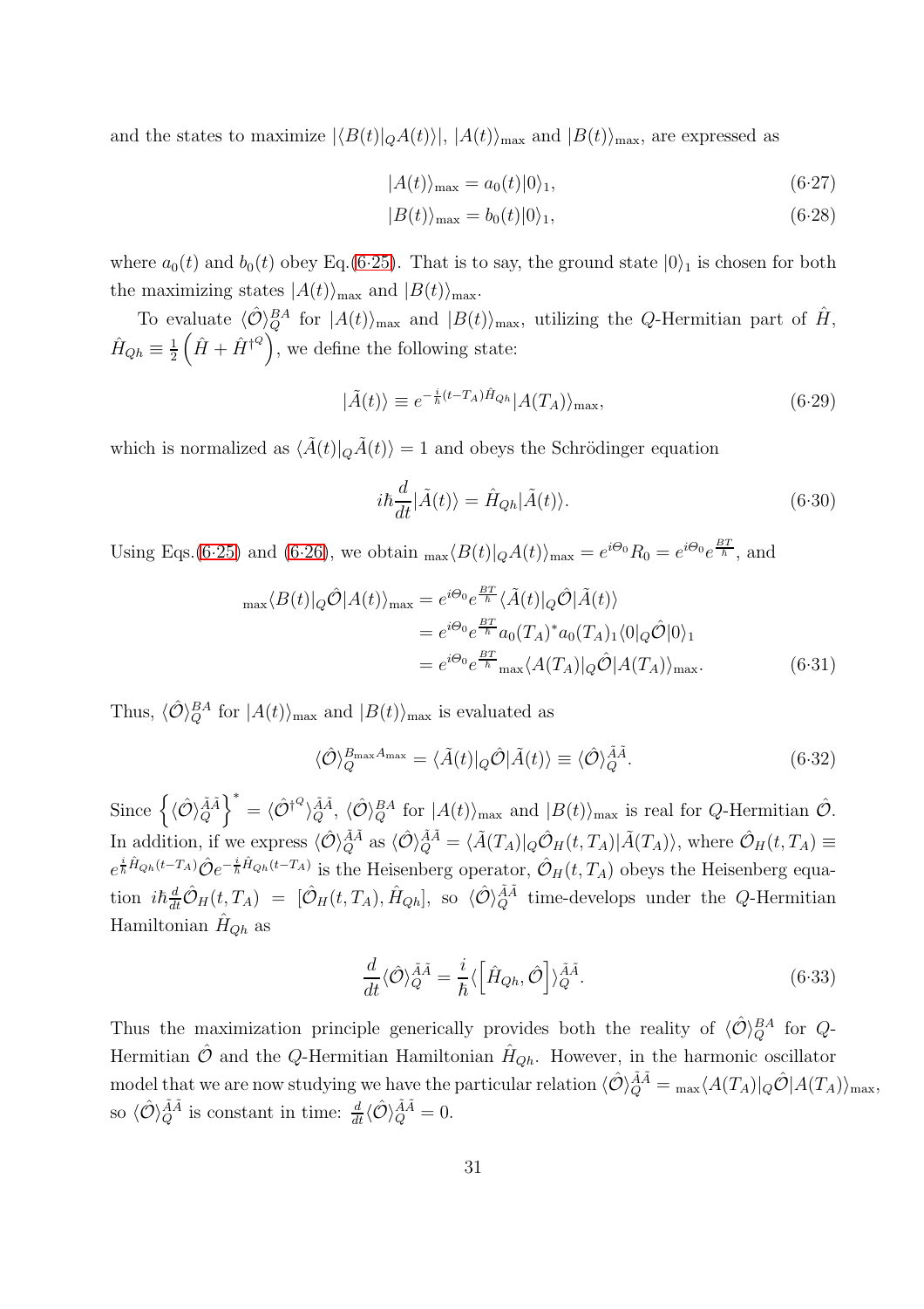and the states to maximize $|\langle B(t)|_Q A(t)\rangle|$, $|A(t)\rangle_{\max}$ and $|B(t)\rangle_{\max}$, are expressed as

$$|A(t)\rangle_{\max} = a_0(t)|0\rangle_1, \tag{6·27}$$

$$|B(t)\rangle_{\max} = b_0(t)|0\rangle_1, \tag{6·28}$$

where $a_0(t)$ and $b_0(t)$ obey Eq.(6·25). That is to say, the ground state $|0\rangle_1$ is chosen for both the maximizing states $|A(t)\rangle_{\max}$ and $|B(t)\rangle_{\max}$.

To evaluate $\langle \hat{\mathcal{O}} \rangle_Q^{BA}$ for $|A(t)\rangle_{\max}$ and $|B(t)\rangle_{\max}$, utilizing the $Q$-Hermitian part of $\hat{H}$, $\hat{H}_{Qh} \equiv \frac{1}{2}\left(\hat{H} + \hat{H}^{\dagger^Q}\right)$, we define the following state:

$$|\tilde{A}(t)\rangle \equiv e^{-\frac{i}{\hbar}(t-T_A)\hat{H}_{Qh}}|A(T_A)\rangle_{\max}, \tag{6·29}$$

which is normalized as $\langle \tilde{A}(t)|_Q \tilde{A}(t)\rangle = 1$ and obeys the Schrödinger equation

$$i\hbar \frac{d}{dt}|\tilde{A}(t)\rangle = \hat{H}_{Qh}|\tilde{A}(t)\rangle. \tag{6·30}$$

Using Eqs.(6·25) and (6·26), we obtain ${}_{\max}\langle B(t)|_Q A(t)\rangle_{\max} = e^{i\Theta_0}R_0 = e^{i\Theta_0}e^{\frac{BT}{\hbar}}$, and

$$\begin{aligned}
{}_{\max}\langle B(t)|_Q \hat{\mathcal{O}}|A(t)\rangle_{\max} &= e^{i\Theta_0}e^{\frac{BT}{\hbar}}\langle \tilde{A}(t)|_Q \hat{\mathcal{O}}|\tilde{A}(t)\rangle \\
&= e^{i\Theta_0}e^{\frac{BT}{\hbar}} a_0(T_A)^* a_0(T_A) {}_1\langle 0|_Q \hat{\mathcal{O}}|0\rangle_1 \\
&= e^{i\Theta_0}e^{\frac{BT}{\hbar}} {}_{\max}\langle A(T_A)|_Q \hat{\mathcal{O}}|A(T_A)\rangle_{\max}.
\end{aligned} \tag{6·31}$$

Thus, $\langle \hat{\mathcal{O}} \rangle_Q^{BA}$ for $|A(t)\rangle_{\max}$ and $|B(t)\rangle_{\max}$ is evaluated as

$$\langle \hat{\mathcal{O}} \rangle_Q^{B_{\max}A_{\max}} = \langle \tilde{A}(t)|_Q \hat{\mathcal{O}}|\tilde{A}(t)\rangle \equiv \langle \hat{\mathcal{O}} \rangle_Q^{\tilde{A}\tilde{A}}. \tag{6·32}$$

Since $\left\{\langle \hat{\mathcal{O}} \rangle_Q^{\tilde{A}\tilde{A}}\right\}^* = \langle \hat{\mathcal{O}}^{\dagger^Q} \rangle_Q^{\tilde{A}\tilde{A}}$, $\langle \hat{\mathcal{O}} \rangle_Q^{BA}$ for $|A(t)\rangle_{\max}$ and $|B(t)\rangle_{\max}$ is real for $Q$-Hermitian $\hat{\mathcal{O}}$. In addition, if we express $\langle \hat{\mathcal{O}} \rangle_Q^{\tilde{A}\tilde{A}}$ as $\langle \hat{\mathcal{O}} \rangle_Q^{\tilde{A}\tilde{A}} = \langle \tilde{A}(T_A)|_Q \hat{\mathcal{O}}_H(t, T_A)|\tilde{A}(T_A)\rangle$, where $\hat{\mathcal{O}}_H(t, T_A) \equiv e^{\frac{i}{\hbar}\hat{H}_{Qh}(t-T_A)}\hat{\mathcal{O}}e^{-\frac{i}{\hbar}\hat{H}_{Qh}(t-T_A)}$ is the Heisenberg operator, $\hat{\mathcal{O}}_H(t, T_A)$ obeys the Heisenberg equation $i\hbar\frac{d}{dt}\hat{\mathcal{O}}_H(t, T_A) = [\hat{\mathcal{O}}_H(t, T_A), \hat{H}_{Qh}]$, so $\langle \hat{\mathcal{O}} \rangle_Q^{\tilde{A}\tilde{A}}$ time-develops under the $Q$-Hermitian Hamiltonian $\hat{H}_{Qh}$ as

$$\frac{d}{dt}\langle \hat{\mathcal{O}} \rangle_Q^{\tilde{A}\tilde{A}} = \frac{i}{\hbar}\langle \left[\hat{H}_{Qh}, \hat{\mathcal{O}}\right] \rangle_Q^{\tilde{A}\tilde{A}}. \tag{6·33}$$

Thus the maximization principle generically provides both the reality of $\langle \hat{\mathcal{O}} \rangle_Q^{BA}$ for $Q$-Hermitian $\hat{\mathcal{O}}$ and the $Q$-Hermitian Hamiltonian $\hat{H}_{Qh}$. However, in the harmonic oscillator model that we are now studying we have the particular relation $\langle \hat{\mathcal{O}} \rangle_Q^{\tilde{A}\tilde{A}} = {}_{\max}\langle A(T_A)|_Q \hat{\mathcal{O}}|A(T_A)\rangle_{\max}$, so $\langle \hat{\mathcal{O}} \rangle_Q^{\tilde{A}\tilde{A}}$ is constant in time: $\frac{d}{dt}\langle \hat{\mathcal{O}} \rangle_Q^{\tilde{A}\tilde{A}} = 0$.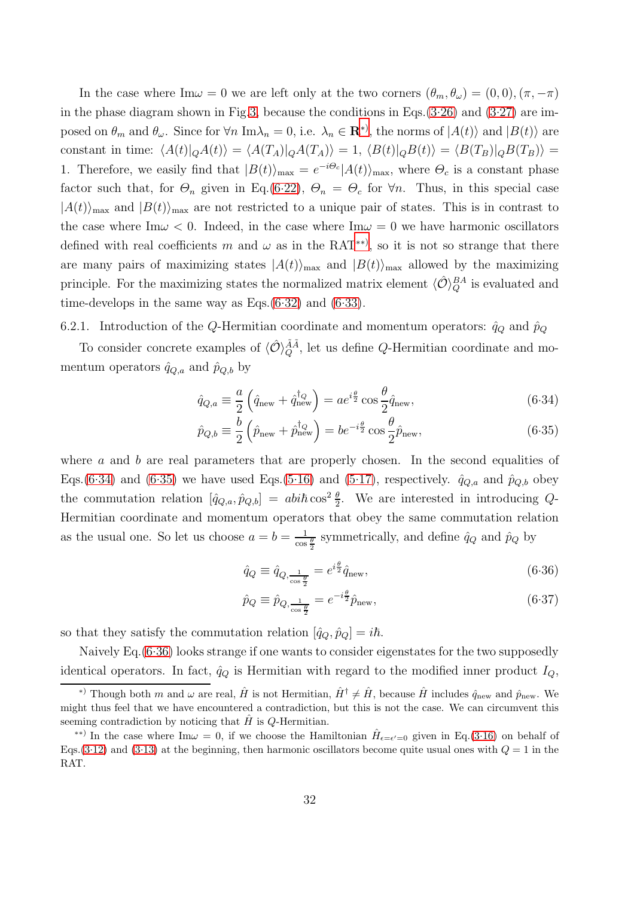In the case where $\mathrm{Im}\omega = 0$ we are left only at the two corners $(\theta_m, \theta_\omega) = (0,0), (\pi, -\pi)$ in the phase diagram shown in Fig.3, because the conditions in Eqs.(3·26) and (3·27) are imposed on $\theta_m$ and $\theta_\omega$. Since for $\forall n$ $\mathrm{Im}\lambda_n = 0$, i.e. $\lambda_n \in \mathbf{R}$[*], the norms of $|A(t)\rangle$ and $|B(t)\rangle$ are constant in time: $\langle A(t)|_Q A(t)\rangle = \langle A(T_A)|_Q A(T_A)\rangle = 1$, $\langle B(t)|_Q B(t)\rangle = \langle B(T_B)|_Q B(T_B)\rangle = 1$. Therefore, we easily find that $|B(t)\rangle_{\max} = e^{-i\Theta_c}|A(t)\rangle_{\max}$, where $\Theta_c$ is a constant phase factor such that, for $\Theta_n$ given in Eq.(6·22), $\Theta_n = \Theta_c$ for $\forall n$. Thus, in this special case $|A(t)\rangle_{\max}$ and $|B(t)\rangle_{\max}$ are not restricted to a unique pair of states. This is in contrast to the case where $\mathrm{Im}\omega < 0$. Indeed, in the case where $\mathrm{Im}\omega = 0$ we have harmonic oscillators defined with real coefficients $m$ and $\omega$ as in the RAT[**], so it is not so strange that there are many pairs of maximizing states $|A(t)\rangle_{\max}$ and $|B(t)\rangle_{\max}$ allowed by the maximizing principle. For the maximizing states the normalized matrix element $\langle\hat{\mathcal{O}}\rangle_Q^{BA}$ is evaluated and time-develops in the same way as Eqs.(6·32) and (6·33).

6.2.1. Introduction of the $Q$-Hermitian coordinate and momentum operators: $\hat{q}_Q$ and $\hat{p}_Q$

To consider concrete examples of $\langle\hat{\mathcal{O}}\rangle_Q^{\tilde{A}\tilde{A}}$, let us define $Q$-Hermitian coordinate and momentum operators $\hat{q}_{Q,a}$ and $\hat{p}_{Q,b}$ by

$$\hat{q}_{Q,a} \equiv \frac{a}{2}\left(\hat{q}_{\mathrm{new}} + \hat{q}_{\mathrm{new}}^{\dagger_Q}\right) = a e^{i\frac{\theta}{2}} \cos\frac{\theta}{2}\hat{q}_{\mathrm{new}}, \tag{6·34}$$

$$\hat{p}_{Q,b} \equiv \frac{b}{2}\left(\hat{p}_{\mathrm{new}} + \hat{p}_{\mathrm{new}}^{\dagger_Q}\right) = b e^{-i\frac{\theta}{2}} \cos\frac{\theta}{2}\hat{p}_{\mathrm{new}}, \tag{6·35}$$

where $a$ and $b$ are real parameters that are properly chosen. In the second equalities of Eqs.(6·34) and (6·35) we have used Eqs.(5·16) and (5·17), respectively. $\hat{q}_{Q,a}$ and $\hat{p}_{Q,b}$ obey the commutation relation $[\hat{q}_{Q,a}, \hat{p}_{Q,b}] = abi\hbar\cos^2\frac{\theta}{2}$. We are interested in introducing $Q$-Hermitian coordinate and momentum operators that obey the same commutation relation as the usual one. So let us choose $a = b = \frac{1}{\cos\frac{\theta}{2}}$ symmetrically, and define $\hat{q}_Q$ and $\hat{p}_Q$ by

$$\hat{q}_Q \equiv \hat{q}_{Q,\frac{1}{\cos\frac{\theta}{2}}} = e^{i\frac{\theta}{2}}\hat{q}_{\mathrm{new}}, \tag{6·36}$$

$$\hat{p}_Q \equiv \hat{p}_{Q,\frac{1}{\cos\frac{\theta}{2}}} = e^{-i\frac{\theta}{2}}\hat{p}_{\mathrm{new}}, \tag{6·37}$$

so that they satisfy the commutation relation $[\hat{q}_Q, \hat{p}_Q] = i\hbar$.

Naively Eq.(6·36) looks strange if one wants to consider eigenstates for the two supposedly identical operators. In fact, $\hat{q}_Q$ is Hermitian with regard to the modified inner product $I_Q$,

---

[*] Though both $m$ and $\omega$ are real, $\hat{H}$ is not Hermitian, $\hat{H}^\dagger \neq \hat{H}$, because $\hat{H}$ includes $\hat{q}_{\mathrm{new}}$ and $\hat{p}_{\mathrm{new}}$. We might thus feel that we have encountered a contradiction, but this is not the case. We can circumvent this seeming contradiction by noticing that $\hat{H}$ is $Q$-Hermitian.

[**] In the case where $\mathrm{Im}\omega = 0$, if we choose the Hamiltonian $\hat{H}_{\epsilon=\epsilon'=0}$ given in Eq.(3·16) on behalf of Eqs.(3·12) and (3·13) at the beginning, then harmonic oscillators become quite usual ones with $Q = 1$ in the RAT.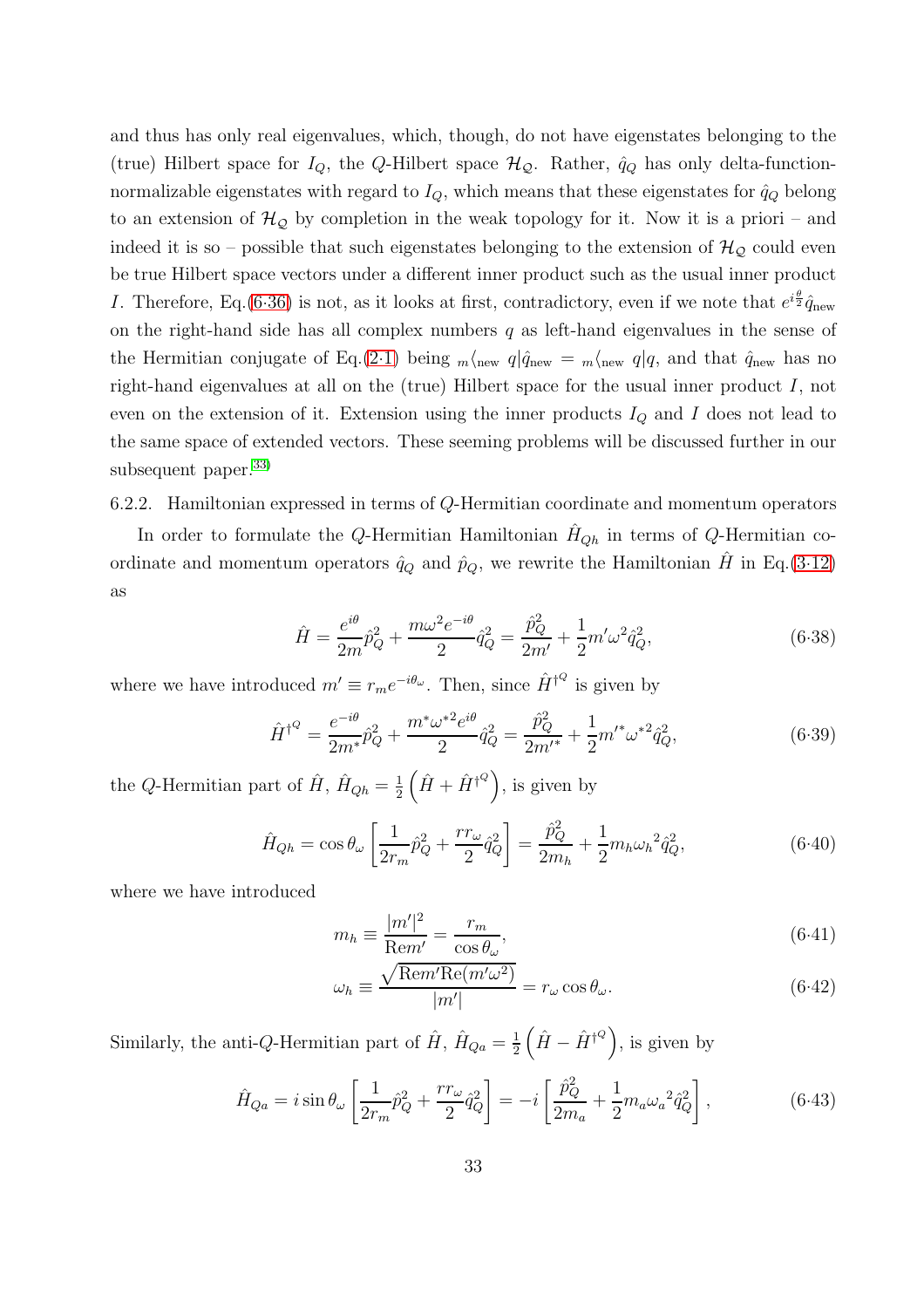and thus has only real eigenvalues, which, though, do not have eigenstates belonging to the (true) Hilbert space for $I_Q$, the $Q$-Hilbert space $\mathcal{H}_{\mathcal{Q}}$. Rather, $\hat{q}_Q$ has only delta-function-normalizable eigenstates with regard to $I_Q$, which means that these eigenstates for $\hat{q}_Q$ belong to an extension of $\mathcal{H}_{\mathcal{Q}}$ by completion in the weak topology for it. Now it is a priori – and indeed it is so – possible that such eigenstates belonging to the extension of $\mathcal{H}_{\mathcal{Q}}$ could even be true Hilbert space vectors under a different inner product such as the usual inner product $I$. Therefore, Eq.(6·36) is not, as it looks at first, contradictory, even if we note that $e^{i\frac{\theta}{2}}\hat{q}_{\text{new}}$ on the right-hand side has all complex numbers $q$ as left-hand eigenvalues in the sense of the Hermitian conjugate of Eq.(2·1) being ${}_m\langle_{\text{new}}\ q|\hat{q}_{\text{new}} = {}_m\langle_{\text{new}}\ q|q$, and that $\hat{q}_{\text{new}}$ has no right-hand eigenvalues at all on the (true) Hilbert space for the usual inner product $I$, not even on the extension of it. Extension using the inner products $I_Q$ and $I$ does not lead to the same space of extended vectors. These seeming problems will be discussed further in our subsequent paper.[33]

6.2.2. Hamiltonian expressed in terms of $Q$-Hermitian coordinate and momentum operators

In order to formulate the $Q$-Hermitian Hamiltonian $\hat{H}_{Qh}$ in terms of $Q$-Hermitian coordinate and momentum operators $\hat{q}_Q$ and $\hat{p}_Q$, we rewrite the Hamiltonian $\hat{H}$ in Eq.(3·12) as

$$\hat{H} = \frac{e^{i\theta}}{2m}\hat{p}_Q^2 + \frac{m\omega^2 e^{-i\theta}}{2}\hat{q}_Q^2 = \frac{\hat{p}_Q^2}{2m'} + \frac{1}{2}m'\omega^2\hat{q}_Q^2, \tag{6·38}$$

where we have introduced $m' \equiv r_m e^{-i\theta_\omega}$. Then, since $\hat{H}^{\dagger^Q}$ is given by

$$\hat{H}^{\dagger^Q} = \frac{e^{-i\theta}}{2m^*}\hat{p}_Q^2 + \frac{m^*\omega^{*2}e^{i\theta}}{2}\hat{q}_Q^2 = \frac{\hat{p}_Q^2}{2m'^*} + \frac{1}{2}m'^*\omega^{*2}\hat{q}_Q^2, \tag{6·39}$$

the $Q$-Hermitian part of $\hat{H}$, $\hat{H}_{Qh} = \frac{1}{2}\left(\hat{H} + \hat{H}^{\dagger^Q}\right)$, is given by

$$\hat{H}_{Qh} = \cos\theta_\omega\left[\frac{1}{2r_m}\hat{p}_Q^2 + \frac{rr_\omega}{2}\hat{q}_Q^2\right] = \frac{\hat{p}_Q^2}{2m_h} + \frac{1}{2}m_h{\omega_h}^2\hat{q}_Q^2, \tag{6·40}$$

where we have introduced

$$m_h \equiv \frac{|m'|^2}{\text{Re}m'} = \frac{r_m}{\cos\theta_\omega}, \tag{6·41}$$

$$\omega_h \equiv \frac{\sqrt{\text{Re}m'\text{Re}(m'\omega^2)}}{|m'|} = r_\omega\cos\theta_\omega. \tag{6·42}$$

Similarly, the anti-$Q$-Hermitian part of $\hat{H}$, $\hat{H}_{Qa} = \frac{1}{2}\left(\hat{H} - \hat{H}^{\dagger^Q}\right)$, is given by

$$\hat{H}_{Qa} = i\sin\theta_\omega\left[\frac{1}{2r_m}\hat{p}_Q^2 + \frac{rr_\omega}{2}\hat{q}_Q^2\right] = -i\left[\frac{\hat{p}_Q^2}{2m_a} + \frac{1}{2}m_a{\omega_a}^2\hat{q}_Q^2\right], \tag{6·43}$$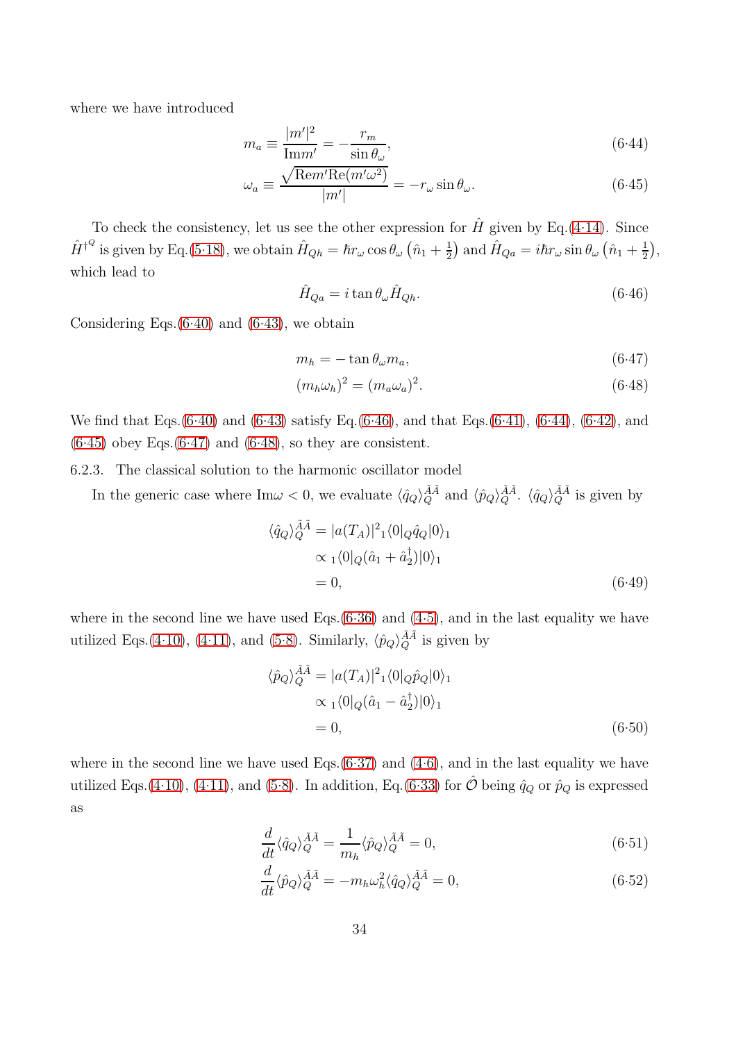where we have introduced

$$m_a \equiv \frac{|m'|^2}{\mathrm{Im}m'} = -\frac{r_m}{\sin\theta_\omega}, \tag{6·44}$$

$$\omega_a \equiv \frac{\sqrt{\mathrm{Re}m'\mathrm{Re}(m'\omega^2)}}{|m'|} = -r_\omega \sin\theta_\omega. \tag{6·45}$$

To check the consistency, let us see the other expression for $\hat{H}$ given by Eq.(4·14). Since $\hat{H}^{\dagger^Q}$ is given by Eq.(5·18), we obtain $\hat{H}_{Qh} = \hbar r_\omega \cos\theta_\omega \left(\hat{n}_1 + \frac{1}{2}\right)$ and $\hat{H}_{Qa} = i\hbar r_\omega \sin\theta_\omega \left(\hat{n}_1 + \frac{1}{2}\right)$, which lead to

$$\hat{H}_{Qa} = i\tan\theta_\omega \hat{H}_{Qh}. \tag{6·46}$$

Considering Eqs.(6·40) and (6·43), we obtain

$$m_h = -\tan\theta_\omega m_a, \tag{6·47}$$

$$(m_h\omega_h)^2 = (m_a\omega_a)^2. \tag{6·48}$$

We find that Eqs.(6·40) and (6·43) satisfy Eq.(6·46), and that Eqs.(6·41), (6·44), (6·42), and (6·45) obey Eqs.(6·47) and (6·48), so they are consistent.

6.2.3. The classical solution to the harmonic oscillator model

In the generic case where $\mathrm{Im}\omega < 0$, we evaluate $\langle \hat{q}_Q \rangle_Q^{\tilde{A}\tilde{A}}$ and $\langle \hat{p}_Q \rangle_Q^{\tilde{A}\tilde{A}}$. $\langle \hat{q}_Q \rangle_Q^{\tilde{A}\tilde{A}}$ is given by

$$\begin{aligned}
\langle \hat{q}_Q \rangle_Q^{\tilde{A}\tilde{A}} &= |a(T_A)|^2 {}_1\langle 0|_Q \hat{q}_Q |0\rangle_1 \\
&\propto {}_1\langle 0|_Q (\hat{a}_1 + \hat{a}_2^\dagger)|0\rangle_1 \\
&= 0,
\end{aligned} \tag{6·49}$$

where in the second line we have used Eqs.(6·36) and (4·5), and in the last equality we have utilized Eqs.(4·10), (4·11), and (5·8). Similarly, $\langle \hat{p}_Q \rangle_Q^{\tilde{A}\tilde{A}}$ is given by

$$\begin{aligned}
\langle \hat{p}_Q \rangle_Q^{\tilde{A}\tilde{A}} &= |a(T_A)|^2 {}_1\langle 0|_Q \hat{p}_Q |0\rangle_1 \\
&\propto {}_1\langle 0|_Q (\hat{a}_1 - \hat{a}_2^\dagger)|0\rangle_1 \\
&= 0,
\end{aligned} \tag{6·50}$$

where in the second line we have used Eqs.(6·37) and (4·6), and in the last equality we have utilized Eqs.(4·10), (4·11), and (5·8). In addition, Eq.(6·33) for $\hat{\mathcal{O}}$ being $\hat{q}_Q$ or $\hat{p}_Q$ is expressed as

$$\frac{d}{dt}\langle \hat{q}_Q \rangle_Q^{\tilde{A}\tilde{A}} = \frac{1}{m_h}\langle \hat{p}_Q \rangle_Q^{\tilde{A}\tilde{A}} = 0, \tag{6·51}$$

$$\frac{d}{dt}\langle \hat{p}_Q \rangle_Q^{\tilde{A}\tilde{A}} = -m_h\omega_h^2 \langle \hat{q}_Q \rangle_Q^{\tilde{A}\tilde{A}} = 0, \tag{6·52}$$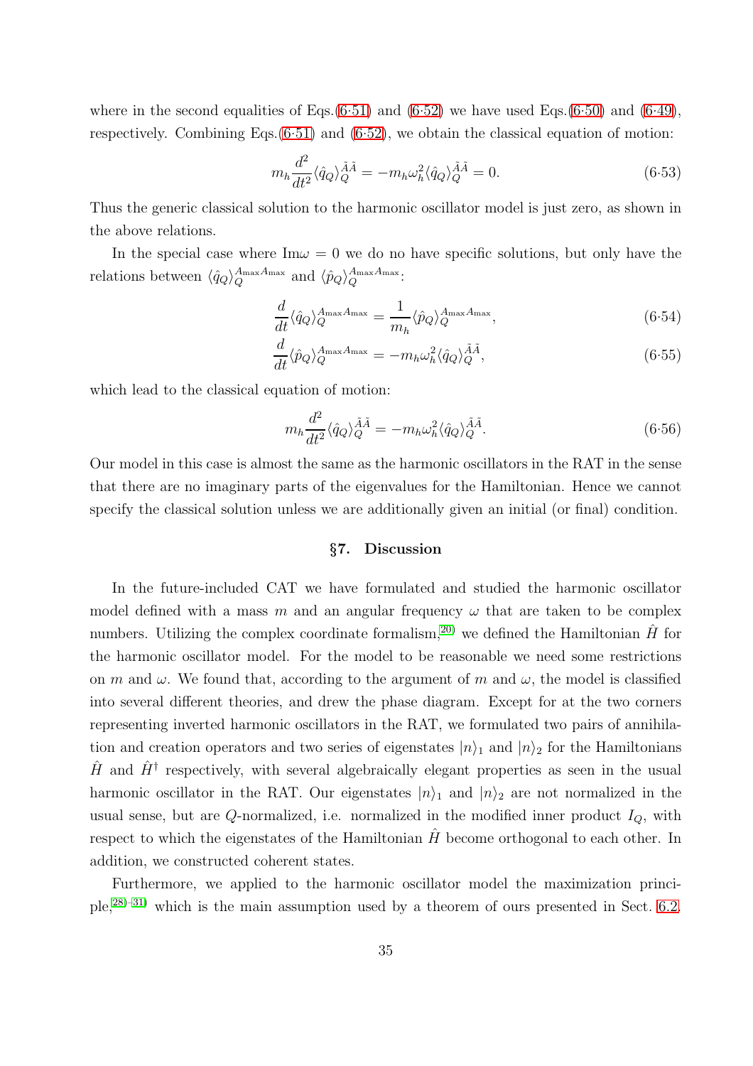where in the second equalities of Eqs.(6·51) and (6·52) we have used Eqs.(6·50) and (6·49), respectively. Combining Eqs.(6·51) and (6·52), we obtain the classical equation of motion:

$$m_h \frac{d^2}{dt^2} \langle \hat{q}_Q \rangle_Q^{\tilde{A}\tilde{A}} = -m_h \omega_h^2 \langle \hat{q}_Q \rangle_Q^{\tilde{A}\tilde{A}} = 0. \tag{6·53}$$

Thus the generic classical solution to the harmonic oscillator model is just zero, as shown in the above relations.

In the special case where $\mathrm{Im}\omega = 0$ we do no have specific solutions, but only have the relations between $\langle \hat{q}_Q \rangle_Q^{A_{\max}A_{\max}}$ and $\langle \hat{p}_Q \rangle_Q^{A_{\max}A_{\max}}$:

$$\frac{d}{dt} \langle \hat{q}_Q \rangle_Q^{A_{\max}A_{\max}} = \frac{1}{m_h} \langle \hat{p}_Q \rangle_Q^{A_{\max}A_{\max}}, \tag{6·54}$$

$$\frac{d}{dt} \langle \hat{p}_Q \rangle_Q^{A_{\max}A_{\max}} = -m_h \omega_h^2 \langle \hat{q}_Q \rangle_Q^{\tilde{A}\tilde{A}}, \tag{6·55}$$

which lead to the classical equation of motion:

$$m_h \frac{d^2}{dt^2} \langle \hat{q}_Q \rangle_Q^{\tilde{A}\tilde{A}} = -m_h \omega_h^2 \langle \hat{q}_Q \rangle_Q^{\tilde{A}\tilde{A}}. \tag{6·56}$$

Our model in this case is almost the same as the harmonic oscillators in the RAT in the sense that there are no imaginary parts of the eigenvalues for the Hamiltonian. Hence we cannot specify the classical solution unless we are additionally given an initial (or final) condition.

## §7. Discussion

In the future-included CAT we have formulated and studied the harmonic oscillator model defined with a mass $m$ and an angular frequency $\omega$ that are taken to be complex numbers. Utilizing the complex coordinate formalism,[20] we defined the Hamiltonian $\hat{H}$ for the harmonic oscillator model. For the model to be reasonable we need some restrictions on $m$ and $\omega$. We found that, according to the argument of $m$ and $\omega$, the model is classified into several different theories, and drew the phase diagram. Except for at the two corners representing inverted harmonic oscillators in the RAT, we formulated two pairs of annihilation and creation operators and two series of eigenstates $|n\rangle_1$ and $|n\rangle_2$ for the Hamiltonians $\hat{H}$ and $\hat{H}^\dagger$ respectively, with several algebraically elegant properties as seen in the usual harmonic oscillator in the RAT. Our eigenstates $|n\rangle_1$ and $|n\rangle_2$ are not normalized in the usual sense, but are $Q$-normalized, i.e. normalized in the modified inner product $I_Q$, with respect to which the eigenstates of the Hamiltonian $\hat{H}$ become orthogonal to each other. In addition, we constructed coherent states.

Furthermore, we applied to the harmonic oscillator model the maximization principle,[28)–31)] which is the main assumption used by a theorem of ours presented in Sect. 6.2.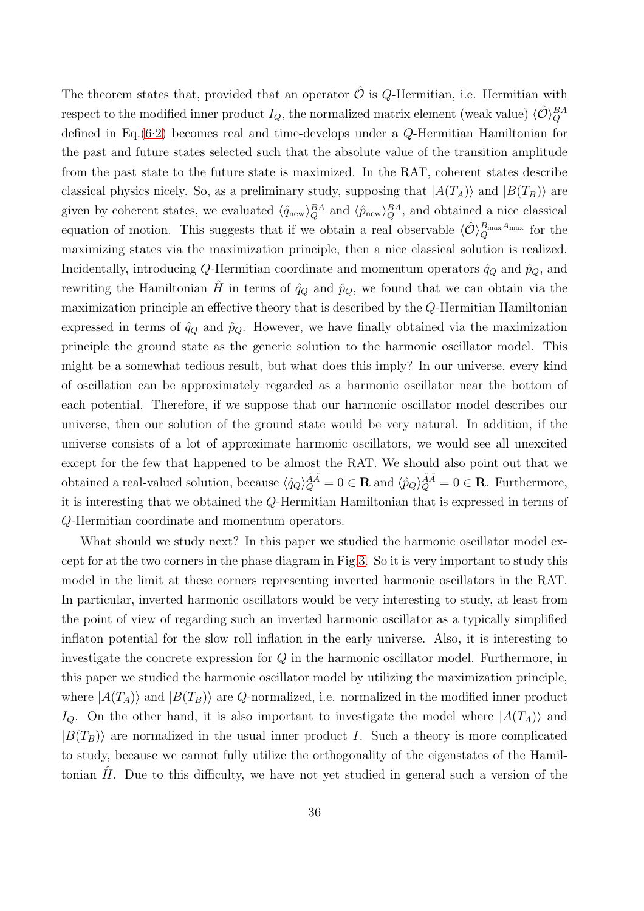The theorem states that, provided that an operator $\hat{\mathcal{O}}$ is $Q$-Hermitian, i.e. Hermitian with respect to the modified inner product $I_Q$, the normalized matrix element (weak value) $\langle \hat{\mathcal{O}} \rangle_Q^{BA}$ defined in Eq.(6·2) becomes real and time-develops under a $Q$-Hermitian Hamiltonian for the past and future states selected such that the absolute value of the transition amplitude from the past state to the future state is maximized. In the RAT, coherent states describe classical physics nicely. So, as a preliminary study, supposing that $|A(T_A)\rangle$ and $|B(T_B)\rangle$ are given by coherent states, we evaluated $\langle \hat{q}_{\text{new}} \rangle_Q^{BA}$ and $\langle \hat{p}_{\text{new}} \rangle_Q^{BA}$, and obtained a nice classical equation of motion. This suggests that if we obtain a real observable $\langle \hat{\mathcal{O}} \rangle_Q^{B_{\max} A_{\max}}$ for the maximizing states via the maximization principle, then a nice classical solution is realized. Incidentally, introducing $Q$-Hermitian coordinate and momentum operators $\hat{q}_Q$ and $\hat{p}_Q$, and rewriting the Hamiltonian $\hat{H}$ in terms of $\hat{q}_Q$ and $\hat{p}_Q$, we found that we can obtain via the maximization principle an effective theory that is described by the $Q$-Hermitian Hamiltonian expressed in terms of $\hat{q}_Q$ and $\hat{p}_Q$. However, we have finally obtained via the maximization principle the ground state as the generic solution to the harmonic oscillator model. This might be a somewhat tedious result, but what does this imply? In our universe, every kind of oscillation can be approximately regarded as a harmonic oscillator near the bottom of each potential. Therefore, if we suppose that our harmonic oscillator model describes our universe, then our solution of the ground state would be very natural. In addition, if the universe consists of a lot of approximate harmonic oscillators, we would see all unexcited except for the few that happened to be almost the RAT. We should also point out that we obtained a real-valued solution, because $\langle \hat{q}_Q \rangle_Q^{\tilde{A}\tilde{A}} = 0 \in \mathbf{R}$ and $\langle \hat{p}_Q \rangle_Q^{\tilde{A}\tilde{A}} = 0 \in \mathbf{R}$. Furthermore, it is interesting that we obtained the $Q$-Hermitian Hamiltonian that is expressed in terms of $Q$-Hermitian coordinate and momentum operators.

What should we study next? In this paper we studied the harmonic oscillator model except for at the two corners in the phase diagram in Fig.3. So it is very important to study this model in the limit at these corners representing inverted harmonic oscillators in the RAT. In particular, inverted harmonic oscillators would be very interesting to study, at least from the point of view of regarding such an inverted harmonic oscillator as a typically simplified inflaton potential for the slow roll inflation in the early universe. Also, it is interesting to investigate the concrete expression for $Q$ in the harmonic oscillator model. Furthermore, in this paper we studied the harmonic oscillator model by utilizing the maximization principle, where $|A(T_A)\rangle$ and $|B(T_B)\rangle$ are $Q$-normalized, i.e. normalized in the modified inner product $I_Q$. On the other hand, it is also important to investigate the model where $|A(T_A)\rangle$ and $|B(T_B)\rangle$ are normalized in the usual inner product $I$. Such a theory is more complicated to study, because we cannot fully utilize the orthogonality of the eigenstates of the Hamiltonian $\hat{H}$. Due to this difficulty, we have not yet studied in general such a version of the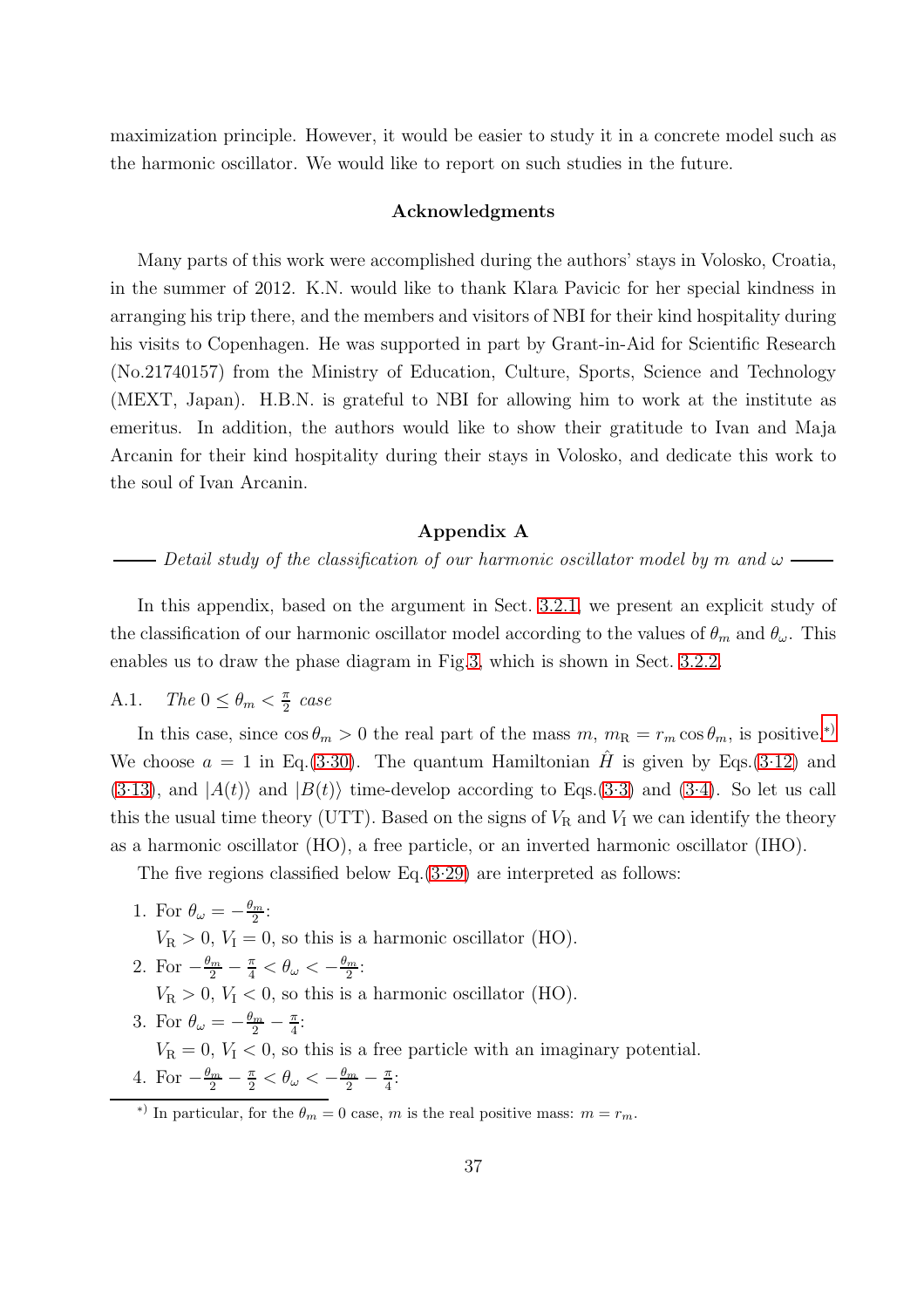maximization principle. However, it would be easier to study it in a concrete model such as the harmonic oscillator. We would like to report on such studies in the future.

### Acknowledgments

Many parts of this work were accomplished during the authors' stays in Volosko, Croatia, in the summer of 2012. K.N. would like to thank Klara Pavicic for her special kindness in arranging his trip there, and the members and visitors of NBI for their kind hospitality during his visits to Copenhagen. He was supported in part by Grant-in-Aid for Scientific Research (No.21740157) from the Ministry of Education, Culture, Sports, Science and Technology (MEXT, Japan). H.B.N. is grateful to NBI for allowing him to work at the institute as emeritus. In addition, the authors would like to show their gratitude to Ivan and Maja Arcanin for their kind hospitality during their stays in Volosko, and dedicate this work to the soul of Ivan Arcanin.

## Appendix A

*—— Detail study of the classification of our harmonic oscillator model by $m$ and $\omega$ ——*

In this appendix, based on the argument in Sect. 3.2.1, we present an explicit study of the classification of our harmonic oscillator model according to the values of $\theta_m$ and $\theta_\omega$. This enables us to draw the phase diagram in Fig.3, which is shown in Sect. 3.2.2.

### A.1. *The* $0 \leq \theta_m < \frac{\pi}{2}$ *case*

In this case, since $\cos\theta_m > 0$ the real part of the mass $m$, $m_{\mathrm{R}} = r_m \cos\theta_m$, is positive.[*] We choose $a = 1$ in Eq.(3·30). The quantum Hamiltonian $\hat{H}$ is given by Eqs.(3·12) and (3·13), and $|A(t)\rangle$ and $|B(t)\rangle$ time-develop according to Eqs.(3·3) and (3·4). So let us call this the usual time theory (UTT). Based on the signs of $V_{\mathrm{R}}$ and $V_{\mathrm{I}}$ we can identify the theory as a harmonic oscillator (HO), a free particle, or an inverted harmonic oscillator (IHO).

The five regions classified below Eq.(3·29) are interpreted as follows:

1. For $\theta_\omega = -\frac{\theta_m}{2}$:
   $V_{\mathrm{R}} > 0$, $V_{\mathrm{I}} = 0$, so this is a harmonic oscillator (HO).
2. For $-\frac{\theta_m}{2} - \frac{\pi}{4} < \theta_\omega < -\frac{\theta_m}{2}$:
   $V_{\mathrm{R}} > 0$, $V_{\mathrm{I}} < 0$, so this is a harmonic oscillator (HO).
3. For $\theta_\omega = -\frac{\theta_m}{2} - \frac{\pi}{4}$:
   $V_{\mathrm{R}} = 0$, $V_{\mathrm{I}} < 0$, so this is a free particle with an imaginary potential.
4. For $-\frac{\theta_m}{2} - \frac{\pi}{2} < \theta_\omega < -\frac{\theta_m}{2} - \frac{\pi}{4}$:

[*] In particular, for the $\theta_m = 0$ case, $m$ is the real positive mass: $m = r_m$.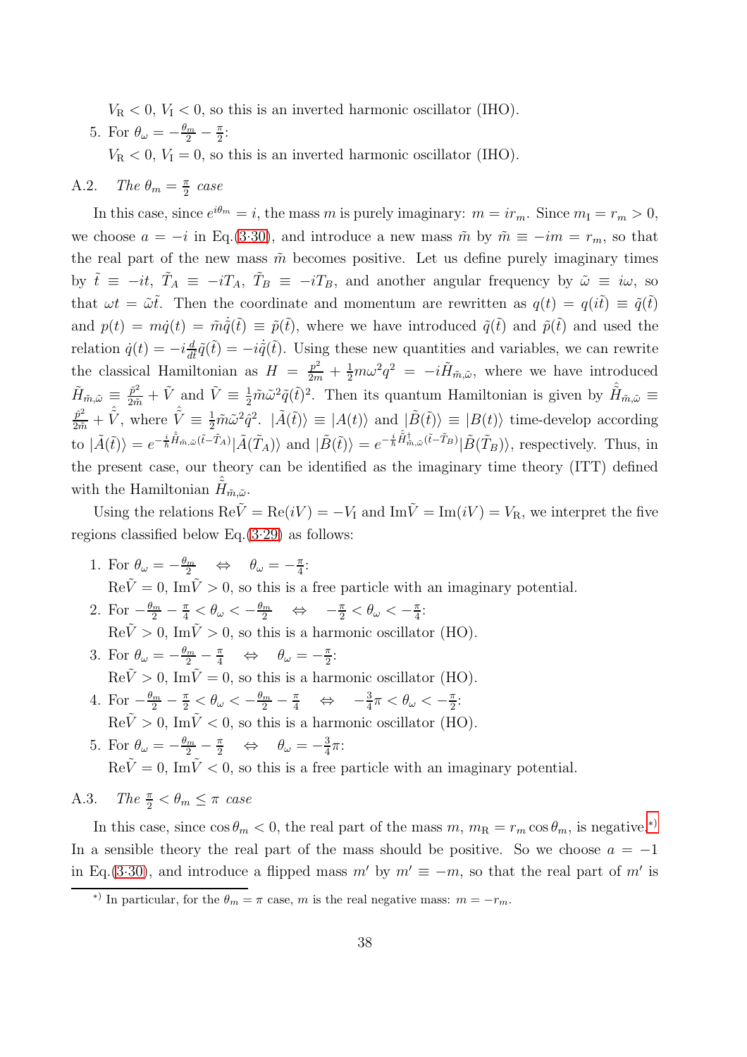$V_{\rm R} < 0$, $V_{\rm I} < 0$, so this is an inverted harmonic oscillator (IHO).

5. For $\theta_\omega = -\frac{\theta_m}{2} - \frac{\pi}{2}$:
   $V_{\rm R} < 0$, $V_{\rm I} = 0$, so this is an inverted harmonic oscillator (IHO).

### A.2. *The* $\theta_m = \frac{\pi}{2}$ *case*

In this case, since $e^{i\theta_m} = i$, the mass $m$ is purely imaginary: $m = ir_m$. Since $m_{\rm I} = r_m > 0$, we choose $a = -i$ in Eq.(3·30), and introduce a new mass $\tilde{m}$ by $\tilde{m} \equiv -im = r_m$, so that the real part of the new mass $\tilde{m}$ becomes positive. Let us define purely imaginary times by $\tilde{t} \equiv -it$, $\tilde{T}_A \equiv -iT_A$, $\tilde{T}_B \equiv -iT_B$, and another angular frequency by $\tilde{\omega} \equiv i\omega$, so that $\omega t = \tilde{\omega}\tilde{t}$. Then the coordinate and momentum are rewritten as $q(t) = q(i\tilde{t}) \equiv \tilde{q}(\tilde{t})$ and $p(t) = m\dot{q}(t) = \tilde{m}\dot{\tilde{q}}(\tilde{t}) \equiv \tilde{p}(\tilde{t})$, where we have introduced $\tilde{q}(\tilde{t})$ and $\tilde{p}(\tilde{t})$ and used the relation $\dot{q}(t) = -i\frac{d}{d\tilde{t}}\tilde{q}(\tilde{t}) = -i\dot{\tilde{q}}(\tilde{t})$. Using these new quantities and variables, we can rewrite the classical Hamiltonian as $H = \frac{p^2}{2m} + \frac{1}{2}m\omega^2 q^2 = -i\tilde{H}_{\tilde{m},\tilde{\omega}}$, where we have introduced $\tilde{H}_{\tilde{m},\tilde{\omega}} \equiv \frac{\tilde{p}^2}{2\tilde{m}} + \tilde{V}$ and $\tilde{V} \equiv \frac{1}{2}\tilde{m}\tilde{\omega}^2\tilde{q}(\tilde{t})^2$. Then its quantum Hamiltonian is given by $\hat{\tilde{H}}_{\tilde{m},\tilde{\omega}} \equiv \frac{\hat{p}^2}{2\tilde{m}} + \hat{\tilde{V}}$, where $\hat{\tilde{V}} \equiv \frac{1}{2}\tilde{m}\tilde{\omega}^2\hat{q}^2$. $|\tilde{A}(\tilde{t})\rangle \equiv |A(t)\rangle$ and $|\tilde{B}(\tilde{t})\rangle \equiv |B(t)\rangle$ time-develop according to $|\tilde{A}(\tilde{t})\rangle = e^{-\frac{i}{\hbar}\hat{\tilde{H}}_{\tilde{m},\tilde{\omega}}(\tilde{t}-\tilde{T}_A)}|\tilde{A}(\tilde{T}_A)\rangle$ and $|\tilde{B}(\tilde{t})\rangle = e^{-\frac{i}{\hbar}\hat{\tilde{H}}^\dagger_{\tilde{m},\tilde{\omega}}(\tilde{t}-\tilde{T}_B)}|\tilde{B}(\tilde{T}_B)\rangle$, respectively. Thus, in the present case, our theory can be identified as the imaginary time theory (ITT) defined with the Hamiltonian $\hat{\tilde{H}}_{\tilde{m},\tilde{\omega}}$.

Using the relations ${\rm Re}\tilde{V} = {\rm Re}(iV) = -V_{\rm I}$ and ${\rm Im}\tilde{V} = {\rm Im}(iV) = V_{\rm R}$, we interpret the five regions classified below Eq.(3·29) as follows:

1. For $\theta_\omega = -\frac{\theta_m}{2} \quad \Leftrightarrow \quad \theta_\omega = -\frac{\pi}{4}$:
   ${\rm Re}\tilde{V} = 0$, ${\rm Im}\tilde{V} > 0$, so this is a free particle with an imaginary potential.
2. For $-\frac{\theta_m}{2} - \frac{\pi}{4} < \theta_\omega < -\frac{\theta_m}{2} \quad \Leftrightarrow \quad -\frac{\pi}{2} < \theta_\omega < -\frac{\pi}{4}$:
   ${\rm Re}\tilde{V} > 0$, ${\rm Im}\tilde{V} > 0$, so this is a harmonic oscillator (HO).
3. For $\theta_\omega = -\frac{\theta_m}{2} - \frac{\pi}{4} \quad \Leftrightarrow \quad \theta_\omega = -\frac{\pi}{2}$:
   ${\rm Re}\tilde{V} > 0$, ${\rm Im}\tilde{V} = 0$, so this is a harmonic oscillator (HO).
4. For $-\frac{\theta_m}{2} - \frac{\pi}{2} < \theta_\omega < -\frac{\theta_m}{2} - \frac{\pi}{4} \quad \Leftrightarrow \quad -\frac{3}{4}\pi < \theta_\omega < -\frac{\pi}{2}$:
   ${\rm Re}\tilde{V} > 0$, ${\rm Im}\tilde{V} < 0$, so this is a harmonic oscillator (HO).
5. For $\theta_\omega = -\frac{\theta_m}{2} - \frac{\pi}{2} \quad \Leftrightarrow \quad \theta_\omega = -\frac{3}{4}\pi$:
   ${\rm Re}\tilde{V} = 0$, ${\rm Im}\tilde{V} < 0$, so this is a free particle with an imaginary potential.

### A.3. *The* $\frac{\pi}{2} < \theta_m \leq \pi$ *case*

In this case, since $\cos\theta_m < 0$, the real part of the mass $m$, $m_{\rm R} = r_m \cos\theta_m$, is negative.[*) ] In a sensible theory the real part of the mass should be positive. So we choose $a = -1$ in Eq.(3·30), and introduce a flipped mass $m'$ by $m' \equiv -m$, so that the real part of $m'$ is

*) In particular, for the $\theta_m = \pi$ case, $m$ is the real negative mass: $m = -r_m$.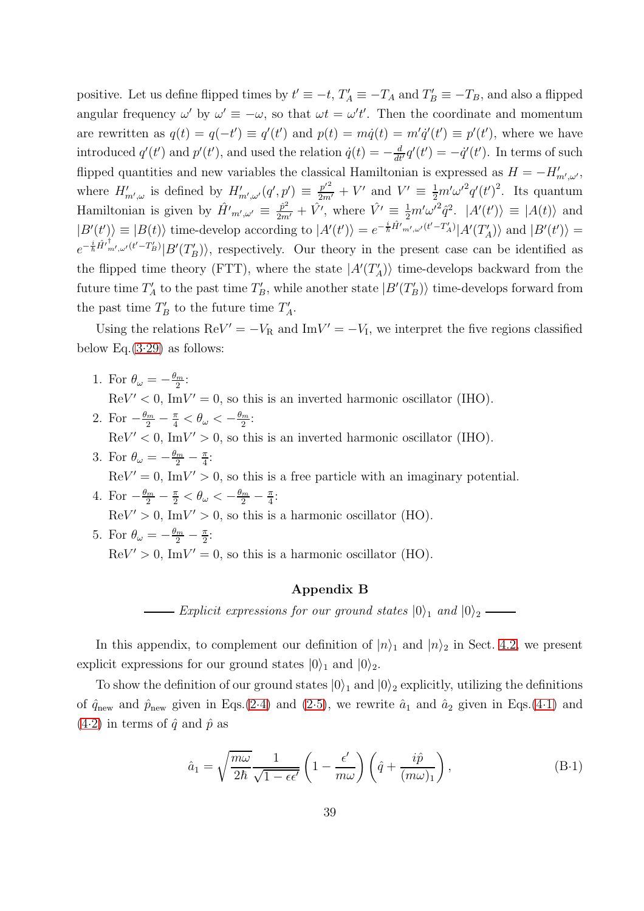positive. Let us define flipped times by $t' \equiv -t$, $T'_A \equiv -T_A$ and $T'_B \equiv -T_B$, and also a flipped angular frequency $\omega'$ by $\omega' \equiv -\omega$, so that $\omega t = \omega' t'$. Then the coordinate and momentum are rewritten as $q(t) = q(-t') \equiv q'(t')$ and $p(t) = m\dot{q}(t) = m'\dot{q}'(t') \equiv p'(t')$, where we have introduced $q'(t')$ and $p'(t')$, and used the relation $\dot{q}(t) = -\frac{d}{dt'}q'(t') = -\dot{q}'(t')$. In terms of such flipped quantities and new variables the classical Hamiltonian is expressed as $H = -H'_{m',\omega'}$, where $H'_{m',\omega}$ is defined by $H'_{m',\omega'}(q', p') \equiv \frac{p'^2}{2m'} + V'$ and $V' \equiv \frac{1}{2}m'\omega'^2 q'(t')^2$. Its quantum Hamiltonian is given by $\hat{H'}_{m',\omega'} \equiv \frac{\hat{p}^2}{2m'} + \hat{V'}$, where $\hat{V'} \equiv \frac{1}{2}m'\omega'^2\hat{q}^2$. $|A'(t')\rangle \equiv |A(t)\rangle$ and $|B'(t')\rangle \equiv |B(t)\rangle$ time-develop according to $|A'(t')\rangle = e^{-\frac{i}{\hbar}\hat{H'}_{m',\omega'}(t'-T'_A)}|A'(T'_A)\rangle$ and $|B'(t')\rangle = e^{-\frac{i}{\hbar}\hat{H'}^{\dagger}_{m',\omega'}(t'-T'_B)}|B'(T'_B)\rangle$, respectively. Our theory in the present case can be identified as the flipped time theory (FTT), where the state $|A'(T'_A)\rangle$ time-develops backward from the future time $T'_A$ to the past time $T'_B$, while another state $|B'(T'_B)\rangle$ time-develops forward from the past time $T'_B$ to the future time $T'_A$.

Using the relations $\mathrm{Re}V' = -V_\mathrm{R}$ and $\mathrm{Im}V' = -V_\mathrm{I}$, we interpret the five regions classified below Eq.(3·29) as follows:

1. For $\theta_\omega = -\frac{\theta_m}{2}$:
   $\mathrm{Re}V' < 0$, $\mathrm{Im}V' = 0$, so this is an inverted harmonic oscillator (IHO).
2. For $-\frac{\theta_m}{2} - \frac{\pi}{4} < \theta_\omega < -\frac{\theta_m}{2}$:
   $\mathrm{Re}V' < 0$, $\mathrm{Im}V' > 0$, so this is an inverted harmonic oscillator (IHO).
3. For $\theta_\omega = -\frac{\theta_m}{2} - \frac{\pi}{4}$:
   $\mathrm{Re}V' = 0$, $\mathrm{Im}V' > 0$, so this is a free particle with an imaginary potential.
4. For $-\frac{\theta_m}{2} - \frac{\pi}{2} < \theta_\omega < -\frac{\theta_m}{2} - \frac{\pi}{4}$:
   $\mathrm{Re}V' > 0$, $\mathrm{Im}V' > 0$, so this is a harmonic oscillator (HO).
5. For $\theta_\omega = -\frac{\theta_m}{2} - \frac{\pi}{2}$:
   $\mathrm{Re}V' > 0$, $\mathrm{Im}V' = 0$, so this is a harmonic oscillator (HO).

## Appendix B

*—— Explicit expressions for our ground states $|0\rangle_1$ and $|0\rangle_2$ ——*

In this appendix, to complement our definition of $|n\rangle_1$ and $|n\rangle_2$ in Sect. 4.2, we present explicit expressions for our ground states $|0\rangle_1$ and $|0\rangle_2$.

To show the definition of our ground states $|0\rangle_1$ and $|0\rangle_2$ explicitly, utilizing the definitions of $\hat{q}_\mathrm{new}$ and $\hat{p}_\mathrm{new}$ given in Eqs.(2·4) and (2·5), we rewrite $\hat{a}_1$ and $\hat{a}_2$ given in Eqs.(4·1) and (4·2) in terms of $\hat{q}$ and $\hat{p}$ as

$$\hat{a}_1 = \sqrt{\frac{m\omega}{2\hbar}} \frac{1}{\sqrt{1-\epsilon\epsilon'}} \left(1 - \frac{\epsilon'}{m\omega}\right) \left(\hat{q} + \frac{i\hat{p}}{(m\omega)_1}\right), \tag{B·1}$$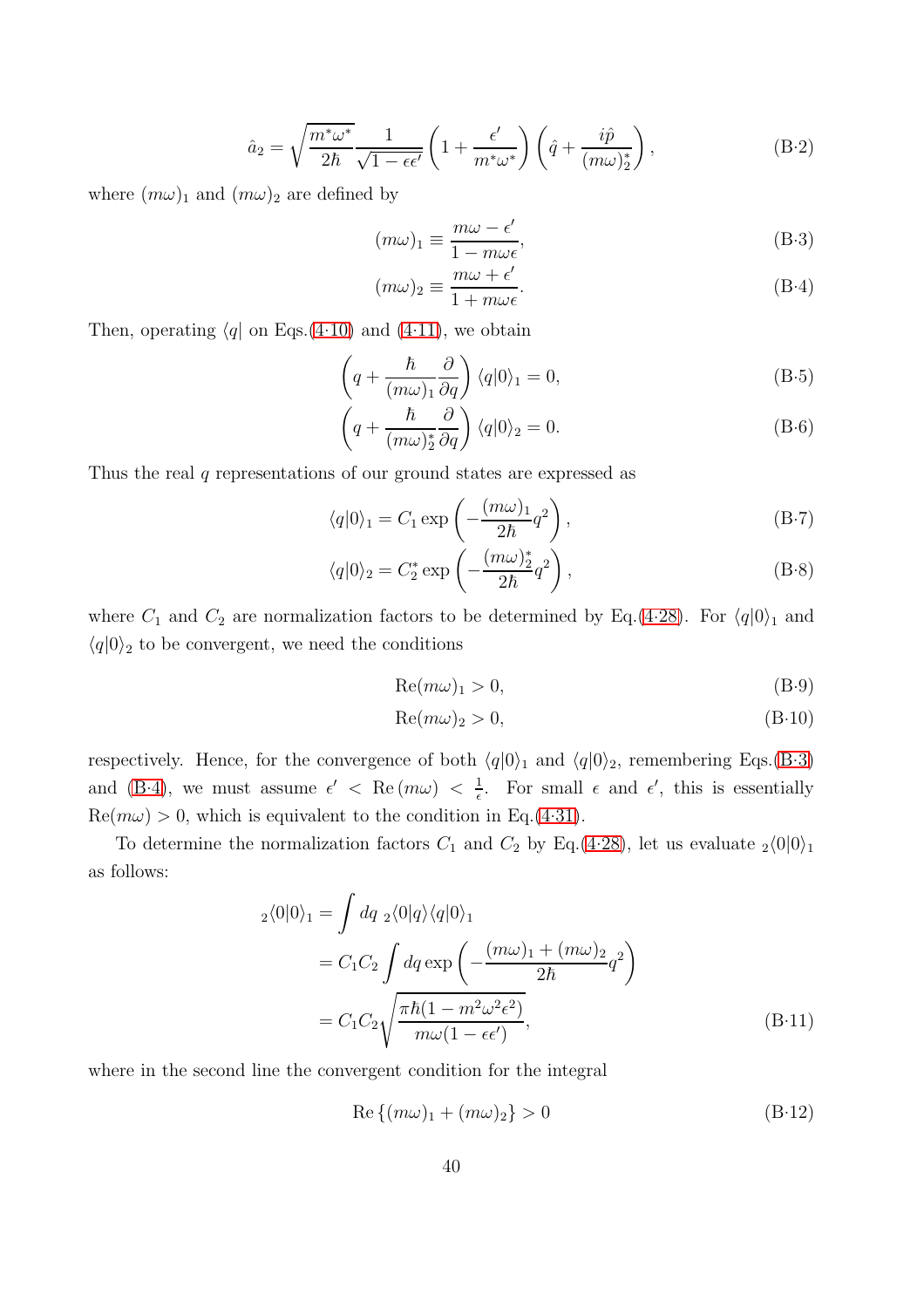$$\hat{a}_2 = \sqrt{\frac{m^*\omega^*}{2\hbar}} \frac{1}{\sqrt{1-\epsilon\epsilon'}} \left(1 + \frac{\epsilon'}{m^*\omega^*}\right) \left(\hat{q} + \frac{i\hat{p}}{(m\omega)_2^*}\right), \tag{B·2}$$

where $(m\omega)_1$ and $(m\omega)_2$ are defined by

$$(m\omega)_1 \equiv \frac{m\omega - \epsilon'}{1 - m\omega\epsilon}, \tag{B·3}$$

$$(m\omega)_2 \equiv \frac{m\omega + \epsilon'}{1 + m\omega\epsilon}. \tag{B·4}$$

Then, operating $\langle q|$ on Eqs.(4·10) and (4·11), we obtain

$$\left(q + \frac{\hbar}{(m\omega)_1}\frac{\partial}{\partial q}\right)\langle q|0\rangle_1 = 0, \tag{B·5}$$

$$\left(q + \frac{\hbar}{(m\omega)_2^*}\frac{\partial}{\partial q}\right)\langle q|0\rangle_2 = 0. \tag{B·6}$$

Thus the real $q$ representations of our ground states are expressed as

$$\langle q|0\rangle_1 = C_1 \exp\left(-\frac{(m\omega)_1}{2\hbar}q^2\right), \tag{B·7}$$

$$\langle q|0\rangle_2 = C_2^* \exp\left(-\frac{(m\omega)_2^*}{2\hbar}q^2\right), \tag{B·8}$$

where $C_1$ and $C_2$ are normalization factors to be determined by Eq.(4·28). For $\langle q|0\rangle_1$ and $\langle q|0\rangle_2$ to be convergent, we need the conditions

$$\mathrm{Re}(m\omega)_1 > 0, \tag{B·9}$$

$$\mathrm{Re}(m\omega)_2 > 0, \tag{B·10}$$

respectively. Hence, for the convergence of both $\langle q|0\rangle_1$ and $\langle q|0\rangle_2$, remembering Eqs.(B·3) and (B·4), we must assume $\epsilon' < \mathrm{Re}\,(m\omega) < \frac{1}{\epsilon}$. For small $\epsilon$ and $\epsilon'$, this is essentially $\mathrm{Re}(m\omega) > 0$, which is equivalent to the condition in Eq.(4·31).

To determine the normalization factors $C_1$ and $C_2$ by Eq.(4·28), let us evaluate ${}_2\langle 0|0\rangle_1$ as follows:

$$\begin{aligned}
{}_2\langle 0|0\rangle_1 &= \int dq\ {}_2\langle 0|q\rangle\langle q|0\rangle_1 \\
&= C_1 C_2 \int dq \exp\left(-\frac{(m\omega)_1 + (m\omega)_2}{2\hbar}q^2\right) \\
&= C_1 C_2 \sqrt{\frac{\pi\hbar(1 - m^2\omega^2\epsilon^2)}{m\omega(1-\epsilon\epsilon')}},
\end{aligned} \tag{B·11}$$

where in the second line the convergent condition for the integral

$$\mathrm{Re}\left\{(m\omega)_1 + (m\omega)_2\right\} > 0 \tag{B·12}$$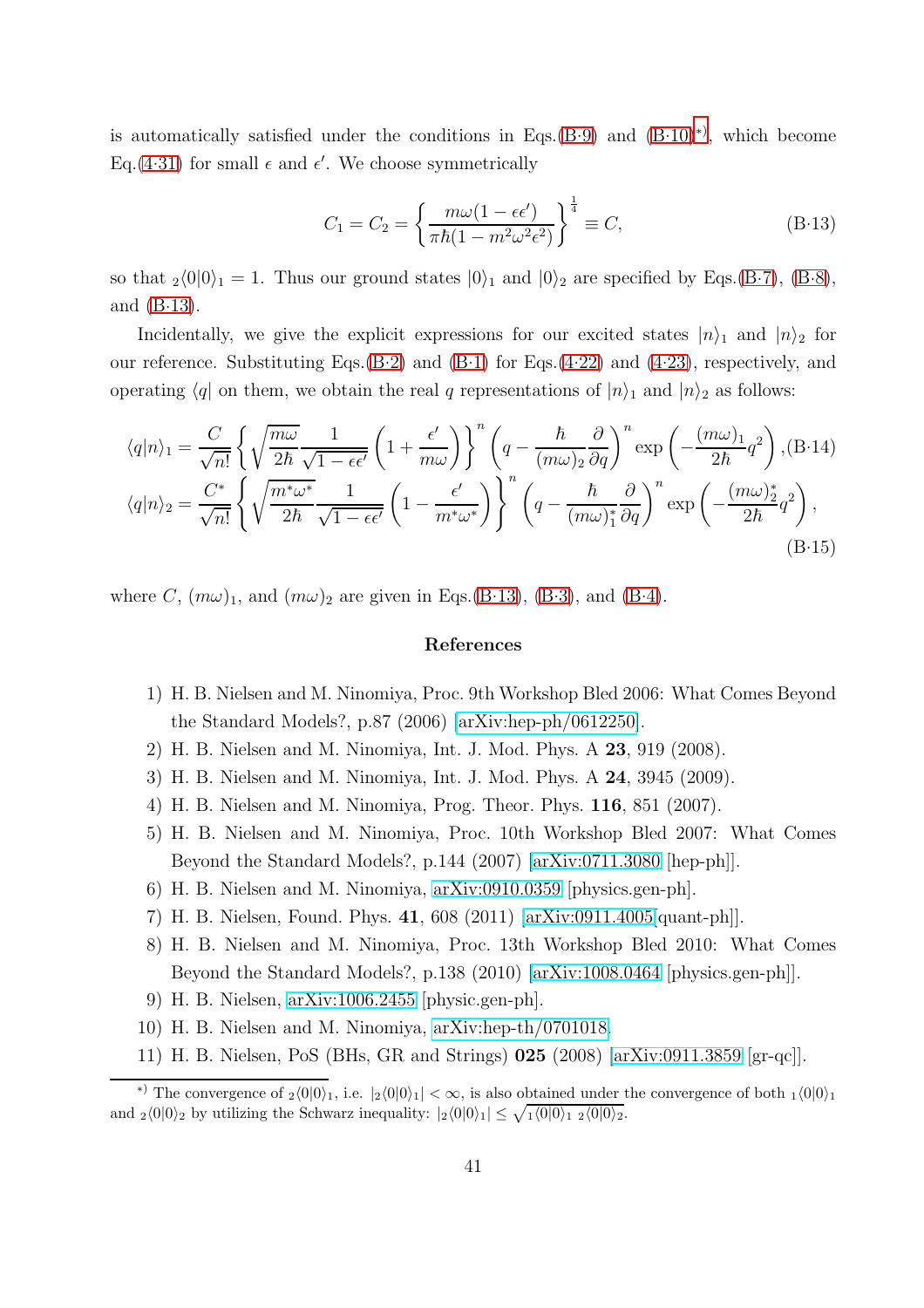is automatically satisfied under the conditions in Eqs.(B·9) and (B·10)[*)], which become Eq.(4·31) for small $\epsilon$ and $\epsilon'$. We choose symmetrically

$$C_1 = C_2 = \left\{ \frac{m\omega(1-\epsilon\epsilon')}{\pi\hbar(1-m^2\omega^2\epsilon^2)} \right\}^{\frac{1}{4}} \equiv C, \tag{B·13}$$

so that ${}_2\langle 0|0\rangle_1 = 1$. Thus our ground states $|0\rangle_1$ and $|0\rangle_2$ are specified by Eqs.(B·7), (B·8), and (B·13).

Incidentally, we give the explicit expressions for our excited states $|n\rangle_1$ and $|n\rangle_2$ for our reference. Substituting Eqs.(B·2) and (B·1) for Eqs.(4·22) and (4·23), respectively, and operating $\langle q|$ on them, we obtain the real $q$ representations of $|n\rangle_1$ and $|n\rangle_2$ as follows:

$$\langle q|n\rangle_1 = \frac{C}{\sqrt{n!}} \left\{ \sqrt{\frac{m\omega}{2\hbar}} \frac{1}{\sqrt{1-\epsilon\epsilon'}} \left(1 + \frac{\epsilon'}{m\omega}\right) \right\}^n \left( q - \frac{\hbar}{(m\omega)_2} \frac{\partial}{\partial q} \right)^n \exp\left( -\frac{(m\omega)_1}{2\hbar} q^2 \right), \tag{B·14}$$

$$\langle q|n\rangle_2 = \frac{C^*}{\sqrt{n!}} \left\{ \sqrt{\frac{m^*\omega^*}{2\hbar}} \frac{1}{\sqrt{1-\epsilon\epsilon'}} \left(1 - \frac{\epsilon'}{m^*\omega^*}\right) \right\}^n \left( q - \frac{\hbar}{(m\omega)_1^*} \frac{\partial}{\partial q} \right)^n \exp\left( -\frac{(m\omega)_2^*}{2\hbar} q^2 \right), \tag{B·15}$$

where $C$, $(m\omega)_1$, and $(m\omega)_2$ are given in Eqs.(B·13), (B·3), and (B·4).

## References

1) H. B. Nielsen and M. Ninomiya, Proc. 9th Workshop Bled 2006: What Comes Beyond the Standard Models?, p.87 (2006) [arXiv:hep-ph/0612250].
2) H. B. Nielsen and M. Ninomiya, Int. J. Mod. Phys. A **23**, 919 (2008).
3) H. B. Nielsen and M. Ninomiya, Int. J. Mod. Phys. A **24**, 3945 (2009).
4) H. B. Nielsen and M. Ninomiya, Prog. Theor. Phys. **116**, 851 (2007).
5) H. B. Nielsen and M. Ninomiya, Proc. 10th Workshop Bled 2007: What Comes Beyond the Standard Models?, p.144 (2007) [arXiv:0711.3080 [hep-ph]].
6) H. B. Nielsen and M. Ninomiya, arXiv:0910.0359 [physics.gen-ph].
7) H. B. Nielsen, Found. Phys. **41**, 608 (2011) [arXiv:0911.4005[quant-ph]].
8) H. B. Nielsen and M. Ninomiya, Proc. 13th Workshop Bled 2010: What Comes Beyond the Standard Models?, p.138 (2010) [arXiv:1008.0464 [physics.gen-ph]].
9) H. B. Nielsen, arXiv:1006.2455 [physic.gen-ph].
10) H. B. Nielsen and M. Ninomiya, arXiv:hep-th/0701018.
11) H. B. Nielsen, PoS (BHs, GR and Strings) **025** (2008) [arXiv:0911.3859 [gr-qc]].

---

*) The convergence of ${}_2\langle 0|0\rangle_1$, i.e. $|{}_2\langle 0|0\rangle_1| < \infty$, is also obtained under the convergence of both ${}_1\langle 0|0\rangle_1$ and ${}_2\langle 0|0\rangle_2$ by utilizing the Schwarz inequality: $|{}_2\langle 0|0\rangle_1| \leq \sqrt{{}_1\langle 0|0\rangle_1 \, {}_2\langle 0|0\rangle_2}$.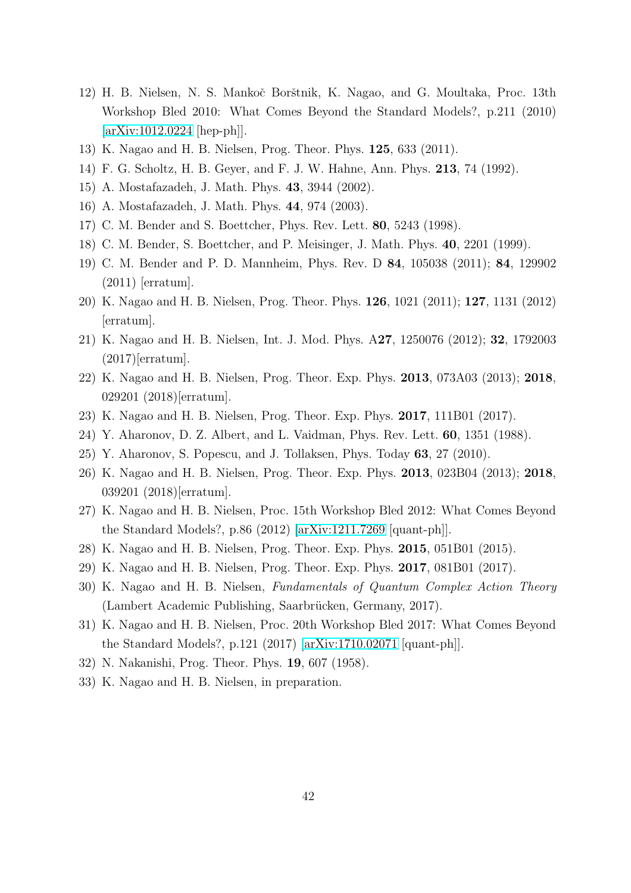12) H. B. Nielsen, N. S. Mankoč Borštnik, K. Nagao, and G. Moultaka, Proc. 13th Workshop Bled 2010: What Comes Beyond the Standard Models?, p.211 (2010) [arXiv:1012.0224 [hep-ph]].
13) K. Nagao and H. B. Nielsen, Prog. Theor. Phys. **125**, 633 (2011).
14) F. G. Scholtz, H. B. Geyer, and F. J. W. Hahne, Ann. Phys. **213**, 74 (1992).
15) A. Mostafazadeh, J. Math. Phys. **43**, 3944 (2002).
16) A. Mostafazadeh, J. Math. Phys. **44**, 974 (2003).
17) C. M. Bender and S. Boettcher, Phys. Rev. Lett. **80**, 5243 (1998).
18) C. M. Bender, S. Boettcher, and P. Meisinger, J. Math. Phys. **40**, 2201 (1999).
19) C. M. Bender and P. D. Mannheim, Phys. Rev. D **84**, 105038 (2011); **84**, 129902 (2011) [erratum].
20) K. Nagao and H. B. Nielsen, Prog. Theor. Phys. **126**, 1021 (2011); **127**, 1131 (2012) [erratum].
21) K. Nagao and H. B. Nielsen, Int. J. Mod. Phys. A**27**, 1250076 (2012); **32**, 1792003 (2017)[erratum].
22) K. Nagao and H. B. Nielsen, Prog. Theor. Exp. Phys. **2013**, 073A03 (2013); **2018**, 029201 (2018)[erratum].
23) K. Nagao and H. B. Nielsen, Prog. Theor. Exp. Phys. **2017**, 111B01 (2017).
24) Y. Aharonov, D. Z. Albert, and L. Vaidman, Phys. Rev. Lett. **60**, 1351 (1988).
25) Y. Aharonov, S. Popescu, and J. Tollaksen, Phys. Today **63**, 27 (2010).
26) K. Nagao and H. B. Nielsen, Prog. Theor. Exp. Phys. **2013**, 023B04 (2013); **2018**, 039201 (2018)[erratum].
27) K. Nagao and H. B. Nielsen, Proc. 15th Workshop Bled 2012: What Comes Beyond the Standard Models?, p.86 (2012) [arXiv:1211.7269 [quant-ph]].
28) K. Nagao and H. B. Nielsen, Prog. Theor. Exp. Phys. **2015**, 051B01 (2015).
29) K. Nagao and H. B. Nielsen, Prog. Theor. Exp. Phys. **2017**, 081B01 (2017).
30) K. Nagao and H. B. Nielsen, *Fundamentals of Quantum Complex Action Theory* (Lambert Academic Publishing, Saarbrücken, Germany, 2017).
31) K. Nagao and H. B. Nielsen, Proc. 20th Workshop Bled 2017: What Comes Beyond the Standard Models?, p.121 (2017) [arXiv:1710.02071 [quant-ph]].
32) N. Nakanishi, Prog. Theor. Phys. **19**, 607 (1958).
33) K. Nagao and H. B. Nielsen, in preparation.